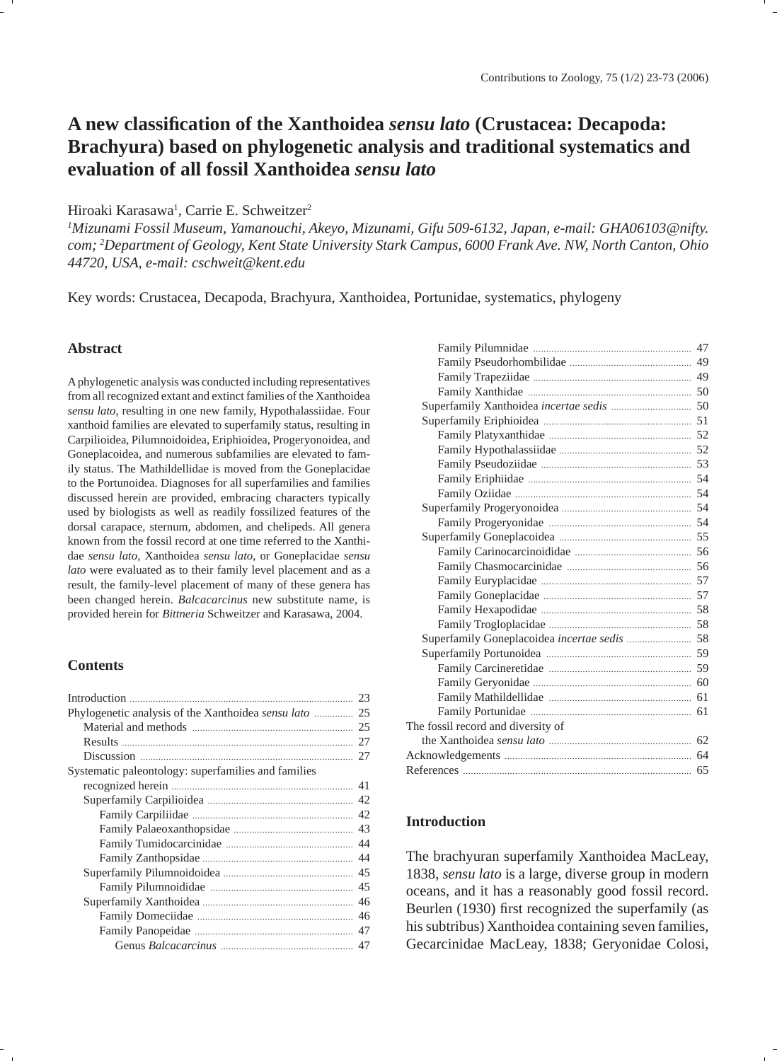# A new classification of the Xanthoidea *sensu lato* (Crustacea: Decapoda: Brachyura) based on phylogenetic analysis and traditional systematics and evaluation of all fossil Xanthoidea *sensu lato*

Hiroaki Karasawa[1], Carrie E. Schweitzer[2]

*[1]Mizunami Fossil Museum, Yamanouchi, Akeyo, Mizunami, Gifu 509-6132, Japan, e-mail: GHA06103@nifty.com; [2]Department of Geology, Kent State University Stark Campus, 6000 Frank Ave. NW, North Canton, Ohio 44720, USA, e-mail: cschweit@kent.edu*

Key words: Crustacea, Decapoda, Brachyura, Xanthoidea, Portunidae, systematics, phylogeny

## Abstract

A phylogenetic analysis was conducted including representatives from all recognized extant and extinct families of the Xanthoidea *sensu lato*, resulting in one new family, Hypothalassiidae. Four xanthoid families are elevated to superfamily status, resulting in Carpilioidea, Pilumnoidoidea, Eriphioidea, Progeryonoidea, and Goneplacoidea, and numerous subfamilies are elevated to family status. The Mathildellidae is moved from the Goneplacidae to the Portunoidea. Diagnoses for all superfamilies and families discussed herein are provided, embracing characters typically used by biologists as well as readily fossilized features of the dorsal carapace, sternum, abdomen, and chelipeds. All genera known from the fossil record at one time referred to the Xanthidae *sensu lato*, Xanthoidea *sensu lato*, or Goneplacidae *sensu lato* were evaluated as to their family level placement and as a result, the family-level placement of many of these genera has been changed herein. *Balcacarcinus* new substitute name, is provided herein for *Bittneria* Schweitzer and Karasawa, 2004.

## Contents

- Introduction ... 23
- Phylogenetic analysis of the Xanthoidea *sensu lato* ... 25
  - Material and methods ... 25
  - Results ... 27
  - Discussion ... 27
- Systematic paleontology: superfamilies and families recognized herein ... 41
  - Superfamily Carpilioidea ... 42
    - Family Carpiliidae ... 42
    - Family Palaeoxanthopsidae ... 43
    - Family Tumidocarcinidae ... 44
    - Family Zanthopsidae ... 44
  - Superfamily Pilumnoidoidea ... 45
    - Family Pilumnoididae ... 45
  - Superfamily Xanthoidea ... 46
    - Family Domeciidae ... 46
    - Family Panopeidae ... 47
      - Genus *Balcacarcinus* ... 47
    - Family Pilumnidae ... 47
    - Family Pseudorhombilidae ... 49
    - Family Trapeziidae ... 49
    - Family Xanthidae ... 50
  - Superfamily Xanthoidea *incertae sedis* ... 50
  - Superfamily Eriphioidea ... 51
    - Family Platyxanthidae ... 52
    - Family Hypothalassiidae ... 52
    - Family Pseudoziidae ... 53
    - Family Eriphiidae ... 54
    - Family Oziidae ... 54
  - Superfamily Progeryonoidea ... 54
    - Family Progeryonidae ... 54
  - Superfamily Goneplacoidea ... 55
    - Family Carinocarcinoididae ... 56
    - Family Chasmocarcinidae ... 56
    - Family Euryplacidae ... 57
    - Family Goneplacidae ... 57
    - Family Hexapodidae ... 58
    - Family Trogloplacidae ... 58
  - Superfamily Goneplacoidea *incertae sedis* ... 58
  - Superfamily Portunoidea ... 59
    - Family Carcineretidae ... 59
    - Family Geryonidae ... 60
    - Family Mathildellidae ... 61
    - Family Portunidae ... 61
- The fossil record and diversity of the Xanthoidea *sensu lato* ... 62
- Acknowledgements ... 64
- References ... 65

## Introduction

The brachyuran superfamily Xanthoidea MacLeay, 1838, *sensu lato* is a large, diverse group in modern oceans, and it has a reasonably good fossil record. Beurlen (1930) first recognized the superfamily (as his subtribus) Xanthoidea containing seven families, Gecarcinidae MacLeay, 1838; Geryonidae Colosi,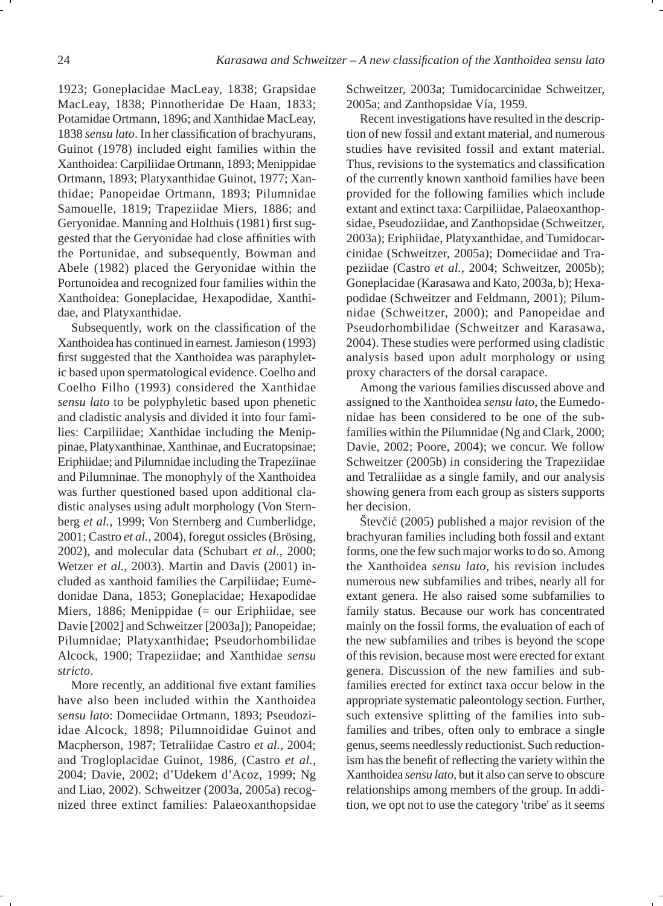1923; Goneplacidae MacLeay, 1838; Grapsidae MacLeay, 1838; Pinnotheridae De Haan, 1833; Potamidae Ortmann, 1896; and Xanthidae MacLeay, 1838 *sensu lato*. In her classification of brachyurans, Guinot (1978) included eight families within the Xanthoidea: Carpiliidae Ortmann, 1893; Menippidae Ortmann, 1893; Platyxanthidae Guinot, 1977; Xanthidae; Panopeidae Ortmann, 1893; Pilumnidae Samouelle, 1819; Trapeziidae Miers, 1886; and Geryonidae. Manning and Holthuis (1981) first suggested that the Geryonidae had close affinities with the Portunidae, and subsequently, Bowman and Abele (1982) placed the Geryonidae within the Portunoidea and recognized four families within the Xanthoidea: Goneplacidae, Hexapodidae, Xanthidae, and Platyxanthidae.

Subsequently, work on the classification of the Xanthoidea has continued in earnest. Jamieson (1993) first suggested that the Xanthoidea was paraphyletic based upon spermatological evidence. Coelho and Coelho Filho (1993) considered the Xanthidae *sensu lato* to be polyphyletic based upon phenetic and cladistic analysis and divided it into four families: Carpiliidae; Xanthidae including the Menippinae, Platyxanthinae, Xanthinae, and Eucratopsinae; Eriphiidae; and Pilumnidae including the Trapeziinae and Pilumninae. The monophyly of the Xanthoidea was further questioned based upon additional cladistic analyses using adult morphology (Von Sternberg *et al.*, 1999; Von Sternberg and Cumberlidge, 2001; Castro *et al.*, 2004), foregut ossicles (Brösing, 2002), and molecular data (Schubart *et al.*, 2000; Wetzer *et al.*, 2003). Martin and Davis (2001) included as xanthoid families the Carpiliidae; Eumedonidae Dana, 1853; Goneplacidae; Hexapodidae Miers, 1886; Menippidae (= our Eriphiidae, see Davie [2002] and Schweitzer [2003a]); Panopeidae; Pilumnidae; Platyxanthidae; Pseudorhombilidae Alcock, 1900; Trapeziidae; and Xanthidae *sensu stricto*.

More recently, an additional five extant families have also been included within the Xanthoidea *sensu lato*: Domeciidae Ortmann, 1893; Pseudoziidae Alcock, 1898; Pilumnoididae Guinot and Macpherson, 1987; Tetraliidae Castro *et al.*, 2004; and Trogloplacidae Guinot, 1986, (Castro *et al.*, 2004; Davie, 2002; d'Udekem d'Acoz, 1999; Ng and Liao, 2002). Schweitzer (2003a, 2005a) recognized three extinct families: Palaeoxanthopsidae Schweitzer, 2003a; Tumidocarcinidae Schweitzer, 2005a; and Zanthopsidae Vía, 1959.

Recent investigations have resulted in the description of new fossil and extant material, and numerous studies have revisited fossil and extant material. Thus, revisions to the systematics and classification of the currently known xanthoid families have been provided for the following families which include extant and extinct taxa: Carpiliidae, Palaeoxanthopsidae, Pseudoziidae, and Zanthopsidae (Schweitzer, 2003a); Eriphiidae, Platyxanthidae, and Tumidocarcinidae (Schweitzer, 2005a); Domeciidae and Trapeziidae (Castro *et al.*, 2004; Schweitzer, 2005b); Goneplacidae (Karasawa and Kato, 2003a, b); Hexapodidae (Schweitzer and Feldmann, 2001); Pilumnidae (Schweitzer, 2000); and Panopeidae and Pseudorhombilidae (Schweitzer and Karasawa, 2004). These studies were performed using cladistic analysis based upon adult morphology or using proxy characters of the dorsal carapace.

Among the various families discussed above and assigned to the Xanthoidea *sensu lato*, the Eumedonidae has been considered to be one of the subfamilies within the Pilumnidae (Ng and Clark, 2000; Davie, 2002; Poore, 2004); we concur. We follow Schweitzer (2005b) in considering the Trapeziidae and Tetraliidae as a single family, and our analysis showing genera from each group as sisters supports her decision.

Števčić (2005) published a major revision of the brachyuran families including both fossil and extant forms, one the few such major works to do so. Among the Xanthoidea *sensu lato*, his revision includes numerous new subfamilies and tribes, nearly all for extant genera. He also raised some subfamilies to family status. Because our work has concentrated mainly on the fossil forms, the evaluation of each of the new subfamilies and tribes is beyond the scope of this revision, because most were erected for extant genera. Discussion of the new families and subfamilies erected for extinct taxa occur below in the appropriate systematic paleontology section. Further, such extensive splitting of the families into subfamilies and tribes, often only to embrace a single genus, seems needlessly reductionist. Such reductionism has the benefit of reflecting the variety within the Xanthoidea *sensu lato*, but it also can serve to obscure relationships among members of the group. In addition, we opt not to use the category 'tribe' as it seems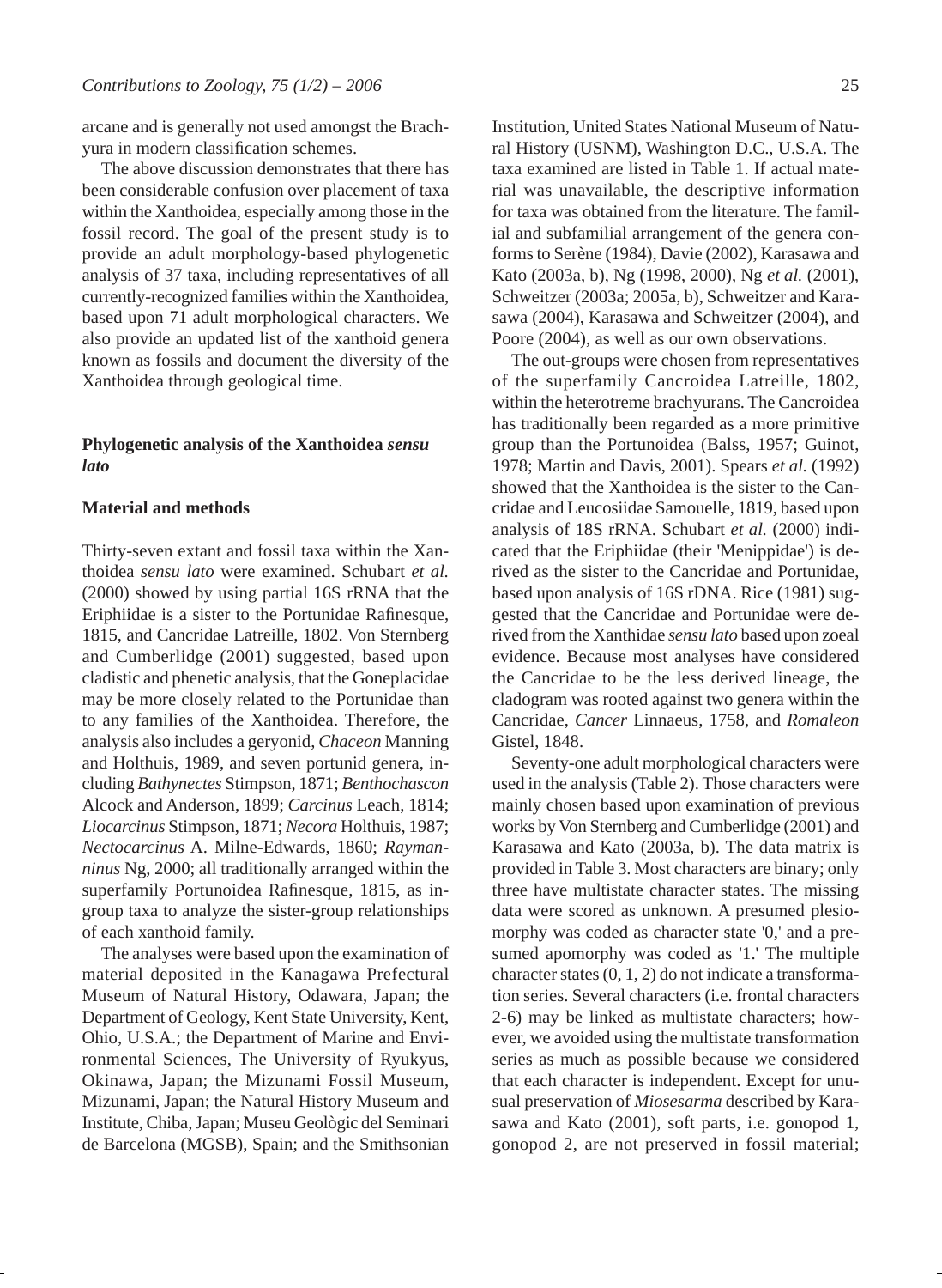arcane and is generally not used amongst the Brachyura in modern classification schemes.

The above discussion demonstrates that there has been considerable confusion over placement of taxa within the Xanthoidea, especially among those in the fossil record. The goal of the present study is to provide an adult morphology-based phylogenetic analysis of 37 taxa, including representatives of all currently-recognized families within the Xanthoidea, based upon 71 adult morphological characters. We also provide an updated list of the xanthoid genera known as fossils and document the diversity of the Xanthoidea through geological time.

## Phylogenetic analysis of the Xanthoidea *sensu lato*

### Material and methods

Thirty-seven extant and fossil taxa within the Xanthoidea *sensu lato* were examined. Schubart *et al.* (2000) showed by using partial 16S rRNA that the Eriphiidae is a sister to the Portunidae Rafinesque, 1815, and Cancridae Latreille, 1802. Von Sternberg and Cumberlidge (2001) suggested, based upon cladistic and phenetic analysis, that the Goneplacidae may be more closely related to the Portunidae than to any families of the Xanthoidea. Therefore, the analysis also includes a geryonid, *Chaceon* Manning and Holthuis, 1989, and seven portunid genera, including *Bathynectes* Stimpson, 1871; *Benthochascon* Alcock and Anderson, 1899; *Carcinus* Leach, 1814; *Liocarcinus* Stimpson, 1871; *Necora* Holthuis, 1987; *Nectocarcinus* A. Milne-Edwards, 1860; *Raymanninus* Ng, 2000; all traditionally arranged within the superfamily Portunoidea Rafinesque, 1815, as in-group taxa to analyze the sister-group relationships of each xanthoid family.

The analyses were based upon the examination of material deposited in the Kanagawa Prefectural Museum of Natural History, Odawara, Japan; the Department of Geology, Kent State University, Kent, Ohio, U.S.A.; the Department of Marine and Environmental Sciences, The University of Ryukyus, Okinawa, Japan; the Mizunami Fossil Museum, Mizunami, Japan; the Natural History Museum and Institute, Chiba, Japan; Museu Geològic del Seminari de Barcelona (MGSB), Spain; and the Smithsonian Institution, United States National Museum of Natural History (USNM), Washington D.C., U.S.A. The taxa examined are listed in Table 1. If actual material was unavailable, the descriptive information for taxa was obtained from the literature. The familial and subfamilial arrangement of the genera conforms to Serène (1984), Davie (2002), Karasawa and Kato (2003a, b), Ng (1998, 2000), Ng *et al.* (2001), Schweitzer (2003a; 2005a, b), Schweitzer and Karasawa (2004), Karasawa and Schweitzer (2004), and Poore (2004), as well as our own observations.

The out-groups were chosen from representatives of the superfamily Cancroidea Latreille, 1802, within the heterotreme brachyurans. The Cancroidea has traditionally been regarded as a more primitive group than the Portunoidea (Balss, 1957; Guinot, 1978; Martin and Davis, 2001). Spears *et al.* (1992) showed that the Xanthoidea is the sister to the Cancridae and Leucosiidae Samouelle, 1819, based upon analysis of 18S rRNA. Schubart *et al.* (2000) indicated that the Eriphiidae (their 'Menippidae') is derived as the sister to the Cancridae and Portunidae, based upon analysis of 16S rDNA. Rice (1981) suggested that the Cancridae and Portunidae were derived from the Xanthidae *sensu lato* based upon zoeal evidence. Because most analyses have considered the Cancridae to be the less derived lineage, the cladogram was rooted against two genera within the Cancridae, *Cancer* Linnaeus, 1758, and *Romaleon* Gistel, 1848.

Seventy-one adult morphological characters were used in the analysis (Table 2). Those characters were mainly chosen based upon examination of previous works by Von Sternberg and Cumberlidge (2001) and Karasawa and Kato (2003a, b). The data matrix is provided in Table 3. Most characters are binary; only three have multistate character states. The missing data were scored as unknown. A presumed plesiomorphy was coded as character state '0,' and a presumed apomorphy was coded as '1.' The multiple character states (0, 1, 2) do not indicate a transformation series. Several characters (i.e. frontal characters 2-6) may be linked as multistate characters; however, we avoided using the multistate transformation series as much as possible because we considered that each character is independent. Except for unusual preservation of *Miosesarma* described by Karasawa and Kato (2001), soft parts, i.e. gonopod 1, gonopod 2, are not preserved in fossil material;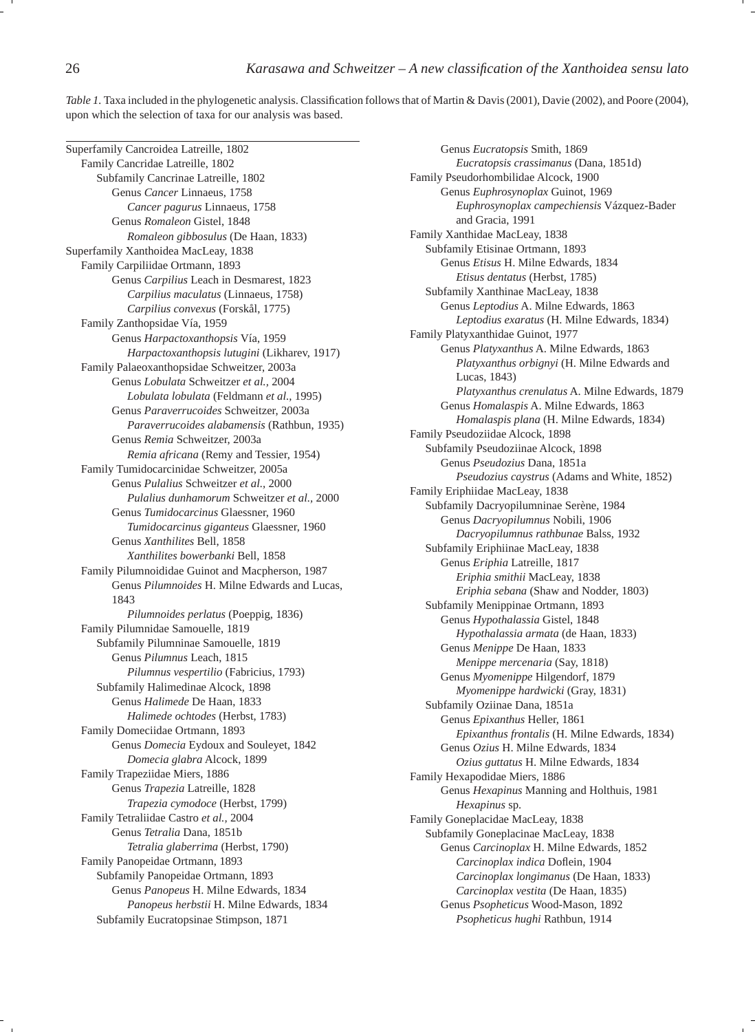*Table 1.* Taxa included in the phylogenetic analysis. Classification follows that of Martin & Davis (2001), Davie (2002), and Poore (2004), upon which the selection of taxa for our analysis was based.

- Superfamily Cancroidea Latreille, 1802
  - Family Cancridae Latreille, 1802
    - Subfamily Cancrinae Latreille, 1802
      - Genus *Cancer* Linnaeus, 1758
        - *Cancer pagurus* Linnaeus, 1758
      - Genus *Romaleon* Gistel, 1848
        - *Romaleon gibbosulus* (De Haan, 1833)
- Superfamily Xanthoidea MacLeay, 1838
  - Family Carpiliidae Ortmann, 1893
    - Genus *Carpilius* Leach in Desmarest, 1823
      - *Carpilius maculatus* (Linnaeus, 1758)
      - *Carpilius convexus* (Forskål, 1775)
  - Family Zanthopsidae Vía, 1959
    - Genus *Harpactoxanthopsis* Vía, 1959
      - *Harpactoxanthopsis lutugini* (Likharev, 1917)
  - Family Palaeoxanthopsidae Schweitzer, 2003a
    - Genus *Lobulata* Schweitzer *et al.*, 2004
      - *Lobulata lobulata* (Feldmann *et al.*, 1995)
    - Genus *Paraverrucoides* Schweitzer, 2003a
      - *Paraverrucoides alabamensis* (Rathbun, 1935)
    - Genus *Remia* Schweitzer, 2003a
      - *Remia africana* (Remy and Tessier, 1954)
  - Family Tumidocarcinidae Schweitzer, 2005a
    - Genus *Pulalius* Schweitzer *et al.*, 2000
      - *Pulalius dunhamorum* Schweitzer *et al.*, 2000
    - Genus *Tumidocarcinus* Glaessner, 1960
      - *Tumidocarcinus giganteus* Glaessner, 1960
    - Genus *Xanthilites* Bell, 1858
      - *Xanthilites bowerbanki* Bell, 1858
  - Family Pilumnoididae Guinot and Macpherson, 1987
    - Genus *Pilumnoides* H. Milne Edwards and Lucas, 1843
      - *Pilumnoides perlatus* (Poeppig, 1836)
  - Family Pilumnidae Samouelle, 1819
    - Subfamily Pilumninae Samouelle, 1819
      - Genus *Pilumnus* Leach, 1815
        - *Pilumnus vespertilio* (Fabricius, 1793)
    - Subfamily Halimedinae Alcock, 1898
      - Genus *Halimede* De Haan, 1833
        - *Halimede ochtodes* (Herbst, 1783)
  - Family Domeciidae Ortmann, 1893
    - Genus *Domecia* Eydoux and Souleyet, 1842
      - *Domecia glabra* Alcock, 1899
  - Family Trapeziidae Miers, 1886
    - Genus *Trapezia* Latreille, 1828
      - *Trapezia cymodoce* (Herbst, 1799)
  - Family Tetraliidae Castro *et al.*, 2004
    - Genus *Tetralia* Dana, 1851b
      - *Tetralia glaberrima* (Herbst, 1790)
  - Family Panopeidae Ortmann, 1893
    - Subfamily Panopeidae Ortmann, 1893
      - Genus *Panopeus* H. Milne Edwards, 1834
        - *Panopeus herbstii* H. Milne Edwards, 1834
    - Subfamily Eucratopsinae Stimpson, 1871
      - Genus *Eucratopsis* Smith, 1869
        - *Eucratopsis crassimanus* (Dana, 1851d)
  - Family Pseudorhombilidae Alcock, 1900
    - Genus *Euphrosynoplax* Guinot, 1969
      - *Euphrosynoplax campechiensis* Vázquez-Bader and Gracia, 1991
  - Family Xanthidae MacLeay, 1838
    - Subfamily Etisinae Ortmann, 1893
      - Genus *Etisus* H. Milne Edwards, 1834
        - *Etisus dentatus* (Herbst, 1785)
    - Subfamily Xanthinae MacLeay, 1838
      - Genus *Leptodius* A. Milne Edwards, 1863
        - *Leptodius exaratus* (H. Milne Edwards, 1834)
  - Family Platyxanthidae Guinot, 1977
    - Genus *Platyxanthus* A. Milne Edwards, 1863
      - *Platyxanthus orbignyi* (H. Milne Edwards and Lucas, 1843)
      - *Platyxanthus crenulatus* A. Milne Edwards, 1879
    - Genus *Homalaspis* A. Milne Edwards, 1863
      - *Homalaspis plana* (H. Milne Edwards, 1834)
  - Family Pseudoziidae Alcock, 1898
    - Subfamily Pseudoziinae Alcock, 1898
      - Genus *Pseudozius* Dana, 1851a
        - *Pseudozius caystrus* (Adams and White, 1852)
  - Family Eriphiidae MacLeay, 1838
    - Subfamily Dacryopilumninae Serène, 1984
      - Genus *Dacryopilumnus* Nobili, 1906
        - *Dacryopilumnus rathbunae* Balss, 1932
    - Subfamily Eriphiinae MacLeay, 1838
      - Genus *Eriphia* Latreille, 1817
        - *Eriphia smithii* MacLeay, 1838
        - *Eriphia sebana* (Shaw and Nodder, 1803)
    - Subfamily Menippinae Ortmann, 1893
      - Genus *Hypothalassia* Gistel, 1848
        - *Hypothalassia armata* (de Haan, 1833)
      - Genus *Menippe* De Haan, 1833
        - *Menippe mercenaria* (Say, 1818)
      - Genus *Myomenippe* Hilgendorf, 1879
        - *Myomenippe hardwicki* (Gray, 1831)
    - Subfamily Oziinae Dana, 1851a
      - Genus *Epixanthus* Heller, 1861
        - *Epixanthus frontalis* (H. Milne Edwards, 1834)
      - Genus *Ozius* H. Milne Edwards, 1834
        - *Ozius guttatus* H. Milne Edwards, 1834
  - Family Hexapodidae Miers, 1886
    - Genus *Hexapinus* Manning and Holthuis, 1981
      - *Hexapinus* sp.
  - Family Goneplacidae MacLeay, 1838
    - Subfamily Goneplacinae MacLeay, 1838
      - Genus *Carcinoplax* H. Milne Edwards, 1852
        - *Carcinoplax indica* Doflein, 1904
        - *Carcinoplax longimanus* (De Haan, 1833)
        - *Carcinoplax vestita* (De Haan, 1835)
      - Genus *Psopheticus* Wood-Mason, 1892
        - *Psopheticus hughi* Rathbun, 1914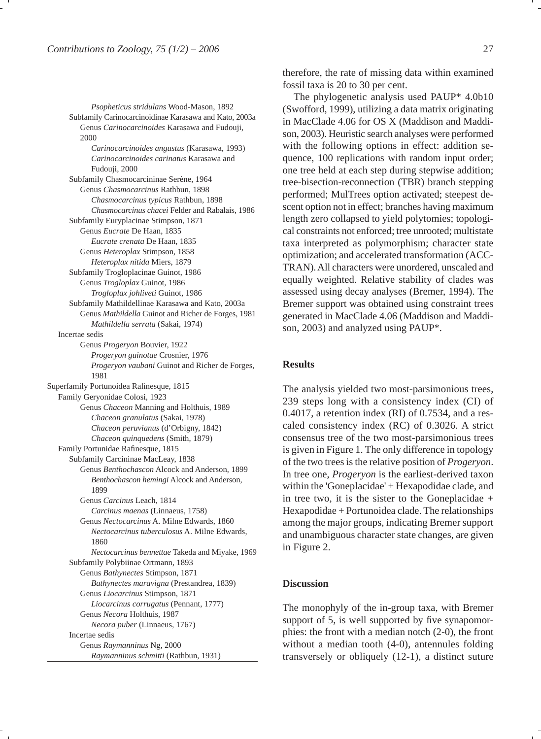*Psopheticus stridulans* Wood-Mason, 1892

Subfamily Carinocarcinoidinae Karasawa and Kato, 2003a

Genus *Carinocarcinoides* Karasawa and Fudouji, 2000

*Carinocarcinoides angustus* (Karasawa, 1993)

*Carinocarcinoides carinatus* Karasawa and Fudouji, 2000

Subfamily Chasmocarcininae Serène, 1964

Genus *Chasmocarcinus* Rathbun, 1898

*Chasmocarcinus typicus* Rathbun, 1898

*Chasmocarcinus chacei* Felder and Rabalais, 1986

Subfamily Euryplacinae Stimpson, 1871

Genus *Eucrate* De Haan, 1835

*Eucrate crenata* De Haan, 1835

Genus *Heteroplax* Stimpson, 1858

*Heteroplax nitida* Miers, 1879

Subfamily Trogloplacinae Guinot, 1986

Genus *Trogloplax* Guinot, 1986

*Trogloplax johliveti* Guinot, 1986

Subfamily Mathildellinae Karasawa and Kato, 2003a

Genus *Mathildella* Guinot and Richer de Forges, 1981

*Mathildella serrata* (Sakai, 1974)

Incertae sedis

Genus *Progeryon* Bouvier, 1922

*Progeryon guinotae* Crosnier, 1976

*Progeryon vaubani* Guinot and Richer de Forges, 1981

Superfamily Portunoidea Rafinesque, 1815

Family Geryonidae Colosi, 1923

Genus *Chaceon* Manning and Holthuis, 1989

*Chaceon granulatus* (Sakai, 1978)

*Chaceon peruvianus* (d'Orbigny, 1842)

*Chaceon quinquedens* (Smith, 1879)

Family Portunidae Rafinesque, 1815

Subfamily Carcininae MacLeay, 1838

Genus *Benthochascon* Alcock and Anderson, 1899

*Benthochascon hemingi* Alcock and Anderson, 1899

Genus *Carcinus* Leach, 1814

*Carcinus maenas* (Linnaeus, 1758)

Genus *Nectocarcinus* A. Milne Edwards, 1860

*Nectocarcinus tuberculosus* A. Milne Edwards, 1860

*Nectocarcinus bennettae* Takeda and Miyake, 1969

Subfamily Polybiinae Ortmann, 1893

Genus *Bathynectes* Stimpson, 1871

*Bathynectes maravigna* (Prestandrea, 1839)

Genus *Liocarcinus* Stimpson, 1871

*Liocarcinus corrugatus* (Pennant, 1777)

Genus *Necora* Holthuis, 1987

*Necora puber* (Linnaeus, 1767)

Incertae sedis

Genus *Raymanninus* Ng, 2000

*Raymanninus schmitti* (Rathbun, 1931)

therefore, the rate of missing data within examined fossil taxa is 20 to 30 per cent.

The phylogenetic analysis used PAUP* 4.0b10 (Swofford, 1999), utilizing a data matrix originating in MacClade 4.06 for OS X (Maddison and Maddison, 2003). Heuristic search analyses were performed with the following options in effect: addition sequence, 100 replications with random input order; one tree held at each step during stepwise addition; tree-bisection-reconnection (TBR) branch stepping performed; MulTrees option activated; steepest descent option not in effect; branches having maximum length zero collapsed to yield polytomies; topological constraints not enforced; tree unrooted; multistate taxa interpreted as polymorphism; character state optimization; and accelerated transformation (ACCTRAN). All characters were unordered, unscaled and equally weighted. Relative stability of clades was assessed using decay analyses (Bremer, 1994). The Bremer support was obtained using constraint trees generated in MacClade 4.06 (Maddison and Maddison, 2003) and analyzed using PAUP*.

## Results

The analysis yielded two most-parsimonious trees, 239 steps long with a consistency index (CI) of 0.4017, a retention index (RI) of 0.7534, and a rescaled consistency index (RC) of 0.3026. A strict consensus tree of the two most-parsimonious trees is given in Figure 1. The only difference in topology of the two trees is the relative position of *Progeryon*. In tree one, *Progeryon* is the earliest-derived taxon within the 'Goneplacidae' + Hexapodidae clade, and in tree two, it is the sister to the Goneplacidae + Hexapodidae + Portunoidea clade. The relationships among the major groups, indicating Bremer support and unambiguous character state changes, are given in Figure 2.

## Discussion

The monophyly of the in-group taxa, with Bremer support of 5, is well supported by five synapomorphies: the front with a median notch (2-0), the front without a median tooth (4-0), antennules folding transversely or obliquely (12-1), a distinct suture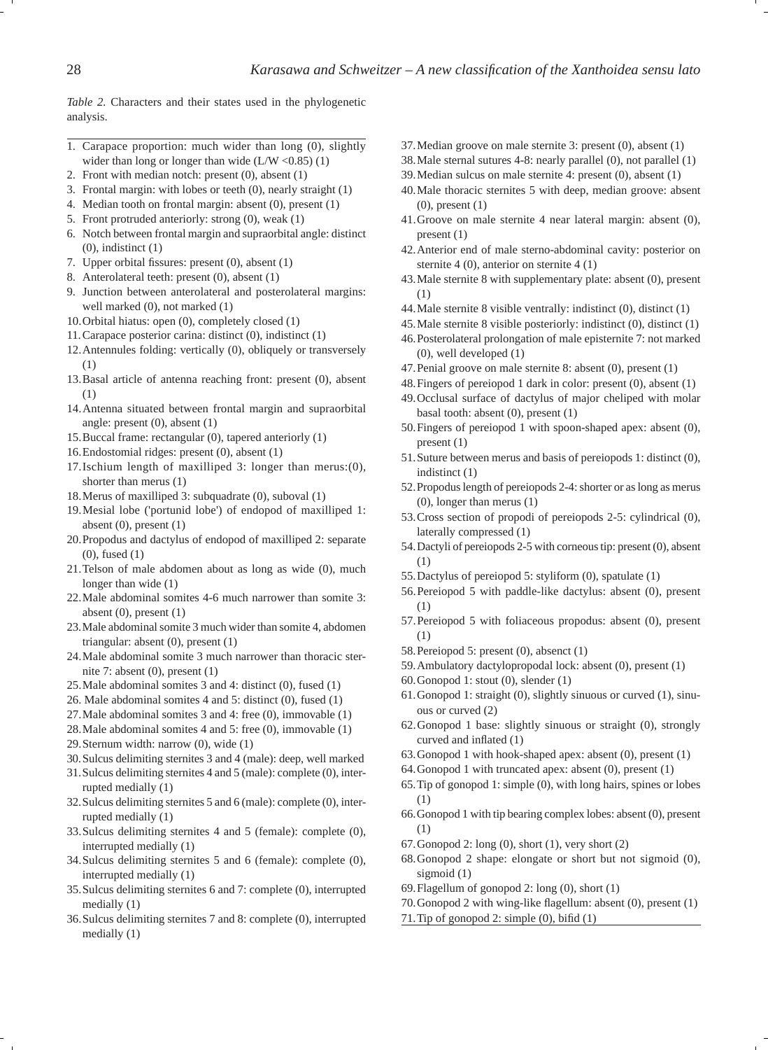*Table 2.* Characters and their states used in the phylogenetic analysis.

1. Carapace proportion: much wider than long (0), slightly wider than long or longer than wide (L/W <0.85) (1)
2. Front with median notch: present (0), absent (1)
3. Frontal margin: with lobes or teeth (0), nearly straight (1)
4. Median tooth on frontal margin: absent (0), present (1)
5. Front protruded anteriorly: strong (0), weak (1)
6. Notch between frontal margin and supraorbital angle: distinct (0), indistinct (1)
7. Upper orbital fissures: present (0), absent (1)
8. Anterolateral teeth: present (0), absent (1)
9. Junction between anterolateral and posterolateral margins: well marked (0), not marked (1)
10. Orbital hiatus: open (0), completely closed (1)
11. Carapace posterior carina: distinct (0), indistinct (1)
12. Antennules folding: vertically (0), obliquely or transversely (1)
13. Basal article of antenna reaching front: present (0), absent (1)
14. Antenna situated between frontal margin and supraorbital angle: present (0), absent (1)
15. Buccal frame: rectangular (0), tapered anteriorly (1)
16. Endostomial ridges: present (0), absent (1)
17. Ischium length of maxilliped 3: longer than merus:(0), shorter than merus (1)
18. Merus of maxilliped 3: subquadrate (0), suboval (1)
19. Mesial lobe ('portunid lobe') of endopod of maxilliped 1: absent (0), present (1)
20. Propodus and dactylus of endopod of maxilliped 2: separate (0), fused (1)
21. Telson of male abdomen about as long as wide (0), much longer than wide (1)
22. Male abdominal somites 4-6 much narrower than somite 3: absent (0), present (1)
23. Male abdominal somite 3 much wider than somite 4, abdomen triangular: absent (0), present (1)
24. Male abdominal somite 3 much narrower than thoracic sternite 7: absent (0), present (1)
25. Male abdominal somites 3 and 4: distinct (0), fused (1)
26. Male abdominal somites 4 and 5: distinct (0), fused (1)
27. Male abdominal somites 3 and 4: free (0), immovable (1)
28. Male abdominal somites 4 and 5: free (0), immovable (1)
29. Sternum width: narrow (0), wide (1)
30. Sulcus delimiting sternites 3 and 4 (male): deep, well marked
31. Sulcus delimiting sternites 4 and 5 (male): complete (0), interrupted medially (1)
32. Sulcus delimiting sternites 5 and 6 (male): complete (0), interrupted medially (1)
33. Sulcus delimiting sternites 4 and 5 (female): complete (0), interrupted medially (1)
34. Sulcus delimiting sternites 5 and 6 (female): complete (0), interrupted medially (1)
35. Sulcus delimiting sternites 6 and 7: complete (0), interrupted medially (1)
36. Sulcus delimiting sternites 7 and 8: complete (0), interrupted medially (1)
37. Median groove on male sternite 3: present (0), absent (1)
38. Male sternal sutures 4-8: nearly parallel (0), not parallel (1)
39. Median sulcus on male sternite 4: present (0), absent (1)
40. Male thoracic sternites 5 with deep, median groove: absent (0), present (1)
41. Groove on male sternite 4 near lateral margin: absent (0), present (1)
42. Anterior end of male sterno-abdominal cavity: posterior on sternite 4 (0), anterior on sternite 4 (1)
43. Male sternite 8 with supplementary plate: absent (0), present (1)
44. Male sternite 8 visible ventrally: indistinct (0), distinct (1)
45. Male sternite 8 visible posteriorly: indistinct (0), distinct (1)
46. Posterolateral prolongation of male episternite 7: not marked (0), well developed (1)
47. Penial groove on male sternite 8: absent (0), present (1)
48. Fingers of pereiopod 1 dark in color: present (0), absent (1)
49. Occlusal surface of dactylus of major cheliped with molar basal tooth: absent (0), present (1)
50. Fingers of pereiopod 1 with spoon-shaped apex: absent (0), present (1)
51. Suture between merus and basis of pereiopods 1: distinct (0), indistinct (1)
52. Propodus length of pereiopods 2-4: shorter or as long as merus (0), longer than merus (1)
53. Cross section of propodi of pereiopods 2-5: cylindrical (0), laterally compressed (1)
54. Dactyli of pereiopods 2-5 with corneous tip: present (0), absent (1)
55. Dactylus of pereiopod 5: styliform (0), spatulate (1)
56. Pereiopod 5 with paddle-like dactylus: absent (0), present (1)
57. Pereiopod 5 with foliaceous propodus: absent (0), present (1)
58. Pereiopod 5: present (0), absenct (1)
59. Ambulatory dactylopropodal lock: absent (0), present (1)
60. Gonopod 1: stout (0), slender (1)
61. Gonopod 1: straight (0), slightly sinuous or curved (1), sinuous or curved (2)
62. Gonopod 1 base: slightly sinuous or straight (0), strongly curved and inflated (1)
63. Gonopod 1 with hook-shaped apex: absent (0), present (1)
64. Gonopod 1 with truncated apex: absent (0), present (1)
65. Tip of gonopod 1: simple (0), with long hairs, spines or lobes (1)
66. Gonopod 1 with tip bearing complex lobes: absent (0), present (1)
67. Gonopod 2: long (0), short (1), very short (2)
68. Gonopod 2 shape: elongate or short but not sigmoid (0), sigmoid (1)
69. Flagellum of gonopod 2: long (0), short (1)
70. Gonopod 2 with wing-like flagellum: absent (0), present (1)
71. Tip of gonopod 2: simple (0), bifid (1)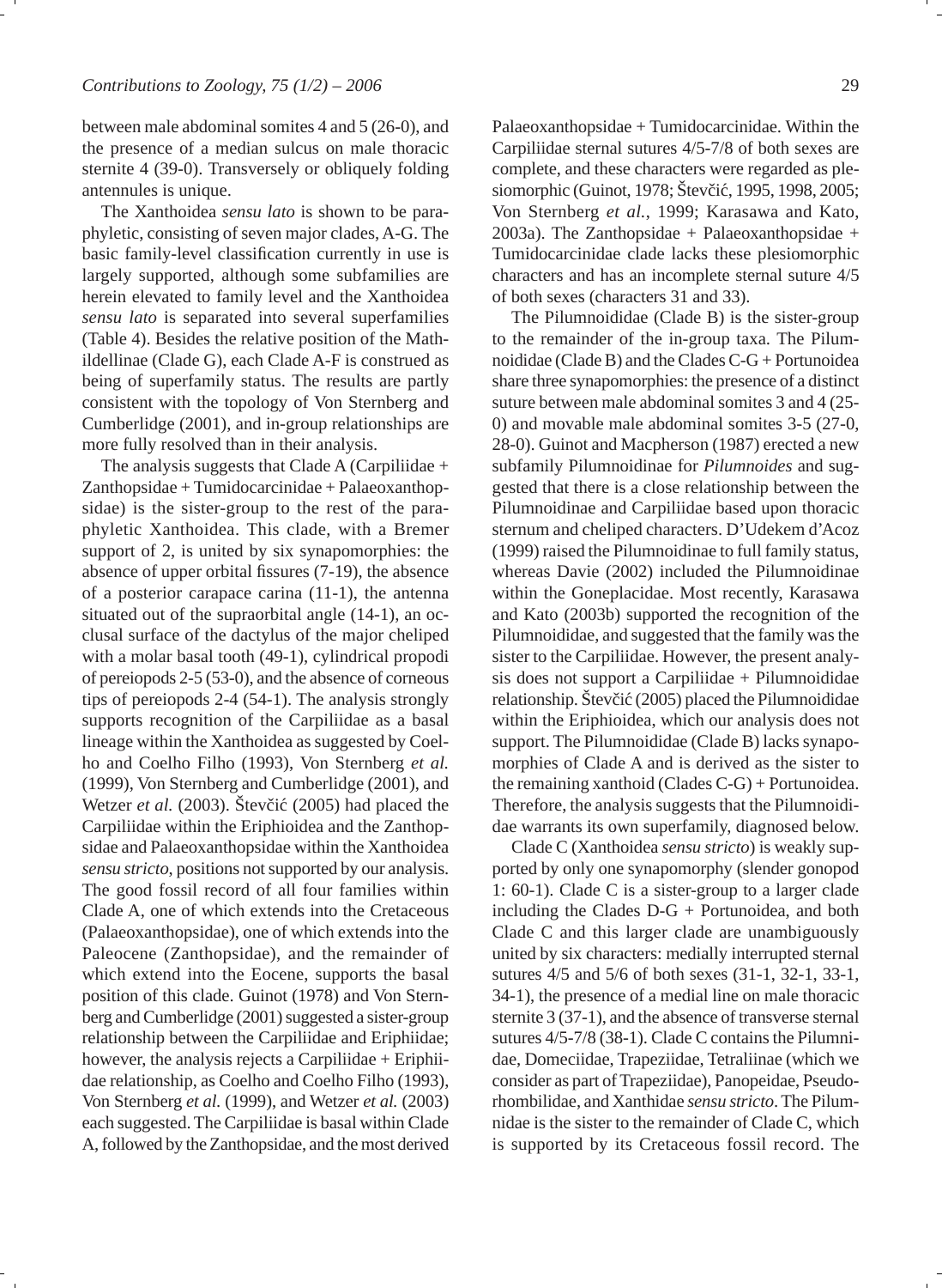between male abdominal somites 4 and 5 (26-0), and the presence of a median sulcus on male thoracic sternite 4 (39-0). Transversely or obliquely folding antennules is unique.

The Xanthoidea *sensu lato* is shown to be paraphyletic, consisting of seven major clades, A-G. The basic family-level classification currently in use is largely supported, although some subfamilies are herein elevated to family level and the Xanthoidea *sensu lato* is separated into several superfamilies (Table 4). Besides the relative position of the Mathildellinae (Clade G), each Clade A-F is construed as being of superfamily status. The results are partly consistent with the topology of Von Sternberg and Cumberlidge (2001), and in-group relationships are more fully resolved than in their analysis.

The analysis suggests that Clade A (Carpiliidae + Zanthopsidae + Tumidocarcinidae + Palaeoxanthopsidae) is the sister-group to the rest of the paraphyletic Xanthoidea. This clade, with a Bremer support of 2, is united by six synapomorphies: the absence of upper orbital fissures (7-19), the absence of a posterior carapace carina (11-1), the antenna situated out of the supraorbital angle (14-1), an occlusal surface of the dactylus of the major cheliped with a molar basal tooth (49-1), cylindrical propodi of pereiopods 2-5 (53-0), and the absence of corneous tips of pereiopods 2-4 (54-1). The analysis strongly supports recognition of the Carpiliidae as a basal lineage within the Xanthoidea as suggested by Coelho and Coelho Filho (1993), Von Sternberg *et al.* (1999), Von Sternberg and Cumberlidge (2001), and Wetzer *et al.* (2003). Števčić (2005) had placed the Carpiliidae within the Eriphioidea and the Zanthopsidae and Palaeoxanthopsidae within the Xanthoidea *sensu stricto*, positions not supported by our analysis. The good fossil record of all four families within Clade A, one of which extends into the Cretaceous (Palaeoxanthopsidae), one of which extends into the Paleocene (Zanthopsidae), and the remainder of which extend into the Eocene, supports the basal position of this clade. Guinot (1978) and Von Sternberg and Cumberlidge (2001) suggested a sister-group relationship between the Carpiliidae and Eriphiidae; however, the analysis rejects a Carpiliidae + Eriphiidae relationship, as Coelho and Coelho Filho (1993), Von Sternberg *et al.* (1999), and Wetzer *et al.* (2003) each suggested. The Carpiliidae is basal within Clade A, followed by the Zanthopsidae, and the most derived Palaeoxanthopsidae + Tumidocarcinidae. Within the Carpiliidae sternal sutures 4/5-7/8 of both sexes are complete, and these characters were regarded as plesiomorphic (Guinot, 1978; Števčić, 1995, 1998, 2005; Von Sternberg *et al.*, 1999; Karasawa and Kato, 2003a). The Zanthopsidae + Palaeoxanthopsidae + Tumidocarcinidae clade lacks these plesiomorphic characters and has an incomplete sternal suture 4/5 of both sexes (characters 31 and 33).

The Pilumnoididae (Clade B) is the sister-group to the remainder of the in-group taxa. The Pilumnoididae (Clade B) and the Clades C-G + Portunoidea share three synapomorphies: the presence of a distinct suture between male abdominal somites 3 and 4 (25-0) and movable male abdominal somites 3-5 (27-0, 28-0). Guinot and Macpherson (1987) erected a new subfamily Pilumnoidinae for *Pilumnoides* and suggested that there is a close relationship between the Pilumnoidinae and Carpiliidae based upon thoracic sternum and cheliped characters. D'Udekem d'Acoz (1999) raised the Pilumnoidinae to full family status, whereas Davie (2002) included the Pilumnoidinae within the Goneplacidae. Most recently, Karasawa and Kato (2003b) supported the recognition of the Pilumnoididae, and suggested that the family was the sister to the Carpiliidae. However, the present analysis does not support a Carpiliidae + Pilumnoididae relationship. Števčić (2005) placed the Pilumnoididae within the Eriphioidea, which our analysis does not support. The Pilumnoididae (Clade B) lacks synapomorphies of Clade A and is derived as the sister to the remaining xanthoid (Clades C-G) + Portunoidea. Therefore, the analysis suggests that the Pilumnoididae warrants its own superfamily, diagnosed below.

Clade C (Xanthoidea *sensu stricto*) is weakly supported by only one synapomorphy (slender gonopod 1: 60-1). Clade C is a sister-group to a larger clade including the Clades D-G + Portunoidea, and both Clade C and this larger clade are unambiguously united by six characters: medially interrupted sternal sutures 4/5 and 5/6 of both sexes (31-1, 32-1, 33-1, 34-1), the presence of a medial line on male thoracic sternite 3 (37-1), and the absence of transverse sternal sutures 4/5-7/8 (38-1). Clade C contains the Pilumnidae, Domeciidae, Trapeziidae, Tetraliinae (which we consider as part of Trapeziidae), Panopeidae, Pseudorhombilidae, and Xanthidae *sensu stricto*. The Pilumnidae is the sister to the remainder of Clade C, which is supported by its Cretaceous fossil record. The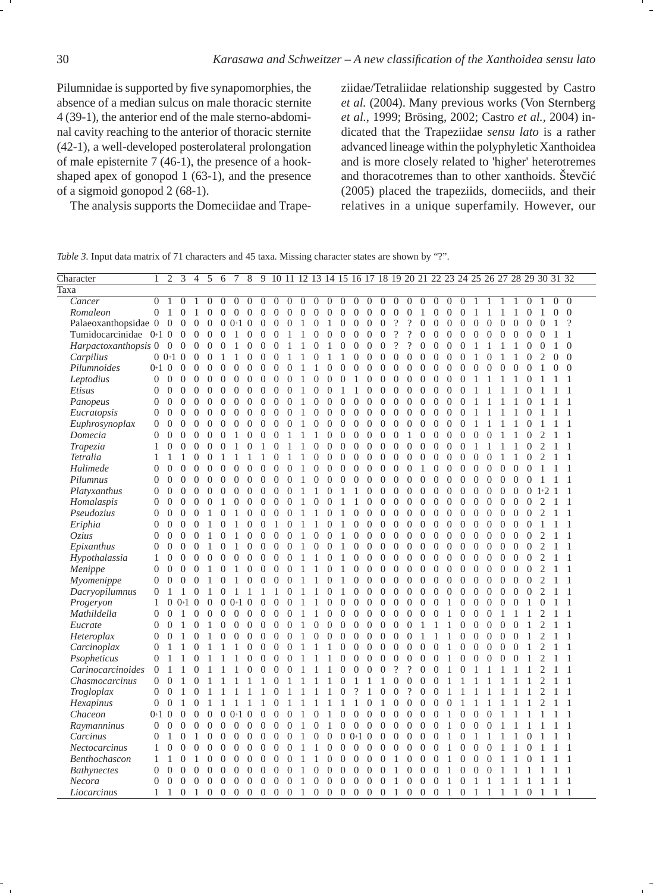Pilumnidae is supported by five synapomorphies, the absence of a median sulcus on male thoracic sternite 4 (39-1), the anterior end of the male sterno-abdominal cavity reaching to the anterior of thoracic sternite (42-1), a well-developed posterolateral prolongation of male episternite 7 (46-1), the presence of a hook-shaped apex of gonopod 1 (63-1), and the presence of a sigmoid gonopod 2 (68-1).

The analysis supports the Domeciidae and Trapeziidae/Tetraliidae relationship suggested by Castro *et al.* (2004). Many previous works (Von Sternberg *et al.*, 1999; Brösing, 2002; Castro *et al.*, 2004) indicated that the Trapeziidae *sensu lato* is a rather advanced lineage within the polyphyletic Xanthoidea and is more closely related to 'higher' heterotremes and thoracotremes than to other xanthoids. Števčić (2005) placed the trapeziids, domeciids, and their relatives in a unique superfamily. However, our

*Table 3.* Input data matrix of 71 characters and 45 taxa. Missing character states are shown by "?".

| Character / Taxa | 1 | 2 | 3 | 4 | 5 | 6 | 7 | 8 | 9 | 10 | 11 | 12 | 13 | 14 | 15 | 16 | 17 | 18 | 19 | 20 | 21 | 22 | 23 | 24 | 25 | 26 | 27 | 28 | 29 | 30 | 31 | 32 |
|---|---|---|---|---|---|---|---|---|---|---|---|---|---|---|---|---|---|---|---|---|---|---|---|---|---|---|---|---|---|---|---|---|
| *Cancer* | 0 | 1 | 0 | 1 | 0 | 0 | 0 | 0 | 0 | 0 | 0 | 0 | 0 | 0 | 0 | 0 | 0 | 0 | 0 | 0 | 0 | 0 | 0 | 0 | 1 | 1 | 1 | 1 | 0 | 1 | 0 | 0 |
| *Romaleon* | 0 | 1 | 0 | 1 | 0 | 0 | 0 | 0 | 0 | 0 | 0 | 0 | 0 | 0 | 0 | 0 | 0 | 0 | 0 | 0 | 1 | 0 | 0 | 0 | 1 | 1 | 1 | 1 | 0 | 1 | 0 | 0 |
| Palaeoxanthopsidae | 0 | 0 | 0 | 0 | 0 | 0 | 0+1 | 0 | 0 | 0 | 0 | 1 | 0 | 1 | 0 | 0 | 0 | 0 | ? | ? | 0 | 0 | 0 | 0 | 0 | 0 | 0 | 0 | 0 | 0 | 1 | ? |
| Tumidocarcinidae | 0+1 | 0 | 0 | 0 | 0 | 0 | 1 | 0 | 0 | 0 | 1 | 1 | 0 | 0 | 0 | 0 | 0 | 0 | ? | ? | 0 | 0 | 0 | 0 | 0 | 0 | 0 | 0 | 0 | 0 | 1 | 1 |
| *Harpactoxanthopsis* | 0 | 0 | 0 | 0 | 0 | 0 | 1 | 0 | 0 | 0 | 1 | 1 | 0 | 1 | 0 | 0 | 0 | 0 | ? | ? | 0 | 0 | 0 | 0 | 1 | 1 | 1 | 1 | 0 | 0 | 1 | 0 |
| *Carpilius* | 0 | 0+1 | 0 | 0 | 0 | 1 | 1 | 0 | 0 | 0 | 1 | 1 | 0 | 1 | 1 | 0 | 0 | 0 | 0 | 0 | 0 | 0 | 0 | 0 | 1 | 0 | 1 | 1 | 0 | 2 | 0 | 0 |
| *Pilumnoides* | 0+1 | 0 | 0 | 0 | 0 | 0 | 0 | 0 | 0 | 0 | 0 | 1 | 1 | 0 | 0 | 0 | 0 | 0 | 0 | 0 | 0 | 0 | 0 | 0 | 0 | 0 | 0 | 0 | 0 | 1 | 0 | 0 |
| *Leptodius* | 0 | 0 | 0 | 0 | 0 | 0 | 0 | 0 | 0 | 0 | 0 | 0 | 1 | 0 | 0 | 0 | 1 | 0 | 0 | 0 | 0 | 0 | 0 | 0 | 1 | 1 | 1 | 1 | 0 | 1 | 1 | 1 |
| *Etisus* | 0 | 0 | 0 | 0 | 0 | 0 | 0 | 0 | 0 | 0 | 0 | 0 | 1 | 0 | 0 | 1 | 1 | 0 | 0 | 0 | 0 | 0 | 0 | 0 | 1 | 1 | 1 | 1 | 0 | 1 | 1 | 1 |
| *Panopeus* | 0 | 0 | 0 | 0 | 0 | 0 | 0 | 0 | 0 | 0 | 0 | 0 | 1 | 0 | 0 | 0 | 0 | 0 | 0 | 0 | 0 | 0 | 0 | 0 | 1 | 1 | 1 | 1 | 0 | 1 | 1 | 1 |
| *Eucratopsis* | 0 | 0 | 0 | 0 | 0 | 0 | 0 | 0 | 0 | 0 | 0 | 0 | 1 | 0 | 0 | 0 | 0 | 0 | 0 | 0 | 0 | 0 | 0 | 0 | 1 | 1 | 1 | 1 | 0 | 1 | 1 | 1 |
| *Euphrosynoplax* | 0 | 0 | 0 | 0 | 0 | 0 | 0 | 0 | 0 | 0 | 0 | 0 | 1 | 0 | 0 | 0 | 0 | 0 | 0 | 0 | 0 | 0 | 0 | 0 | 1 | 1 | 1 | 1 | 0 | 1 | 1 | 1 |
| *Domecia* | 0 | 0 | 0 | 0 | 0 | 0 | 1 | 0 | 0 | 0 | 1 | 1 | 1 | 0 | 0 | 0 | 0 | 0 | 0 | 0 | 1 | 0 | 0 | 0 | 0 | 0 | 1 | 1 | 0 | 2 | 1 | 1 |
| *Trapezia* | 1 | 0 | 0 | 0 | 0 | 0 | 1 | 0 | 1 | 0 | 1 | 1 | 0 | 0 | 0 | 0 | 0 | 0 | 0 | 0 | 0 | 0 | 0 | 0 | 1 | 1 | 1 | 1 | 0 | 2 | 1 | 1 |
| *Tetralia* | 1 | 1 | 1 | 0 | 0 | 1 | 1 | 1 | 1 | 0 | 1 | 1 | 0 | 0 | 0 | 0 | 0 | 0 | 0 | 0 | 0 | 0 | 0 | 0 | 0 | 0 | 1 | 1 | 0 | 2 | 1 | 1 |
| *Halimede* | 0 | 0 | 0 | 0 | 0 | 0 | 0 | 0 | 0 | 0 | 0 | 0 | 1 | 0 | 0 | 0 | 0 | 0 | 0 | 0 | 1 | 0 | 0 | 0 | 0 | 0 | 0 | 0 | 0 | 1 | 1 | 1 |
| *Pilumnus* | 0 | 0 | 0 | 0 | 0 | 0 | 0 | 0 | 0 | 0 | 0 | 0 | 1 | 0 | 0 | 0 | 0 | 0 | 0 | 0 | 0 | 0 | 0 | 0 | 0 | 0 | 0 | 0 | 0 | 1 | 1 | 1 |
| *Platyxanthus* | 0 | 0 | 0 | 0 | 0 | 0 | 0 | 0 | 0 | 0 | 0 | 1 | 1 | 0 | 1 | 1 | 0 | 0 | 0 | 0 | 0 | 0 | 0 | 0 | 0 | 0 | 0 | 0 | 0 | 1+2 | 1 | 1 |
| *Homalaspis* | 0 | 0 | 0 | 0 | 0 | 1 | 0 | 0 | 0 | 0 | 0 | 0 | 1 | 0 | 1 | 1 | 0 | 0 | 0 | 0 | 0 | 0 | 0 | 0 | 0 | 0 | 0 | 0 | 0 | 2 | 1 | 1 |
| *Pseudozius* | 0 | 0 | 0 | 0 | 1 | 0 | 1 | 0 | 0 | 0 | 0 | 1 | 1 | 0 | 1 | 0 | 0 | 0 | 0 | 0 | 0 | 0 | 0 | 0 | 0 | 0 | 0 | 0 | 0 | 2 | 1 | 1 |
| *Eriphia* | 0 | 0 | 0 | 0 | 1 | 0 | 1 | 0 | 0 | 1 | 0 | 1 | 1 | 1 | 0 | 1 | 0 | 0 | 0 | 0 | 0 | 0 | 0 | 0 | 0 | 0 | 0 | 0 | 0 | 1 | 1 | 1 |
| *Ozius* | 0 | 0 | 0 | 0 | 1 | 0 | 1 | 0 | 0 | 0 | 0 | 1 | 0 | 0 | 1 | 0 | 0 | 0 | 0 | 0 | 0 | 0 | 0 | 0 | 0 | 0 | 0 | 0 | 0 | 2 | 1 | 1 |
| *Epixanthus* | 0 | 0 | 0 | 0 | 1 | 0 | 1 | 0 | 0 | 0 | 0 | 1 | 0 | 0 | 1 | 0 | 0 | 0 | 0 | 0 | 0 | 0 | 0 | 0 | 0 | 0 | 0 | 0 | 0 | 2 | 1 | 1 |
| *Hypothalassia* | 1 | 0 | 0 | 0 | 0 | 0 | 0 | 0 | 0 | 0 | 0 | 1 | 1 | 0 | 1 | 0 | 0 | 0 | 0 | 0 | 0 | 0 | 0 | 0 | 0 | 0 | 0 | 0 | 0 | 2 | 1 | 1 |
| *Menippe* | 0 | 0 | 0 | 0 | 1 | 0 | 1 | 0 | 0 | 0 | 0 | 1 | 1 | 0 | 1 | 0 | 0 | 0 | 0 | 0 | 0 | 0 | 0 | 0 | 0 | 0 | 0 | 0 | 0 | 2 | 1 | 1 |
| *Myomenippe* | 0 | 0 | 0 | 0 | 1 | 0 | 1 | 0 | 0 | 0 | 0 | 1 | 1 | 0 | 1 | 0 | 0 | 0 | 0 | 0 | 0 | 0 | 0 | 0 | 0 | 0 | 0 | 0 | 0 | 2 | 1 | 1 |
| *Dacryopilumnus* | 0 | 1 | 1 | 0 | 1 | 0 | 1 | 1 | 1 | 1 | 0 | 1 | 1 | 1 | 0 | 1 | 0 | 0 | 0 | 0 | 0 | 0 | 0 | 0 | 0 | 0 | 0 | 0 | 0 | 2 | 1 | 1 |
| *Progeryon* | 1 | 0 | 0+1 | 0 | 0 | 0 | 0+1 | 0 | 0 | 0 | 0 | 1 | 1 | 0 | 0 | 0 | 0 | 0 | 0 | 0 | 0 | 0 | 1 | 0 | 0 | 0 | 0 | 0 | 1 | 0 | 1 | 1 |
| *Mathildella* | 0 | 0 | 1 | 0 | 0 | 0 | 0 | 0 | 0 | 0 | 0 | 1 | 1 | 0 | 0 | 0 | 0 | 0 | 0 | 0 | 0 | 0 | 1 | 0 | 0 | 0 | 1 | 1 | 1 | 2 | 1 | 1 |
| *Eucrate* | 0 | 0 | 1 | 0 | 1 | 0 | 0 | 0 | 0 | 0 | 0 | 0 | 1 | 0 | 0 | 0 | 0 | 0 | 0 | 0 | 1 | 1 | 1 | 0 | 0 | 0 | 0 | 0 | 1 | 2 | 1 | 1 |
| *Heteroplax* | 0 | 0 | 1 | 0 | 1 | 0 | 0 | 0 | 0 | 0 | 0 | 0 | 1 | 0 | 0 | 0 | 0 | 0 | 0 | 0 | 1 | 1 | 1 | 0 | 0 | 0 | 0 | 0 | 1 | 2 | 1 | 1 |
| *Carcinoplax* | 0 | 1 | 1 | 0 | 1 | 1 | 1 | 0 | 0 | 0 | 0 | 1 | 1 | 1 | 0 | 0 | 0 | 0 | 0 | 0 | 0 | 0 | 1 | 0 | 0 | 0 | 0 | 0 | 1 | 2 | 1 | 1 |
| *Psopheticus* | 0 | 1 | 1 | 0 | 1 | 1 | 1 | 0 | 0 | 0 | 0 | 1 | 1 | 1 | 0 | 0 | 0 | 0 | 0 | 0 | 0 | 0 | 1 | 0 | 0 | 0 | 0 | 0 | 1 | 2 | 1 | 1 |
| *Carinocarcinoides* | 0 | 1 | 1 | 0 | 1 | 1 | 1 | 0 | 0 | 0 | 0 | 1 | 1 | 1 | 0 | 0 | 0 | 0 | ? | ? | 0 | 0 | 1 | 0 | 1 | 1 | 1 | 1 | 1 | 2 | 1 | 1 |
| *Chasmocarcinus* | 0 | 0 | 1 | 0 | 1 | 1 | 1 | 1 | 1 | 0 | 1 | 1 | 1 | 1 | 0 | 1 | 1 | 1 | 0 | 0 | 0 | 1 | 1 | 1 | 1 | 1 | 1 | 1 | 1 | 2 | 1 | 1 |
| *Trogloplax* | 0 | 0 | 1 | 0 | 1 | 1 | 1 | 1 | 1 | 0 | 1 | 1 | 1 | 1 | 0 | ? | 1 | 0 | 0 | ? | 0 | 0 | 1 | 1 | 1 | 1 | 1 | 1 | 1 | 2 | 1 | 1 |
| *Hexapinus* | 0 | 0 | 1 | 0 | 1 | 1 | 1 | 1 | 1 | 0 | 1 | 1 | 1 | 1 | 1 | 1 | 0 | 1 | 0 | 0 | 0 | 0 | 1 | 1 | 1 | 1 | 1 | 1 | 1 | 2 | 1 | 1 |
| *Chaceon* | 0+1 | 0 | 0 | 0 | 0 | 0 | 0+1 | 0 | 0 | 0 | 0 | 1 | 0 | 1 | 0 | 0 | 0 | 0 | 0 | 0 | 0 | 0 | 1 | 0 | 0 | 0 | 1 | 1 | 1 | 1 | 1 | 1 |
| *Raymanninus* | 0 | 0 | 0 | 0 | 0 | 0 | 0 | 0 | 0 | 0 | 0 | 1 | 0 | 1 | 0 | 0 | 0 | 0 | 0 | 0 | 0 | 0 | 1 | 0 | 0 | 0 | 1 | 1 | 1 | 1 | 1 | 1 |
| *Carcinus* | 0 | 1 | 0 | 1 | 0 | 0 | 0 | 0 | 0 | 0 | 0 | 1 | 0 | 0 | 0 | 0+1 | 0 | 0 | 0 | 0 | 0 | 0 | 1 | 0 | 1 | 1 | 1 | 1 | 0 | 1 | 1 | 1 |
| *Nectocarcinus* | 1 | 0 | 0 | 0 | 0 | 0 | 0 | 0 | 0 | 0 | 0 | 1 | 1 | 0 | 0 | 0 | 0 | 0 | 0 | 0 | 0 | 0 | 1 | 0 | 0 | 0 | 1 | 1 | 0 | 1 | 1 | 1 |
| *Benthochascon* | 1 | 1 | 0 | 1 | 0 | 0 | 0 | 0 | 0 | 0 | 0 | 1 | 1 | 0 | 0 | 0 | 0 | 0 | 1 | 0 | 0 | 0 | 1 | 0 | 0 | 0 | 1 | 1 | 0 | 1 | 1 | 1 |
| *Bathynectes* | 0 | 0 | 0 | 0 | 0 | 0 | 0 | 0 | 0 | 0 | 0 | 1 | 0 | 0 | 0 | 0 | 0 | 0 | 1 | 0 | 0 | 0 | 1 | 0 | 0 | 0 | 1 | 1 | 1 | 1 | 1 | 1 |
| *Necora* | 0 | 0 | 0 | 0 | 0 | 0 | 0 | 0 | 0 | 0 | 0 | 1 | 0 | 0 | 0 | 0 | 0 | 0 | 1 | 0 | 0 | 0 | 1 | 0 | 1 | 1 | 1 | 1 | 1 | 1 | 1 | 1 |
| *Liocarcinus* | 1 | 1 | 0 | 1 | 0 | 0 | 0 | 0 | 0 | 0 | 0 | 1 | 0 | 0 | 0 | 0 | 0 | 0 | 1 | 0 | 0 | 0 | 1 | 0 | 1 | 1 | 1 | 1 | 0 | 1 | 1 | 1 |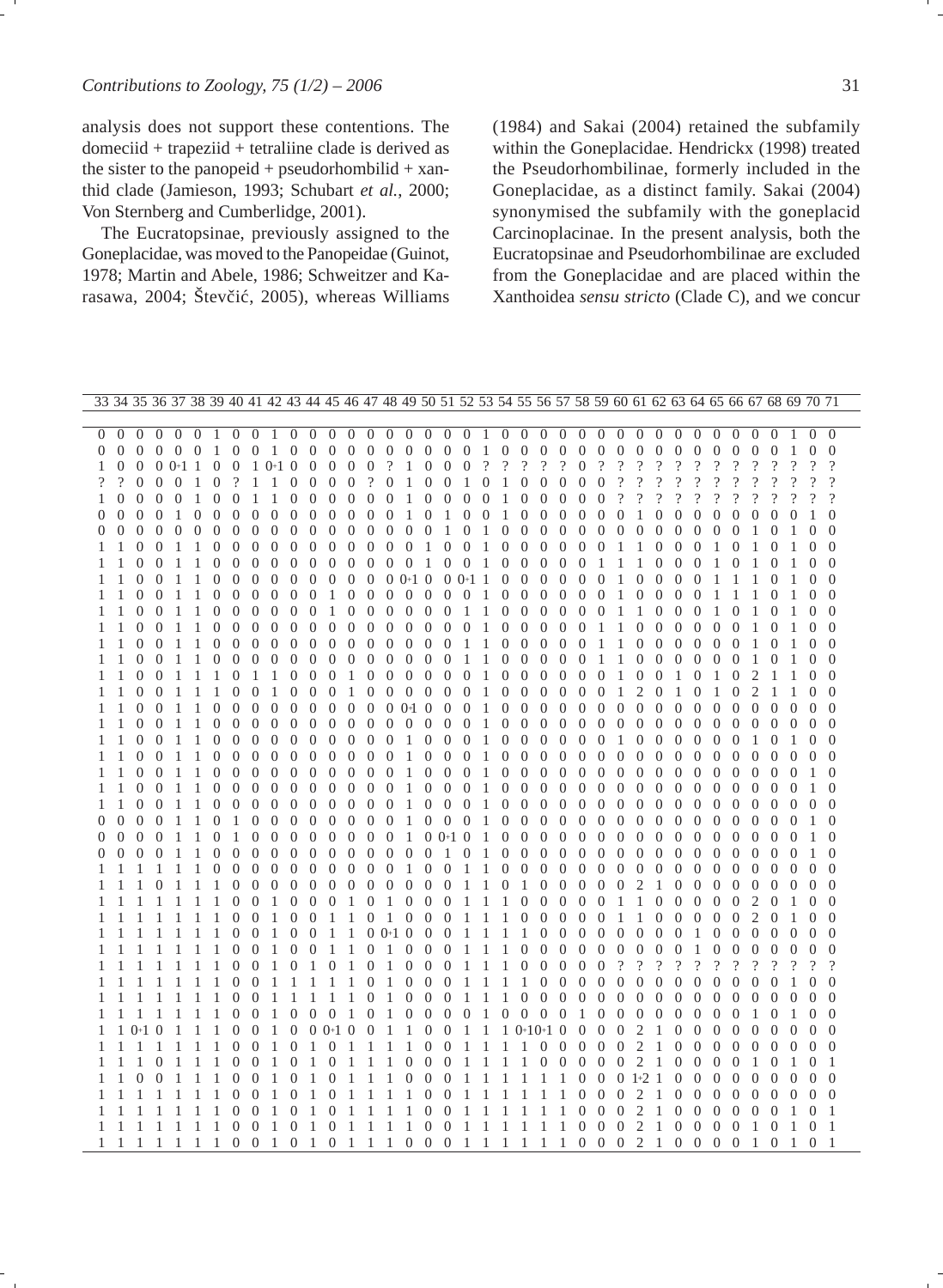analysis does not support these contentions. The domeciid + trapeziid + tetraliine clade is derived as the sister to the panopeid + pseudorhombilid + xanthid clade (Jamieson, 1993; Schubart *et al.*, 2000; Von Sternberg and Cumberlidge, 2001).

The Eucratopsinae, previously assigned to the Goneplacidae, was moved to the Panopeidae (Guinot, 1978; Martin and Abele, 1986; Schweitzer and Karasawa, 2004; Števčić, 2005), whereas Williams (1984) and Sakai (2004) retained the subfamily within the Goneplacidae. Hendrickx (1998) treated the Pseudorhombilinae, formerly included in the Goneplacidae, as a distinct family. Sakai (2004) synonymised the subfamily with the goneplacid Carcinoplacinae. In the present analysis, both the Eucratopsinae and Pseudorhombilinae are excluded from the Goneplacidae and are placed within the Xanthoidea *sensu stricto* (Clade C), and we concur

| 33 | 34 | 35 | 36 | 37 | 38 | 39 | 40 | 41 | 42 | 43 | 44 | 45 | 46 | 47 | 48 | 49 | 50 | 51 | 52 | 53 | 54 | 55 | 56 | 57 | 58 | 59 | 60 | 61 | 62 | 63 | 64 | 65 | 66 | 67 | 68 | 69 | 70 | 71 |
|---|---|---|---|---|---|---|---|---|---|---|---|---|---|---|---|---|---|---|---|---|---|---|---|---|---|---|---|---|---|---|---|---|---|---|---|---|---|---|
| 0 | 0 | 0 | 0 | 0 | 0 | 1 | 0 | 0 | 1 | 0 | 0 | 0 | 0 | 0 | 0 | 0 | 0 | 0 | 0 | 0 | 1 | 0 | 0 | 0 | 0 | 0 | 0 | 0 | 0 | 0 | 0 | 0 | 0 | 0 | 0 | 1 | 0 | 0 |
| 0 | 0 | 0 | 0 | 0 | 0 | 1 | 0 | 0 | 1 | 0 | 0 | 0 | 0 | 0 | 0 | 0 | 0 | 0 | 0 | 0 | 1 | 0 | 0 | 0 | 0 | 0 | 0 | 0 | 0 | 0 | 0 | 0 | 0 | 0 | 0 | 1 | 0 | 0 |
| 1 | 0 | 0 | 0 | 0+1 | 1 | 0 | 0 | 1 | 0+1 | 0 | 0 | 0 | 0 | 0 | ? | 1 | 0 | 0 | 0 | ? | ? | ? | ? | ? | 0 | ? | ? | ? | ? | ? | ? | ? | ? | ? | ? | ? | ? | ? |
| ? | ? | 0 | 0 | 0 | 1 | 0 | ? | 1 | 1 | 0 | 0 | 0 | 0 | ? | 0 | 1 | 0 | 0 | 1 | 0 | 1 | 0 | 0 | 0 | 0 | 0 | ? | ? | ? | ? | ? | ? | ? | ? | ? | ? | ? | ? |
| 1 | 0 | 0 | 0 | 0 | 1 | 0 | 0 | 1 | 1 | 0 | 0 | 0 | 0 | 0 | 0 | 1 | 0 | 0 | 0 | 0 | 1 | 0 | 0 | 0 | 0 | 0 | ? | ? | ? | ? | ? | ? | ? | ? | ? | ? | ? | ? |
| 0 | 0 | 0 | 0 | 1 | 0 | 0 | 0 | 0 | 0 | 0 | 0 | 0 | 0 | 0 | 0 | 1 | 0 | 1 | 0 | 0 | 1 | 0 | 0 | 0 | 0 | 0 | 0 | 0 | 1 | 0 | 0 | 0 | 0 | 0 | 0 | 0 | 1 | 0 |
| 0 | 0 | 0 | 0 | 0 | 0 | 0 | 0 | 0 | 0 | 0 | 0 | 0 | 0 | 0 | 0 | 0 | 0 | 1 | 0 | 1 | 0 | 0 | 0 | 0 | 0 | 0 | 0 | 0 | 0 | 0 | 0 | 0 | 0 | 1 | 0 | 1 | 0 | 0 |
| 1 | 1 | 0 | 0 | 1 | 1 | 0 | 0 | 0 | 0 | 0 | 0 | 0 | 0 | 0 | 0 | 0 | 1 | 0 | 0 | 1 | 0 | 0 | 0 | 0 | 0 | 0 | 1 | 1 | 0 | 0 | 0 | 1 | 0 | 1 | 0 | 1 | 0 | 0 |
| 1 | 1 | 0 | 0 | 1 | 1 | 0 | 0 | 0 | 0 | 0 | 0 | 0 | 0 | 0 | 0 | 0 | 1 | 0 | 0 | 1 | 0 | 0 | 0 | 0 | 0 | 1 | 1 | 1 | 0 | 0 | 0 | 1 | 0 | 1 | 0 | 1 | 0 | 0 |
| 1 | 1 | 0 | 0 | 1 | 1 | 0 | 0 | 0 | 0 | 0 | 0 | 0 | 0 | 0 | 0 | 0+1 | 0 | 0 | 0+1 | 1 | 0 | 0 | 0 | 0 | 0 | 0 | 1 | 0 | 0 | 0 | 0 | 1 | 1 | 1 | 0 | 1 | 0 | 0 |
| 1 | 1 | 0 | 0 | 1 | 1 | 0 | 0 | 0 | 0 | 0 | 0 | 1 | 0 | 0 | 0 | 0 | 0 | 0 | 0 | 1 | 0 | 0 | 0 | 0 | 0 | 0 | 1 | 0 | 0 | 0 | 0 | 1 | 1 | 1 | 0 | 1 | 0 | 0 |
| 1 | 1 | 0 | 0 | 1 | 1 | 0 | 0 | 0 | 0 | 0 | 0 | 1 | 0 | 0 | 0 | 0 | 0 | 0 | 1 | 1 | 0 | 0 | 0 | 0 | 0 | 0 | 1 | 1 | 0 | 0 | 0 | 1 | 0 | 1 | 0 | 1 | 0 | 0 |
| 1 | 1 | 0 | 0 | 1 | 1 | 0 | 0 | 0 | 0 | 0 | 0 | 0 | 0 | 0 | 0 | 0 | 0 | 0 | 0 | 1 | 0 | 0 | 0 | 0 | 0 | 0 | 1 | 1 | 0 | 0 | 0 | 0 | 0 | 1 | 0 | 1 | 0 | 0 |
| 1 | 1 | 0 | 0 | 1 | 1 | 0 | 0 | 0 | 0 | 0 | 0 | 0 | 0 | 0 | 0 | 0 | 0 | 0 | 1 | 1 | 0 | 0 | 0 | 0 | 0 | 1 | 1 | 0 | 0 | 0 | 0 | 0 | 0 | 1 | 0 | 1 | 0 | 0 |
| 1 | 1 | 0 | 0 | 1 | 1 | 0 | 0 | 0 | 0 | 0 | 0 | 0 | 0 | 0 | 0 | 0 | 0 | 0 | 1 | 1 | 0 | 0 | 0 | 0 | 0 | 1 | 1 | 0 | 0 | 0 | 0 | 0 | 0 | 1 | 0 | 1 | 0 | 0 |
| 1 | 1 | 0 | 0 | 1 | 1 | 1 | 0 | 1 | 1 | 0 | 0 | 0 | 1 | 0 | 0 | 0 | 0 | 0 | 0 | 1 | 0 | 0 | 0 | 0 | 0 | 0 | 1 | 0 | 0 | 1 | 0 | 1 | 0 | 2 | 1 | 1 | 0 | 0 |
| 1 | 1 | 0 | 0 | 1 | 1 | 1 | 0 | 0 | 1 | 0 | 0 | 0 | 1 | 0 | 0 | 0 | 0 | 0 | 0 | 1 | 0 | 0 | 0 | 0 | 0 | 0 | 1 | 2 | 0 | 1 | 0 | 1 | 0 | 2 | 1 | 1 | 0 | 0 |
| 1 | 1 | 0 | 0 | 1 | 1 | 0 | 0 | 0 | 0 | 0 | 0 | 0 | 0 | 0 | 0 | 0 | 0+1 | 0 | 0 | 1 | 0 | 0 | 0 | 0 | 0 | 0 | 0 | 0 | 0 | 0 | 0 | 0 | 0 | 0 | 0 | 0 | 0 | 0 |
| 1 | 1 | 0 | 0 | 1 | 1 | 0 | 0 | 0 | 0 | 0 | 0 | 0 | 0 | 0 | 0 | 0 | 0 | 0 | 0 | 1 | 0 | 0 | 0 | 0 | 0 | 0 | 0 | 0 | 0 | 0 | 0 | 0 | 0 | 0 | 0 | 0 | 0 | 0 |
| 1 | 1 | 0 | 0 | 1 | 1 | 0 | 0 | 0 | 0 | 0 | 0 | 0 | 0 | 0 | 0 | 1 | 0 | 0 | 0 | 1 | 0 | 0 | 0 | 0 | 0 | 0 | 1 | 0 | 0 | 0 | 0 | 0 | 0 | 1 | 0 | 1 | 0 | 0 |
| 1 | 1 | 0 | 0 | 1 | 1 | 0 | 0 | 0 | 0 | 0 | 0 | 0 | 0 | 0 | 0 | 1 | 0 | 0 | 0 | 1 | 0 | 0 | 0 | 0 | 0 | 0 | 0 | 0 | 0 | 0 | 0 | 0 | 0 | 0 | 0 | 0 | 0 | 0 |
| 1 | 1 | 0 | 0 | 1 | 1 | 0 | 0 | 0 | 0 | 0 | 0 | 0 | 0 | 0 | 0 | 1 | 0 | 0 | 0 | 1 | 0 | 0 | 0 | 0 | 0 | 0 | 0 | 0 | 0 | 0 | 0 | 0 | 0 | 0 | 0 | 0 | 1 | 0 |
| 1 | 1 | 0 | 0 | 1 | 1 | 0 | 0 | 0 | 0 | 0 | 0 | 0 | 0 | 0 | 0 | 1 | 0 | 0 | 0 | 1 | 0 | 0 | 0 | 0 | 0 | 0 | 0 | 0 | 0 | 0 | 0 | 0 | 0 | 0 | 0 | 0 | 1 | 0 |
| 1 | 1 | 0 | 0 | 1 | 1 | 0 | 0 | 0 | 0 | 0 | 0 | 0 | 0 | 0 | 0 | 1 | 0 | 0 | 0 | 1 | 0 | 0 | 0 | 0 | 0 | 0 | 0 | 0 | 0 | 0 | 0 | 0 | 0 | 0 | 0 | 0 | 0 | 0 |
| 0 | 0 | 0 | 0 | 1 | 0 | 1 | 0 | 0 | 0 | 0 | 0 | 0 | 0 | 0 | 0 | 1 | 0 | 0 | 0 | 1 | 0 | 0 | 0 | 0 | 0 | 0 | 0 | 0 | 0 | 0 | 0 | 0 | 0 | 0 | 0 | 0 | 1 | 0 |
| 0 | 0 | 0 | 0 | 1 | 1 | 0 | 1 | 0 | 0 | 0 | 0 | 0 | 0 | 0 | 0 | 1 | 0 | 0+1 | 0 | 1 | 0 | 0 | 0 | 0 | 0 | 0 | 0 | 0 | 0 | 0 | 0 | 0 | 0 | 0 | 0 | 0 | 1 | 0 |
| 0 | 0 | 0 | 0 | 1 | 1 | 0 | 0 | 0 | 0 | 0 | 0 | 0 | 0 | 0 | 0 | 0 | 0 | 1 | 0 | 1 | 0 | 0 | 0 | 0 | 0 | 0 | 0 | 0 | 0 | 0 | 0 | 0 | 0 | 0 | 0 | 0 | 1 | 0 |
| 1 | 1 | 1 | 1 | 1 | 1 | 0 | 0 | 0 | 0 | 0 | 0 | 0 | 0 | 0 | 0 | 1 | 0 | 0 | 1 | 1 | 0 | 0 | 0 | 0 | 0 | 0 | 0 | 0 | 0 | 0 | 0 | 0 | 0 | 0 | 0 | 0 | 0 | 0 |
| 1 | 1 | 1 | 0 | 1 | 1 | 1 | 0 | 0 | 0 | 0 | 0 | 0 | 0 | 0 | 0 | 0 | 0 | 0 | 1 | 1 | 0 | 1 | 0 | 0 | 0 | 0 | 0 | 2 | 1 | 0 | 0 | 0 | 0 | 0 | 0 | 0 | 0 | 0 |
| 1 | 1 | 1 | 1 | 1 | 1 | 1 | 0 | 0 | 1 | 0 | 0 | 0 | 1 | 0 | 1 | 0 | 0 | 0 | 1 | 1 | 1 | 0 | 0 | 0 | 0 | 0 | 1 | 1 | 0 | 0 | 0 | 0 | 0 | 2 | 0 | 1 | 0 | 0 |
| 1 | 1 | 1 | 1 | 1 | 1 | 1 | 0 | 0 | 1 | 0 | 0 | 1 | 1 | 0 | 1 | 0 | 0 | 0 | 1 | 1 | 1 | 0 | 0 | 0 | 0 | 0 | 1 | 1 | 0 | 0 | 0 | 0 | 0 | 2 | 0 | 1 | 0 | 0 |
| 1 | 1 | 1 | 1 | 1 | 1 | 1 | 0 | 0 | 1 | 0 | 0 | 1 | 1 | 0 | 0+1 | 0 | 0 | 0 | 1 | 1 | 1 | 1 | 0 | 0 | 0 | 0 | 0 | 0 | 0 | 0 | 1 | 0 | 0 | 0 | 0 | 0 | 0 | 0 |
| 1 | 1 | 1 | 1 | 1 | 1 | 1 | 0 | 0 | 1 | 0 | 0 | 1 | 1 | 0 | 1 | 0 | 0 | 0 | 1 | 1 | 1 | 0 | 0 | 0 | 0 | 0 | 0 | 0 | 0 | 0 | 1 | 0 | 0 | 0 | 0 | 0 | 0 | 0 |
| 1 | 1 | 1 | 1 | 1 | 1 | 1 | 0 | 0 | 1 | 0 | 1 | 0 | 1 | 0 | 1 | 0 | 0 | 0 | 1 | 1 | 1 | 0 | 0 | 0 | 0 | 0 | ? | ? | ? | ? | ? | ? | ? | ? | ? | ? | ? | ? |
| 1 | 1 | 1 | 1 | 1 | 1 | 1 | 0 | 0 | 1 | 1 | 1 | 1 | 1 | 0 | 1 | 0 | 0 | 0 | 1 | 1 | 1 | 1 | 0 | 0 | 0 | 0 | 0 | 0 | 0 | 0 | 0 | 0 | 0 | 0 | 0 | 1 | 0 | 0 |
| 1 | 1 | 1 | 1 | 1 | 1 | 1 | 0 | 0 | 1 | 1 | 1 | 1 | 1 | 0 | 1 | 0 | 0 | 0 | 1 | 1 | 1 | 0 | 0 | 0 | 0 | 0 | 0 | 0 | 0 | 0 | 0 | 0 | 0 | 0 | 0 | 0 | 0 | 0 |
| 1 | 1 | 1 | 1 | 1 | 1 | 1 | 0 | 0 | 1 | 0 | 0 | 0 | 1 | 0 | 1 | 0 | 0 | 0 | 0 | 1 | 0 | 0 | 0 | 0 | 1 | 0 | 0 | 0 | 0 | 0 | 0 | 0 | 0 | 1 | 0 | 1 | 0 | 0 |
| 1 | 1 | 0+1 | 0 | 1 | 1 | 1 | 0 | 0 | 1 | 0 | 0 | 0+1 | 0 | 0 | 1 | 1 | 0 | 0 | 1 | 1 | 1 | 0+1 | 0+1 | 0 | 0 | 0 | 0 | 2 | 1 | 0 | 0 | 0 | 0 | 0 | 0 | 0 | 0 | 0 |
| 1 | 1 | 1 | 1 | 1 | 1 | 1 | 0 | 0 | 1 | 0 | 1 | 0 | 1 | 1 | 1 | 1 | 0 | 0 | 1 | 1 | 1 | 1 | 0 | 0 | 0 | 0 | 0 | 2 | 1 | 0 | 0 | 0 | 0 | 0 | 0 | 0 | 0 | 0 |
| 1 | 1 | 1 | 0 | 1 | 1 | 1 | 0 | 0 | 1 | 0 | 1 | 0 | 1 | 1 | 1 | 0 | 0 | 0 | 1 | 1 | 1 | 1 | 0 | 0 | 0 | 0 | 0 | 2 | 1 | 0 | 0 | 0 | 0 | 1 | 0 | 1 | 0 | 1 |
| 1 | 1 | 0 | 0 | 1 | 1 | 1 | 0 | 0 | 1 | 0 | 1 | 0 | 1 | 1 | 1 | 0 | 0 | 0 | 1 | 1 | 1 | 1 | 1 | 1 | 0 | 0 | 0 | 1+2 | 1 | 0 | 0 | 0 | 0 | 0 | 0 | 0 | 0 | 0 |
| 1 | 1 | 1 | 1 | 1 | 1 | 1 | 0 | 0 | 1 | 0 | 1 | 0 | 1 | 1 | 1 | 1 | 0 | 0 | 1 | 1 | 1 | 1 | 1 | 1 | 0 | 0 | 0 | 2 | 1 | 0 | 0 | 0 | 0 | 0 | 0 | 0 | 0 | 0 |
| 1 | 1 | 1 | 1 | 1 | 1 | 1 | 0 | 0 | 1 | 0 | 1 | 0 | 1 | 1 | 1 | 1 | 0 | 0 | 1 | 1 | 1 | 1 | 1 | 1 | 0 | 0 | 0 | 2 | 1 | 0 | 0 | 0 | 0 | 0 | 0 | 1 | 0 | 1 |
| 1 | 1 | 1 | 1 | 1 | 1 | 1 | 0 | 0 | 1 | 0 | 1 | 0 | 1 | 1 | 1 | 1 | 0 | 0 | 1 | 1 | 1 | 1 | 1 | 1 | 0 | 0 | 0 | 2 | 1 | 0 | 0 | 0 | 0 | 1 | 0 | 1 | 0 | 1 |
| 1 | 1 | 1 | 1 | 1 | 1 | 1 | 0 | 0 | 1 | 0 | 1 | 0 | 1 | 1 | 1 | 0 | 0 | 0 | 1 | 1 | 1 | 1 | 1 | 1 | 0 | 0 | 0 | 2 | 1 | 0 | 0 | 0 | 0 | 1 | 0 | 1 | 0 | 1 |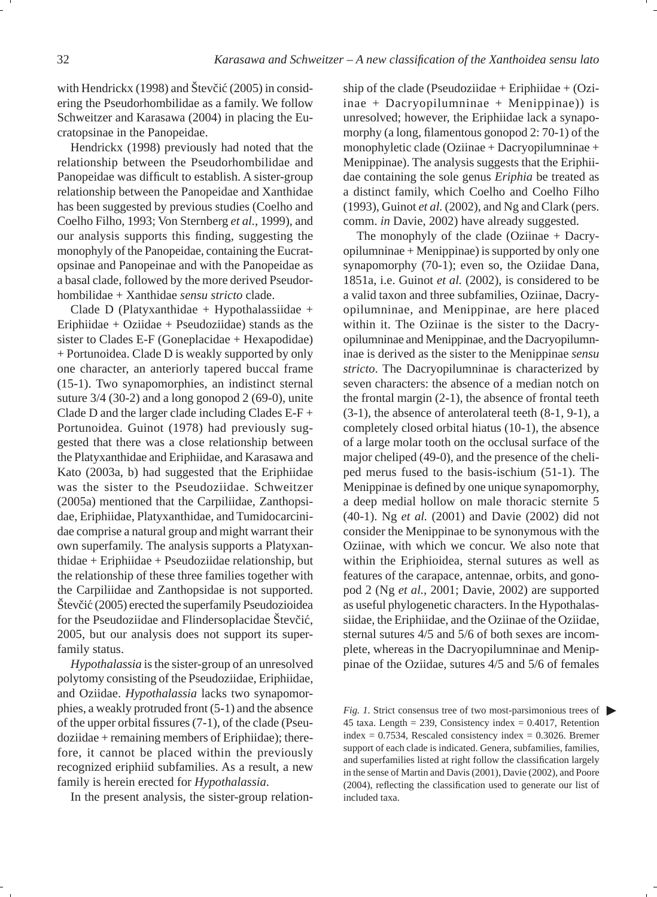with Hendrickx (1998) and Števčić (2005) in considering the Pseudorhombilidae as a family. We follow Schweitzer and Karasawa (2004) in placing the Eucratopsinae in the Panopeidae.

Hendrickx (1998) previously had noted that the relationship between the Pseudorhombilidae and Panopeidae was difficult to establish. A sister-group relationship between the Panopeidae and Xanthidae has been suggested by previous studies (Coelho and Coelho Filho, 1993; Von Sternberg *et al.*, 1999), and our analysis supports this finding, suggesting the monophyly of the Panopeidae, containing the Eucratopsinae and Panopeinae and with the Panopeidae as a basal clade, followed by the more derived Pseudorhombilidae + Xanthidae *sensu stricto* clade.

Clade D (Platyxanthidae + Hypothalassiidae + Eriphiidae + Oziidae + Pseudoziidae) stands as the sister to Clades E-F (Goneplacidae + Hexapodidae) + Portunoidea. Clade D is weakly supported by only one character, an anteriorly tapered buccal frame (15-1). Two synapomorphies, an indistinct sternal suture 3/4 (30-2) and a long gonopod 2 (69-0), unite Clade D and the larger clade including Clades E-F + Portunoidea. Guinot (1978) had previously suggested that there was a close relationship between the Platyxanthidae and Eriphiidae, and Karasawa and Kato (2003a, b) had suggested that the Eriphiidae was the sister to the Pseudoziidae. Schweitzer (2005a) mentioned that the Carpiliidae, Zanthopsidae, Eriphiidae, Platyxanthidae, and Tumidocarcinidae comprise a natural group and might warrant their own superfamily. The analysis supports a Platyxanthidae + Eriphiidae + Pseudoziidae relationship, but the relationship of these three families together with the Carpiliidae and Zanthopsidae is not supported. Števčić (2005) erected the superfamily Pseudozioidea for the Pseudoziidae and Flindersoplacidae Števčić, 2005, but our analysis does not support its superfamily status.

*Hypothalassia* is the sister-group of an unresolved polytomy consisting of the Pseudoziidae, Eriphiidae, and Oziidae. *Hypothalassia* lacks two synapomorphies, a weakly protruded front (5-1) and the absence of the upper orbital fissures (7-1), of the clade (Pseudoziidae + remaining members of Eriphiidae); therefore, it cannot be placed within the previously recognized eriphiid subfamilies. As a result, a new family is herein erected for *Hypothalassia*.

In the present analysis, the sister-group relationship of the clade (Pseudoziidae + Eriphiidae + (Oziinae + Dacryopilumninae + Menippinae)) is unresolved; however, the Eriphiidae lack a synapomorphy (a long, filamentous gonopod 2: 70-1) of the monophyletic clade (Oziinae + Dacryopilumninae + Menippinae). The analysis suggests that the Eriphiidae containing the sole genus *Eriphia* be treated as a distinct family, which Coelho and Coelho Filho (1993), Guinot *et al.* (2002), and Ng and Clark (pers. comm. *in* Davie, 2002) have already suggested.

The monophyly of the clade (Oziinae + Dacryopilumninae + Menippinae) is supported by only one synapomorphy (70-1); even so, the Oziidae Dana, 1851a, i.e. Guinot *et al.* (2002), is considered to be a valid taxon and three subfamilies, Oziinae, Dacryopilumninae, and Menippinae, are here placed within it. The Oziinae is the sister to the Dacryopilumninae and Menippinae, and the Dacryopilumninae is derived as the sister to the Menippinae *sensu stricto*. The Dacryopilumninae is characterized by seven characters: the absence of a median notch on the frontal margin (2-1), the absence of frontal teeth (3-1), the absence of anterolateral teeth (8-1, 9-1), a completely closed orbital hiatus (10-1), the absence of a large molar tooth on the occlusal surface of the major cheliped (49-0), and the presence of the cheliped merus fused to the basis-ischium (51-1). The Menippinae is defined by one unique synapomorphy, a deep medial hollow on male thoracic sternite 5 (40-1). Ng *et al.* (2001) and Davie (2002) did not consider the Menippinae to be synonymous with the Oziinae, with which we concur. We also note that within the Eriphioidea, sternal sutures as well as features of the carapace, antennae, orbits, and gonopod 2 (Ng *et al.*, 2001; Davie, 2002) are supported as useful phylogenetic characters. In the Hypothalassiidae, the Eriphiidae, and the Oziinae of the Oziidae, sternal sutures 4/5 and 5/6 of both sexes are incomplete, whereas in the Dacryopilumninae and Menippinae of the Oziidae, sutures 4/5 and 5/6 of females

*Fig. 1.* Strict consensus tree of two most-parsimonious trees of 45 taxa. Length = 239, Consistency index = 0.4017, Retention index = 0.7534, Rescaled consistency index = 0.3026. Bremer support of each clade is indicated. Genera, subfamilies, families, and superfamilies listed at right follow the classification largely in the sense of Martin and Davis (2001), Davie (2002), and Poore (2004), reflecting the classification used to generate our list of included taxa.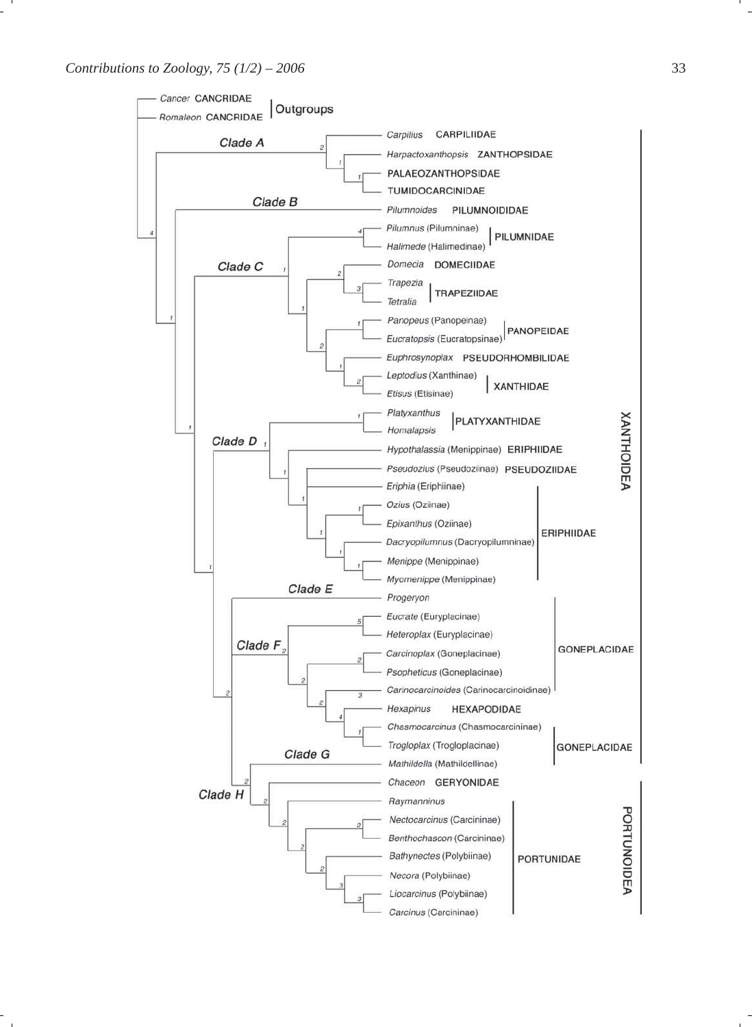*Cancer* CANCRIDAE

*Romaleon* CANCRIDAE

Outgroups

Clade A

*Carpilius* CARPILIIDAE

*Harpactoxanthopsis* ZANTHOPSIDAE

PALAEOZANTHOPSIDAE

TUMIDOCARCINIDAE

Clade B

*Pilumnoides* PILUMNOIDIDAE

Clade C

*Pilumnus* (Pilumninae)

*Halimede* (Halimedinae)

PILUMNIDAE

*Domecia* DOMECIIDAE

*Trapezia*

*Tetralia*

TRAPEZIIDAE

*Panopeus* (Panopeinae)

*Eucratopsis* (Eucratopsinae)

PANOPEIDAE

*Euphrosynoplax* PSEUDORHOMBILIDAE

*Leptodius* (Xanthinae)

*Etisus* (Etisinae)

XANTHIDAE

Clade D

*Platyxanthus*

*Homalapsis*

PLATYXANTHIDAE

*Hypothalassia* (Menippinae) ERIPHIIDAE

*Pseudozius* (Pseudoziinae) PSEUDOZIIDAE

*Eriphia* (Eriphiinae)

*Ozius* (Oziinae)

*Epixanthus* (Oziinae)

*Dacryopilumnus* (Dacryopilumninae)

*Menippe* (Menippinae)

*Myomenippe* (Menippinae)

ERIPHIIDAE

Clade E

*Progeryon*

Clade F

*Eucrate* (Euryplacinae)

*Heteroplax* (Euryplacinae)

*Carcinoplax* (Goneplacinae)

*Psopheticus* (Goneplacinae)

*Carinocarcinoides* (Carinocarcinoidinae)

GONEPLACIDAE

*Hexapinus* HEXAPODIDAE

*Chasmocarcinus* (Chasmocarcininae)

*Trogloplax* (Trogloplacinae)

GONEPLACIDAE

Clade G

*Mathildella* (Mathildellinae)

XANTHOIDEA

Clade H

*Chaceon* GERYONIDAE

*Raymanninus*

*Nectocarcinus* (Carcininae)

*Benthochascon* (Carcininae)

*Bathynectes* (Polybiinae)

*Necora* (Polybiinae)

*Liocarcinus* (Polybiinae)

*Carcinus* (Carcininae)

PORTUNIDAE

PORTUNOIDEA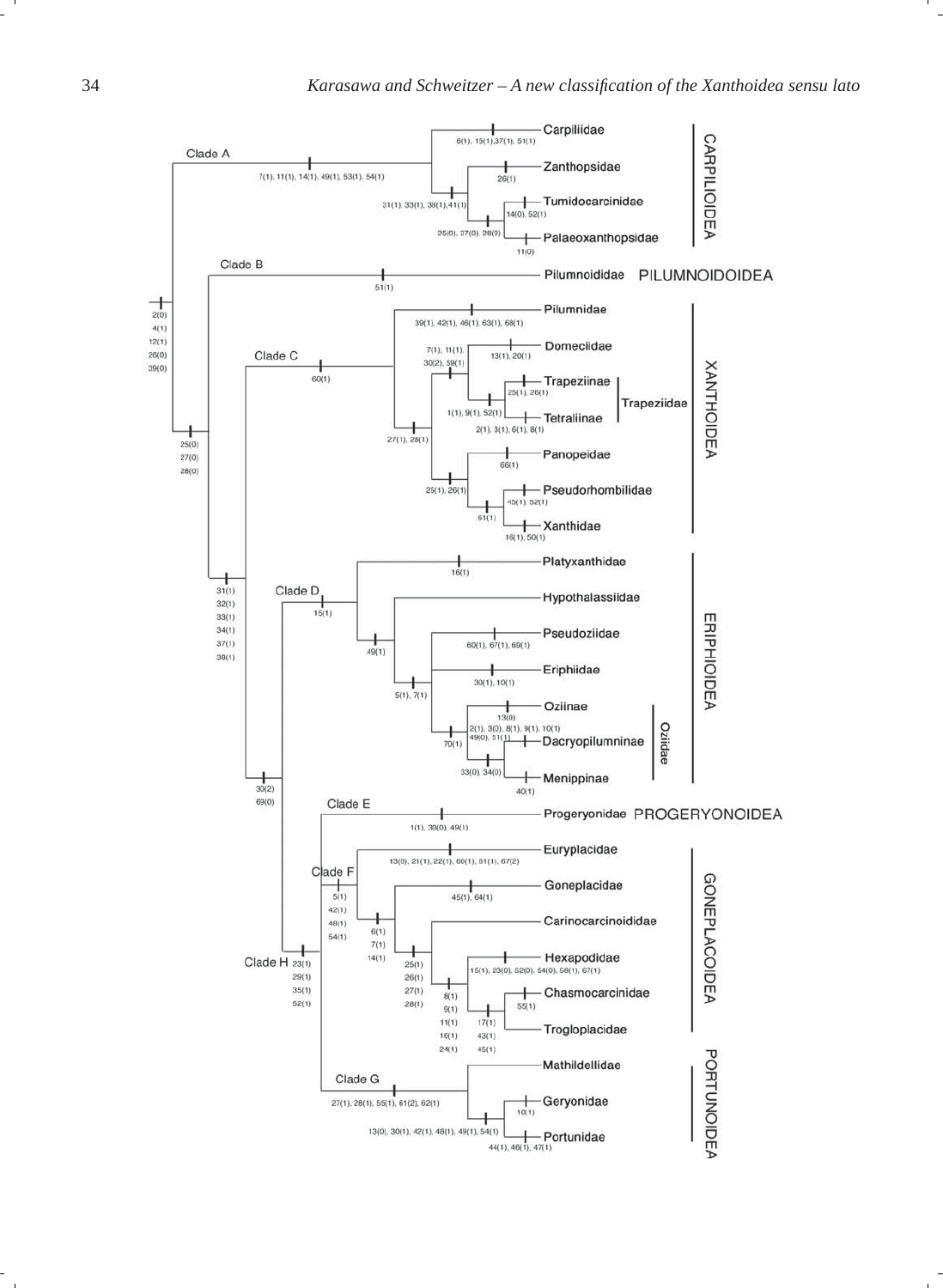**Clade A** — 7(1), 11(1), 14(1), 49(1), 53(1), 54(1)

- CARPILIOIDEA
  - Carpiliidae — 6(1), 15(1), 37(1), 51(1)
  - 31(1), 33(1), 38(1), 41(1)
    - Zanthopsidae — 26(1)
    - 25(0), 27(0), 28(0)
      - Tumidocarcinidae — 14(0), 52(1)
      - Palaeoxanthopsidae — 11(0)

Root: 2(0), 4(1), 12(1), 26(0), 39(0)

Node: 25(0), 27(0), 28(0)

**Clade B**

- PILUMNOIDOIDEA
  - Pilumnoididae — 51(1)

Node: 31(1), 32(1), 33(1), 34(1), 37(1), 38(1)

**Clade C** — 60(1)

- XANTHOIDEA
  - 27(1), 28(1)
    - Pilumnidae — 39(1), 42(1), 46(1), 63(1), 68(1)
    - 7(1), 11(1), 30(2), 59(1)
      - Domeciidae — 13(1), 20(1)
      - Trapeziidae — 1(1), 9(1), 52(1)
        - Trapeziinae — 25(1), 26(1)
        - Tetraliinae — 2(1), 3(1), 6(1), 8(1)
  - 25(1), 26(1)
    - Panopeidae — 66(1)
    - 61(1)
      - Pseudorhombilidae — 45(1), 52(1)
      - Xanthidae — 16(1), 50(1)

Node: 30(2), 69(0)

**Clade D** — 15(1)

- ERIPHIOIDEA
  - Platyxanthidae — 16(1)
  - 49(1)
    - Hypothalassiidae
    - 5(1), 7(1)
      - Pseudoziidae — 60(1), 67(1), 69(1)
      - Eriphiidae — 30(1), 10(1)
      - Oziidae — 70(1)
        - Oziinae — 13(0)
        - 33(0), 34(0)
          - Dacryopilumninae — 2(1), 3(0), 8(1), 9(1), 10(1), 49(0), 51(1)
          - Menippinae — 40(1)

**Clade H** — 23(1), 29(1), 35(1), 52(1)

**Clade E**

- PROGERYONOIDEA
  - Progeryonidae — 1(1), 30(0), 49(1)

**Clade F** — 5(1), 42(1), 48(1), 54(1)

- GONEPLACOIDEA
  - Euryplacidae — 13(0), 21(1), 22(1), 60(1), 61(1), 67(2)
  - 6(1), 7(1), 14(1)
    - Goneplacidae — 45(1), 64(1)
    - 25(1), 26(1), 27(1), 28(1)
      - Carinocarcinoididae
      - 8(1), 9(1), 11(1), 16(1), 24(1)
        - Hexapodidae — 15(1), 23(0), 52(0), 54(0), 58(1), 67(1)
        - 17(1), 43(1), 45(1)
          - Chasmocarcinidae — 55(1)
          - Trogloplacidae

**Clade G** — 27(1), 28(1), 55(1), 61(2), 62(1)

- PORTUNOIDEA
  - Mathildellidae
  - 13(0), 30(1), 42(1), 48(1), 49(1), 54(1)
    - Geryonidae — 10(1)
    - Portunidae — 44(1), 46(1), 47(1)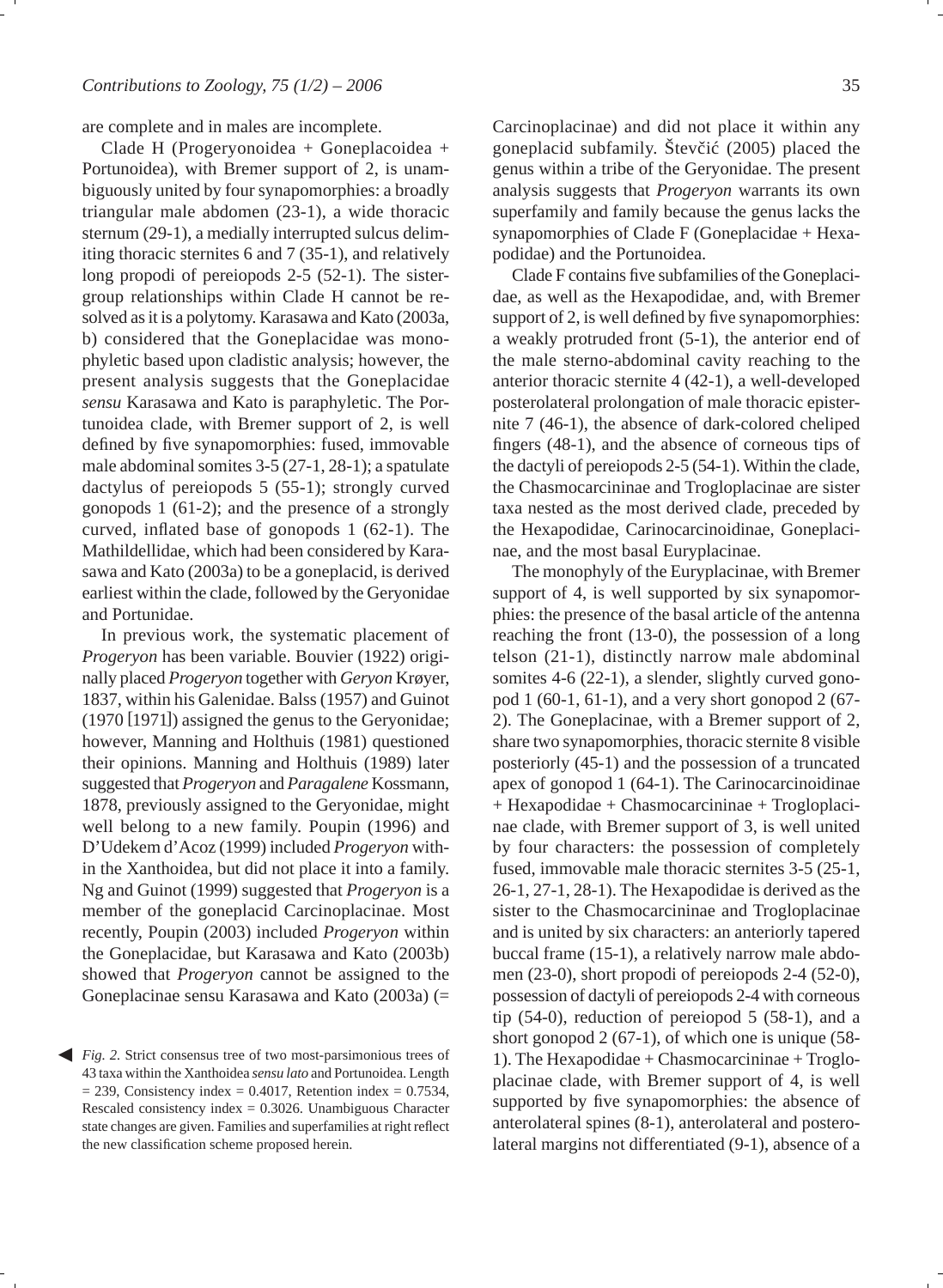are complete and in males are incomplete.

Clade H (Progeryonoidea + Goneplacoidea + Portunoidea), with Bremer support of 2, is unambiguously united by four synapomorphies: a broadly triangular male abdomen (23-1), a wide thoracic sternum (29-1), a medially interrupted sulcus delimiting thoracic sternites 6 and 7 (35-1), and relatively long propodi of pereiopods 2-5 (52-1). The sister-group relationships within Clade H cannot be resolved as it is a polytomy. Karasawa and Kato (2003a, b) considered that the Goneplacidae was monophyletic based upon cladistic analysis; however, the present analysis suggests that the Goneplacidae *sensu* Karasawa and Kato is paraphyletic. The Portunoidea clade, with Bremer support of 2, is well defined by five synapomorphies: fused, immovable male abdominal somites 3-5 (27-1, 28-1); a spatulate dactylus of pereiopods 5 (55-1); strongly curved gonopods 1 (61-2); and the presence of a strongly curved, inflated base of gonopods 1 (62-1). The Mathildellidae, which had been considered by Karasawa and Kato (2003a) to be a goneplacid, is derived earliest within the clade, followed by the Geryonidae and Portunidae.

In previous work, the systematic placement of *Progeryon* has been variable. Bouvier (1922) originally placed *Progeryon* together with *Geryon* Krøyer, 1837, within his Galenidae. Balss (1957) and Guinot (1970 [1971]) assigned the genus to the Geryonidae; however, Manning and Holthuis (1981) questioned their opinions. Manning and Holthuis (1989) later suggested that *Progeryon* and *Paragalene* Kossmann, 1878, previously assigned to the Geryonidae, might well belong to a new family. Poupin (1996) and D'Udekem d'Acoz (1999) included *Progeryon* within the Xanthoidea, but did not place it into a family. Ng and Guinot (1999) suggested that *Progeryon* is a member of the goneplacid Carcinoplacinae. Most recently, Poupin (2003) included *Progeryon* within the Goneplacidae, but Karasawa and Kato (2003b) showed that *Progeryon* cannot be assigned to the Goneplacinae sensu Karasawa and Kato (2003a) (= Carcinoplacinae) and did not place it within any goneplacid subfamily. Števčić (2005) placed the genus within a tribe of the Geryonidae. The present analysis suggests that *Progeryon* warrants its own superfamily and family because the genus lacks the synapomorphies of Clade F (Goneplacidae + Hexapodidae) and the Portunoidea.

Clade F contains five subfamilies of the Goneplacidae, as well as the Hexapodidae, and, with Bremer support of 2, is well defined by five synapomorphies: a weakly protruded front (5-1), the anterior end of the male sterno-abdominal cavity reaching to the anterior thoracic sternite 4 (42-1), a well-developed posterolateral prolongation of male thoracic episternite 7 (46-1), the absence of dark-colored cheliped fingers (48-1), and the absence of corneous tips of the dactyli of pereiopods 2-5 (54-1). Within the clade, the Chasmocarcininae and Trogloplacinae are sister taxa nested as the most derived clade, preceded by the Hexapodidae, Carinocarcinoidinae, Goneplacinae, and the most basal Euryplacinae.

The monophyly of the Euryplacinae, with Bremer support of 4, is well supported by six synapomorphies: the presence of the basal article of the antenna reaching the front (13-0), the possession of a long telson (21-1), distinctly narrow male abdominal somites 4-6 (22-1), a slender, slightly curved gonopod 1 (60-1, 61-1), and a very short gonopod 2 (67-2). The Goneplacinae, with a Bremer support of 2, share two synapomorphies, thoracic sternite 8 visible posteriorly (45-1) and the possession of a truncated apex of gonopod 1 (64-1). The Carinocarcinoidinae + Hexapodidae + Chasmocarcininae + Trogloplacinae clade, with Bremer support of 3, is well united by four characters: the possession of completely fused, immovable male thoracic sternites 3-5 (25-1, 26-1, 27-1, 28-1). The Hexapodidae is derived as the sister to the Chasmocarcininae and Trogloplacinae and is united by six characters: an anteriorly tapered buccal frame (15-1), a relatively narrow male abdomen (23-0), short propodi of pereiopods 2-4 (52-0), possession of dactyli of pereiopods 2-4 with corneous tip (54-0), reduction of pereiopod 5 (58-1), and a short gonopod 2 (67-1), of which one is unique (58-1). The Hexapodidae + Chasmocarcininae + Trogloplacinae clade, with Bremer support of 4, is well supported by five synapomorphies: the absence of anterolateral spines (8-1), anterolateral and posterolateral margins not differentiated (9-1), absence of a

*Fig. 2.* Strict consensus tree of two most-parsimonious trees of 43 taxa within the Xanthoidea *sensu lato* and Portunoidea. Length = 239, Consistency index = 0.4017, Retention index = 0.7534, Rescaled consistency index = 0.3026. Unambiguous Character state changes are given. Families and superfamilies at right reflect the new classification scheme proposed herein.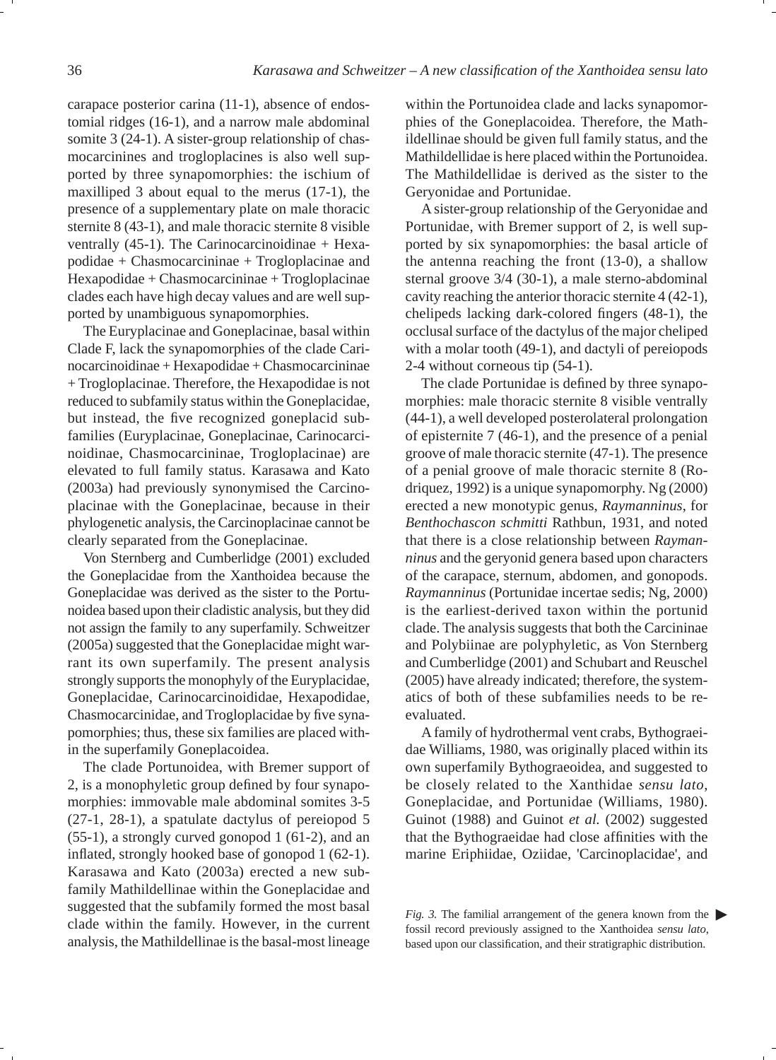carapace posterior carina (11-1), absence of endostomial ridges (16-1), and a narrow male abdominal somite 3 (24-1). A sister-group relationship of chasmocarcinines and trogloplacines is also well supported by three synapomorphies: the ischium of maxilliped 3 about equal to the merus (17-1), the presence of a supplementary plate on male thoracic sternite 8 (43-1), and male thoracic sternite 8 visible ventrally (45-1). The Carinocarcinoidinae + Hexapodidae + Chasmocarcininae + Trogloplacinae and Hexapodidae + Chasmocarcininae + Trogloplacinae clades each have high decay values and are well supported by unambiguous synapomorphies.

The Euryplacinae and Goneplacinae, basal within Clade F, lack the synapomorphies of the clade Carinocarcinoidinae + Hexapodidae + Chasmocarcininae + Trogloplacinae. Therefore, the Hexapodidae is not reduced to subfamily status within the Goneplacidae, but instead, the five recognized goneplacid subfamilies (Euryplacinae, Goneplacinae, Carinocarcinoidinae, Chasmocarcininae, Trogloplacinae) are elevated to full family status. Karasawa and Kato (2003a) had previously synonymised the Carcinoplacinae with the Goneplacinae, because in their phylogenetic analysis, the Carcinoplacinae cannot be clearly separated from the Goneplacinae.

Von Sternberg and Cumberlidge (2001) excluded the Goneplacidae from the Xanthoidea because the Goneplacidae was derived as the sister to the Portunoidea based upon their cladistic analysis, but they did not assign the family to any superfamily. Schweitzer (2005a) suggested that the Goneplacidae might warrant its own superfamily. The present analysis strongly supports the monophyly of the Euryplacidae, Goneplacidae, Carinocarcinoididae, Hexapodidae, Chasmocarcinidae, and Trogloplacidae by five synapomorphies; thus, these six families are placed within the superfamily Goneplacoidea.

The clade Portunoidea, with Bremer support of 2, is a monophyletic group defined by four synapomorphies: immovable male abdominal somites 3-5 (27-1, 28-1), a spatulate dactylus of pereiopod 5 (55-1), a strongly curved gonopod 1 (61-2), and an inflated, strongly hooked base of gonopod 1 (62-1). Karasawa and Kato (2003a) erected a new subfamily Mathildellinae within the Goneplacidae and suggested that the subfamily formed the most basal clade within the family. However, in the current analysis, the Mathildellinae is the basal-most lineage within the Portunoidea clade and lacks synapomorphies of the Goneplacoidea. Therefore, the Mathildellinae should be given full family status, and the Mathildellidae is here placed within the Portunoidea. The Mathildellidae is derived as the sister to the Geryonidae and Portunidae.

A sister-group relationship of the Geryonidae and Portunidae, with Bremer support of 2, is well supported by six synapomorphies: the basal article of the antenna reaching the front (13-0), a shallow sternal groove 3/4 (30-1), a male sterno-abdominal cavity reaching the anterior thoracic sternite 4 (42-1), chelipeds lacking dark-colored fingers (48-1), the occlusal surface of the dactylus of the major cheliped with a molar tooth (49-1), and dactyli of pereiopods 2-4 without corneous tip (54-1).

The clade Portunidae is defined by three synapomorphies: male thoracic sternite 8 visible ventrally (44-1), a well developed posterolateral prolongation of episternite 7 (46-1), and the presence of a penial groove of male thoracic sternite (47-1). The presence of a penial groove of male thoracic sternite 8 (Rodriquez, 1992) is a unique synapomorphy. Ng (2000) erected a new monotypic genus, *Raymanninus*, for *Benthochascon schmitti* Rathbun, 1931, and noted that there is a close relationship between *Raymanninus* and the geryonid genera based upon characters of the carapace, sternum, abdomen, and gonopods. *Raymanninus* (Portunidae incertae sedis; Ng, 2000) is the earliest-derived taxon within the portunid clade. The analysis suggests that both the Carcininae and Polybiinae are polyphyletic, as Von Sternberg and Cumberlidge (2001) and Schubart and Reuschel (2005) have already indicated; therefore, the systematics of both of these subfamilies needs to be reevaluated.

A family of hydrothermal vent crabs, Bythograeidae Williams, 1980, was originally placed within its own superfamily Bythograeoidea, and suggested to be closely related to the Xanthidae *sensu lato*, Goneplacidae, and Portunidae (Williams, 1980). Guinot (1988) and Guinot *et al.* (2002) suggested that the Bythograeidae had close affinities with the marine Eriphiidae, Oziidae, 'Carcinoplacidae', and

*Fig. 3.* The familial arrangement of the genera known from the fossil record previously assigned to the Xanthoidea *sensu lato*, based upon our classification, and their stratigraphic distribution.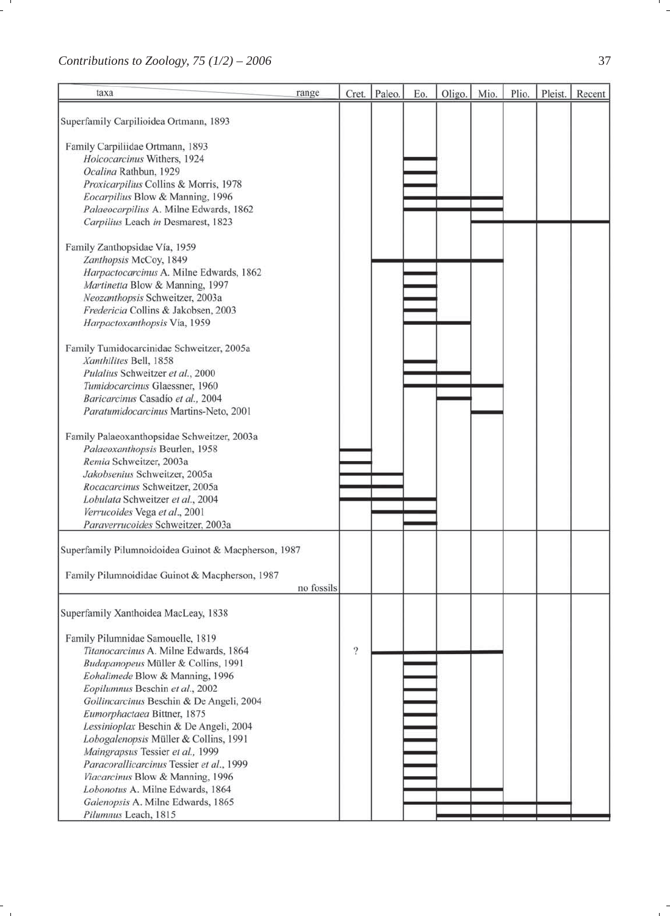| taxa / range | Cret. | Paleo. | Eo. | Oligo. | Mio. | Plio. | Pleist. | Recent |
|---|---|---|---|---|---|---|---|---|
| **Superfamily Carpilioidea Ortmann, 1893** | | | | | | | | |
| Family Carpiliidae Ortmann, 1893 | | | | | | | | |
| *Holcocarcinus* Withers, 1924 | | | — | | | | | |
| *Ocalina* Rathbun, 1929 | | | — | | | | | |
| *Proxicarpilius* Collins & Morris, 1978 | | | — | | | | | |
| *Eocarpilius* Blow & Manning, 1996 | | | — | — | — | | | |
| *Palaeocarpilius* A. Milne Edwards, 1862 | | | — | — | — | | | |
| *Carpilius* Leach *in* Desmarest, 1823 | | | | | — | — | — | — |
| Family Zanthopsidae Vía, 1959 | | | | | | | | |
| *Zanthopsis* McCoy, 1849 | | — | — | — | — | | | |
| *Harpactocarcinus* A. Milne Edwards, 1862 | | | — | | | | | |
| *Martinetta* Blow & Manning, 1997 | | | — | | | | | |
| *Neozanthopsis* Schweitzer, 2003a | | | — | | | | | |
| *Fredericia* Collins & Jakobsen, 2003 | | | — | | | | | |
| *Harpactoxanthopsis* Vía, 1959 | | | — | — | | | | |
| Family Tumidocarcinidae Schweitzer, 2005a | | | | | | | | |
| *Xanthilites* Bell, 1858 | | | — | | | | | |
| *Pulalius* Schweitzer *et al.*, 2000 | | | — | — | | | | |
| *Tumidocarcinus* Glaessner, 1960 | | | — | — | — | | | |
| *Baricarcinus* Casadío *et al.*, 2004 | | | | — | | | | |
| *Paratumidocarcinus* Martins-Neto, 2001 | | | | | — | | | |
| Family Palaeoxanthopsidae Schweitzer, 2003a | | | | | | | | |
| *Palaeoxanthopsis* Beurlen, 1958 | — | | | | | | | |
| *Remia* Schweitzer, 2003a | — | | | | | | | |
| *Jakobsenius* Schweitzer, 2005a | — | — | | | | | | |
| *Rocacarcinus* Schweitzer, 2005a | — | — | | | | | | |
| *Lobulata* Schweitzer *et al.*, 2004 | — | — | — | | | | | |
| *Verrucoides* Vega *et al.*, 2001 | | — | — | | | | | |
| *Paraverrucoides* Schweitzer, 2003a | | | — | | | | | |
| **Superfamily Pilumnoidoidea Guinot & Macpherson, 1987** | | | | | | | | |
| Family Pilumnoididae Guinot & Macpherson, 1987 — no fossils | | | | | | | | |
| **Superfamily Xanthoidea MacLeay, 1838** | | | | | | | | |
| Family Pilumnidae Samouelle, 1819 | | | | | | | | |
| *Titanocarcinus* A. Milne Edwards, 1864 | ? | — | — | — | — | | | |
| *Budapanopeus* Müller & Collins, 1991 | | | — | | | | | |
| *Eohalimede* Blow & Manning, 1996 | | | — | | | | | |
| *Eopilumnus* Beschin *et al.*, 2002 | | | — | | | | | |
| *Gollincarcinus* Beschin & De Angeli, 2004 | | | — | | | | | |
| *Eumorphactaea* Bittner, 1875 | | | — | | | | | |
| *Lessinioplax* Beschin & De Angeli, 2004 | | | — | | | | | |
| *Lobogalenopsis* Müller & Collins, 1991 | | | — | | | | | |
| *Maingrapsus* Tessier *et al.*, 1999 | | | — | | | | | |
| *Paracorallicarcinus* Tessier *et al.*, 1999 | | | — | | | | | |
| *Viacarcinus* Blow & Manning, 1996 | | | — | | | | | |
| *Lobonotus* A. Milne Edwards, 1864 | | | — | — | — | | | |
| *Galenopsis* A. Milne Edwards, 1865 | | | — | — | — | — | | |
| *Pilumnus* Leach, 1815 | | | | — | — | — | — | — |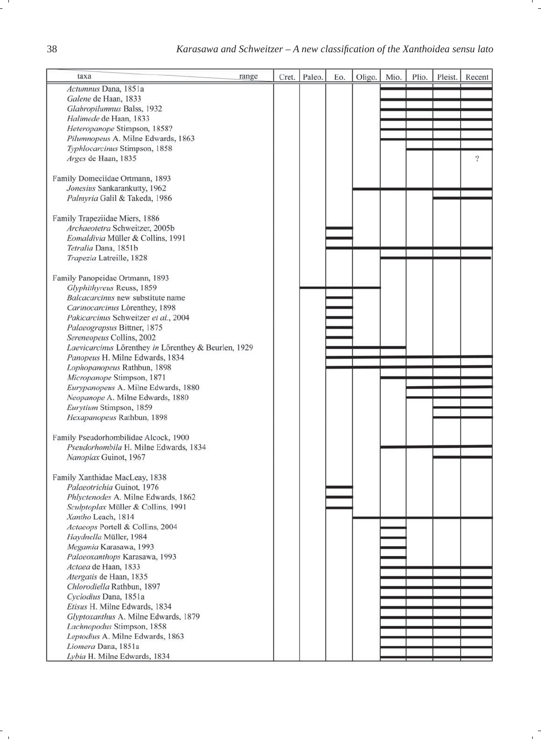| taxa range | Cret. | Paleo. | Eo. | Oligo. | Mio. | Plio. | Pleist. | Recent |
|---|---|---|---|---|---|---|---|---|
| *Actumnus* Dana, 1851a | | | | | X | X | X | X |
| *Galene* de Haan, 1833 | | | | | X | X | X | X |
| *Glabropilumnus* Balss, 1932 | | | | | X | X | X | X |
| *Halimede* de Haan, 1833 | | | | | X | X | X | X |
| *Heteropanope* Stimpson, 1858? | | | | | X | X | X | X |
| *Pilumnopeus* A. Milne Edwards, 1863 | | | | | X | X | X | X |
| *Typhlocarcinus* Stimpson, 1858 | | | | | | X | X | X |
| *Arges* de Haan, 1835 | | | | | | | | ? |
| Family Domeciidae Ortmann, 1893 | | | | | | | | |
| *Jonesius* Sankarankutty, 1962 | | | | X | X | X | X | X |
| *Palmyria* Galil & Takeda, 1986 | | | | | | | X | X |
| Family Trapeziidae Miers, 1886 | | | | | | | | |
| *Archaeotetra* Schweitzer, 2005b | | | X | | | | | |
| *Eomaldivia* Müller & Collins, 1991 | | | X | | | | | |
| *Tetralia* Dana, 1851b | | | X | X | X | X | X | X |
| *Trapezia* Latreille, 1828 | | | | | X | X | X | X |
| Family Panopeidae Ortmann, 1893 | | | | | | | | |
| *Glyphithyreus* Reuss, 1859 | | X | X | X | | | | |
| *Balcacarcinus* new substitute name | | | X | | | | | |
| *Carinocarcinus* Lőrenthey, 1898 | | | X | | | | | |
| *Pakicarcinus* Schweitzer *et al.*, 2004 | | | X | | | | | |
| *Palaeograpsus* Bittner, 1875 | | | X | | | | | |
| *Sereneopeus* Collins, 2002 | | | X | | | | | |
| *Laevicarcinus* Lőrenthey *in* Lőrenthey & Beurlen, 1929 | | | X | X | X | | | |
| *Panopeus* H. Milne Edwards, 1834 | | | X | X | X | X | X | X |
| *Lophopanopeus* Rathbun, 1898 | | | X | X | X | X | X | X |
| *Micropanope* Stimpson, 1871 | | | | | X | X | X | X |
| *Eurypanopeus* A. Milne Edwards, 1880 | | | | | | X | X | X |
| *Neopanope* A. Milne Edwards, 1880 | | | | | | X | X | X |
| *Eurytium* Stimpson, 1859 | | | | | | | X | X |
| *Hexapanopeus* Rathbun, 1898 | | | | | | | X | X |
| Family Pseudorhombilidae Alcock, 1900 | | | | | | | | |
| *Pseudorhombila* H. Milne Edwards, 1834 | | | | | X | X | X | X |
| *Nanoplax* Guinot, 1967 | | | | | | | X | X |
| Family Xanthidae MacLeay, 1838 | | | | | | | | |
| *Palaeotrichia* Guinot, 1976 | | | X | | | | | |
| *Phlyctenodes* A. Milne Edwards, 1862 | | | X | | | | | |
| *Sculptoplax* Müller & Collins, 1991 | | | X | | | | | |
| *Xantho* Leach, 1814 | | | | X | X | X | X | X |
| *Actaeops* Portell & Collins, 2004 | | | | | X | | | |
| *Haydnella* Müller, 1984 | | | | | X | | | |
| *Megamia* Karasawa, 1993 | | | | | X | | | |
| *Palaeoxanthops* Karasawa, 1993 | | | | | X | | | |
| *Actaea* de Haan, 1833 | | | | | X | X | X | X |
| *Atergatis* de Haan, 1835 | | | | | X | X | X | X |
| *Chlorodiella* Rathbun, 1897 | | | | | X | X | X | X |
| *Cyclodius* Dana, 1851a | | | | | X | X | X | X |
| *Etisus* H. Milne Edwards, 1834 | | | | | X | X | X | X |
| *Glyptoxanthus* A. Milne Edwards, 1879 | | | | | X | X | X | X |
| *Lachnopodus* Stimpson, 1858 | | | | | X | X | X | X |
| *Leptodius* A. Milne Edwards, 1863 | | | | | X | X | X | X |
| *Liomera* Dana, 1851a | | | | | X | X | X | X |
| *Lybia* H. Milne Edwards, 1834 | | | | | X | X | X | X |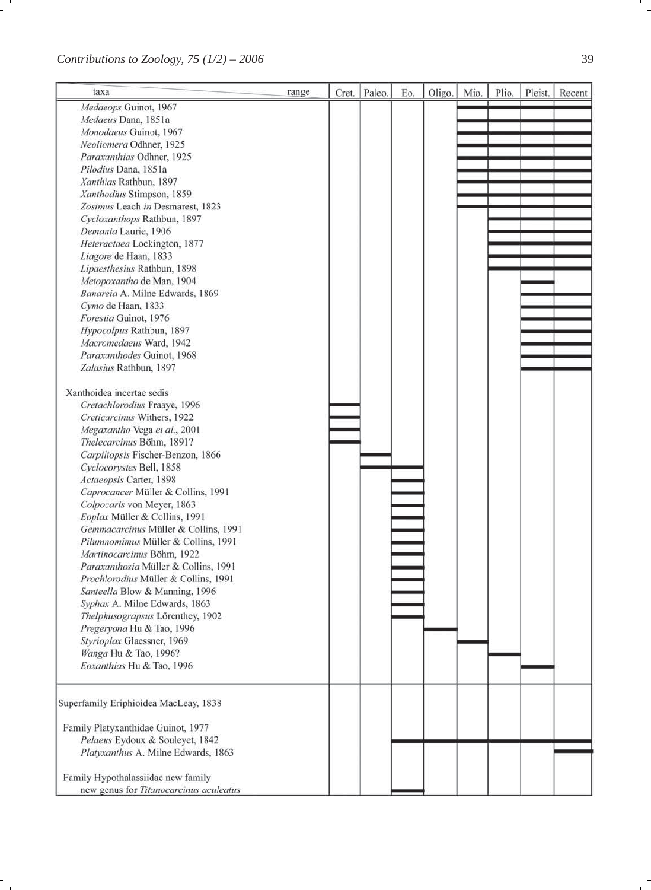| taxa | Cret. | Paleo. | Eo. | Oligo. | Mio. | Plio. | Pleist. | Recent |
|---|---|---|---|---|---|---|---|---|
| *Medaeops* Guinot, 1967 | | | | | X | X | X | X |
| *Medaeus* Dana, 1851a | | | | | X | X | X | X |
| *Monodaeus* Guinot, 1967 | | | | | X | X | X | X |
| *Neoliomera* Odhner, 1925 | | | | | X | X | X | X |
| *Paraxanthias* Odhner, 1925 | | | | | X | X | X | X |
| *Pilodius* Dana, 1851a | | | | | X | X | X | X |
| *Xanthias* Rathbun, 1897 | | | | | X | X | X | X |
| *Xanthodius* Stimpson, 1859 | | | | | X | X | X | X |
| *Zosimus* Leach *in* Desmarest, 1823 | | | | | X | X | X | X |
| *Cycloxanthops* Rathbun, 1897 | | | | | | X | X | X |
| *Demania* Laurie, 1906 | | | | | | X | X | X |
| *Heteractaea* Lockington, 1877 | | | | | | X | X | X |
| *Liagore* de Haan, 1833 | | | | | | X | X | X |
| *Lipaesthesius* Rathbun, 1898 | | | | | | X | X | X |
| *Metopoxantho* de Man, 1904 | | | | | | | X | |
| *Banareia* A. Milne Edwards, 1869 | | | | | | | X | X |
| *Cymo* de Haan, 1833 | | | | | | | X | X |
| *Forestia* Guinot, 1976 | | | | | | | X | X |
| *Hypocolpus* Rathbun, 1897 | | | | | | | X | X |
| *Macromedaeus* Ward, 1942 | | | | | | | X | X |
| *Paraxanthodes* Guinot, 1968 | | | | | | | X | X |
| *Zalasius* Rathbun, 1897 | | | | | | | X | X |
| Xanthoidea incertae sedis | | | | | | | | |
| *Cretachlorodius* Fraaye, 1996 | X | | | | | | | |
| *Creticarcinus* Withers, 1922 | X | | | | | | | |
| *Megaxantho* Vega *et al.*, 2001 | X | | | | | | | |
| *Thelecarcinus* Böhm, 1891? | X | | | | | | | |
| *Carpiliopsis* Fischer-Benzon, 1866 | | X | | | | | | |
| *Cyclocorystes* Bell, 1858 | | X | X | | | | | |
| *Actaeopsis* Carter, 1898 | | | X | | | | | |
| *Caprocancer* Müller & Collins, 1991 | | | X | | | | | |
| *Colpocaris* von Meyer, 1863 | | | X | | | | | |
| *Eoplax* Müller & Collins, 1991 | | | X | | | | | |
| *Gemmacarcinus* Müller & Collins, 1991 | | | X | | | | | |
| *Pilumnomimus* Müller & Collins, 1991 | | | X | | | | | |
| *Martinocarcinus* Böhm, 1922 | | | X | | | | | |
| *Paraxanthosia* Müller & Collins, 1991 | | | X | | | | | |
| *Prochlorodius* Müller & Collins, 1991 | | | X | | | | | |
| *Santeella* Blow & Manning, 1996 | | | X | | | | | |
| *Syphax* A. Milne Edwards, 1863 | | | X | | | | | |
| *Thelphusograpsus* Lőrenthey, 1902 | | | X | | | | | |
| *Pregeryona* Hu & Tao, 1996 | | | | X | | | | |
| *Styrioplax* Glaessner, 1969 | | | | | X | | | |
| *Wanga* Hu & Tao, 1996? | | | | | | X | | |
| *Eoxanthias* Hu & Tao, 1996 | | | | | | | X | |
| Superfamily Eriphioidea MacLeay, 1838 | | | | | | | | |
| Family Platyxanthidae Guinot, 1977 | | | | | | | | |
| *Pelaeus* Eydoux & Souleyet, 1842 | | | X | X | X | X | X | X |
| *Platyxanthus* A. Milne Edwards, 1863 | | | | | | | | X |
| Family Hypothalassiidae new family | | | | | | | | |
| new genus for *Titanocarcinus aculeatus* | | | X | | | | | |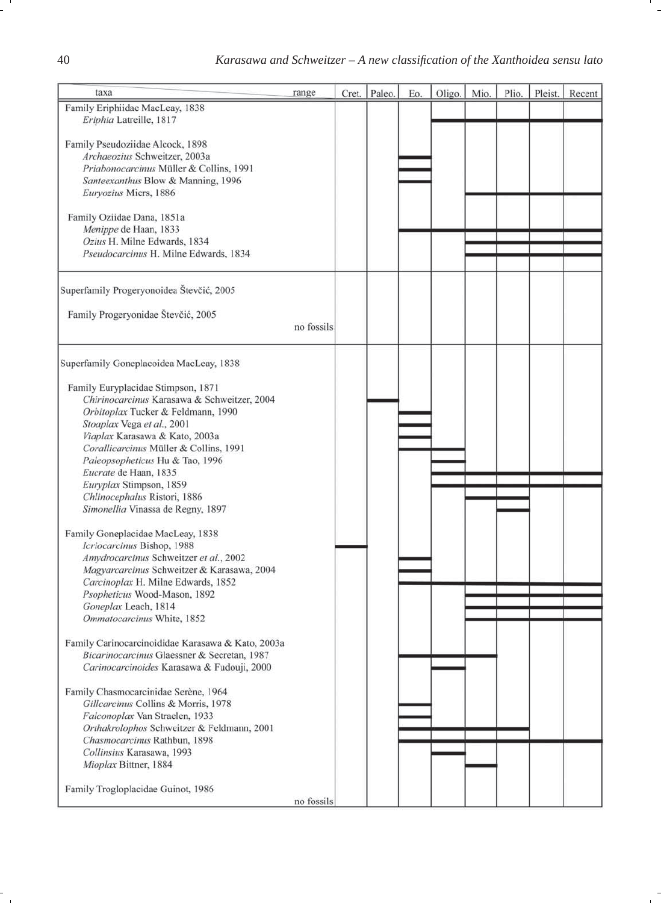| taxa | range | Cret. | Paleo. | Eo. | Oligo. | Mio. | Plio. | Pleist. | Recent |
|---|---|---|---|---|---|---|---|---|---|
| Family Eriphiidae MacLeay, 1838 | | | | | | | | | |
| *Eriphia* Latreille, 1817 | | | | | X | X | X | X | X |
| Family Pseudoziidae Alcock, 1898 | | | | | | | | | |
| *Archaeozius* Schweitzer, 2003a | | | | X | | | | | |
| *Priabonocarcinus* Müller & Collins, 1991 | | | | X | | | | | |
| *Santeexanthus* Blow & Manning, 1996 | | | | X | | | | | |
| *Euryozius* Miers, 1886 | | | | | | X | X | X | X |
| Family Oziidae Dana, 1851a | | | | | | | | | |
| *Menippe* de Haan, 1833 | | | | X | X | X | X | X | X |
| *Ozius* H. Milne Edwards, 1834 | | | | | | X | X | X | X |
| *Pseudocarcinus* H. Milne Edwards, 1834 | | | | | | X | X | X | X |
| Superfamily Progeryonoidea Števčić, 2005 | | | | | | | | | |
| Family Progeryonidae Števčić, 2005 | no fossils | | | | | | | | |
| Superfamily Goneplacoidea MacLeay, 1838 | | | | | | | | | |
| Family Euryplacidae Stimpson, 1871 | | | | | | | | | |
| *Chirinocarcinus* Karasawa & Schweitzer, 2004 | | | X | | | | | | |
| *Orbitoplax* Tucker & Feldmann, 1990 | | | | X | | | | | |
| *Stoaplax* Vega *et al.*, 2001 | | | | X | | | | | |
| *Viaplax* Karasawa & Kato, 2003a | | | | X | | | | | |
| *Corallicarcinus* Müller & Collins, 1991 | | | | X | X | | | | |
| *Paleopsopheticus* Hu & Tao, 1996 | | | | | X | | | | |
| *Eucrate* de Haan, 1835 | | | | | X | X | X | X | X |
| *Euryplax* Stimpson, 1859 | | | | | X | X | X | X | X |
| *Chlinocephalus* Ristori, 1886 | | | | | | X | X | | |
| *Simonellia* Vinassa de Regny, 1897 | | | | | | | X | | |
| Family Goneplacidae MacLeay, 1838 | | | | | | | | | |
| *Icriocarcinus* Bishop, 1988 | | X | | | | | | | |
| *Amydrocarcinus* Schweitzer *et al.*, 2002 | | | | X | | | | | |
| *Magyarcarcinus* Schweitzer & Karasawa, 2004 | | | | X | | | | | |
| *Carcinoplax* H. Milne Edwards, 1852 | | | | X | X | X | X | X | X |
| *Psopheticus* Wood-Mason, 1892 | | | | | | X | X | X | X |
| *Goneplax* Leach, 1814 | | | | | | X | X | X | X |
| *Ommatocarcinus* White, 1852 | | | | | | X | X | X | X |
| Family Carinocarcinoididae Karasawa & Kato, 2003a | | | | | | | | | |
| *Bicarinocarcinus* Glaessner & Secretan, 1987 | | | | X | X | X | | | |
| *Carinocarcinoides* Karasawa & Fudouji, 2000 | | | | | X | | | | |
| Family Chasmocarcinidae Serène, 1964 | | | | | | | | | |
| *Gillcarcinus* Collins & Morris, 1978 | | | | X | | | | | |
| *Falconoplax* Van Straelen, 1933 | | | | X | | | | | |
| *Orthakrolophos* Schweitzer & Feldmann, 2001 | | | | X | X | X | X | | |
| *Chasmocarcinus* Rathbun, 1898 | | | | X | X | X | X | X | X |
| *Collinsius* Karasawa, 1993 | | | | | X | | | | |
| *Mioplax* Bittner, 1884 | | | | | | X | | | |
| Family Trogloplacidae Guinot, 1986 | no fossils | | | | | | | | |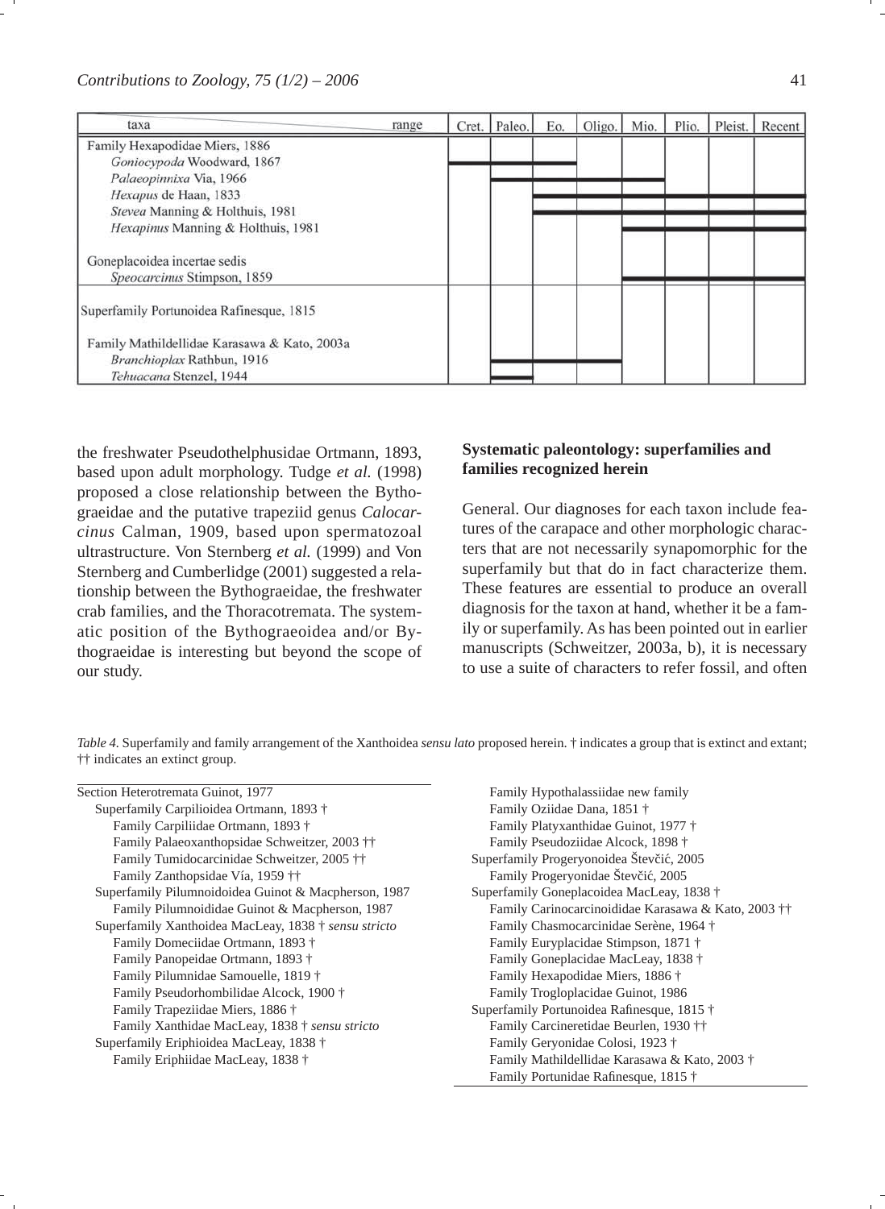| taxa | range | Cret. | Paleo. | Eo. | Oligo. | Mio. | Plio. | Pleist. | Recent |
|---|---|---|---|---|---|---|---|---|---|
| Family Hexapodidae Miers, 1886 | | | | | | | | | |
| *Goniocypoda* Woodward, 1867 | | ▬ | ▬ | ▬ | | | | | |
| *Palaeopinnixa* Via, 1966 | | | ▬ | ▬ | ▬ | ▬ | | | |
| *Hexapus* de Haan, 1833 | | | | ▬ | ▬ | ▬ | ▬ | ▬ | ▬ |
| *Stevea* Manning & Holthuis, 1981 | | | | ▬ | ▬ | ▬ | ▬ | ▬ | ▬ |
| *Hexapinus* Manning & Holthuis, 1981 | | | | | | ▬ | ▬ | ▬ | ▬ |
| Goneplacoidea incertae sedis | | | | | | | | | |
| *Speocarcinus* Stimpson, 1859 | | | | | | ▬ | ▬ | ▬ | ▬ |
| Superfamily Portunoidea Rafinesque, 1815 | | | | | | | | | |
| Family Mathildellidae Karasawa & Kato, 2003a | | | | | | | | | |
| *Branchioplax* Rathbun, 1916 | | | ▬ | ▬ | ▬ | | | | |
| *Tehuacana* Stenzel, 1944 | | | ▬ | | | | | | |

the freshwater Pseudothelphusidae Ortmann, 1893, based upon adult morphology. Tudge *et al.* (1998) proposed a close relationship between the Bythograeidae and the putative trapeziid genus *Calocarcinus* Calman, 1909, based upon spermatozoal ultrastructure. Von Sternberg *et al.* (1999) and Von Sternberg and Cumberlidge (2001) suggested a relationship between the Bythograeidae, the freshwater crab families, and the Thoracotremata. The systematic position of the Bythograeoidea and/or Bythograeidae is interesting but beyond the scope of our study.

## Systematic paleontology: superfamilies and families recognized herein

General. Our diagnoses for each taxon include features of the carapace and other morphologic characters that are not necessarily synapomorphic for the superfamily but that do in fact characterize them. These features are essential to produce an overall diagnosis for the taxon at hand, whether it be a family or superfamily. As has been pointed out in earlier manuscripts (Schweitzer, 2003a, b), it is necessary to use a suite of characters to refer fossil, and often

*Table 4.* Superfamily and family arrangement of the Xanthoidea *sensu lato* proposed herein. † indicates a group that is extinct and extant; †† indicates an extinct group.

Section Heterotremata Guinot, 1977
- Superfamily Carpilioidea Ortmann, 1893 †
  - Family Carpiliidae Ortmann, 1893 †
  - Family Palaeoxanthopsidae Schweitzer, 2003 ††
  - Family Tumidocarcinidae Schweitzer, 2005 ††
  - Family Zanthopsidae Vía, 1959 ††
- Superfamily Pilumnoidoidea Guinot & Macpherson, 1987
  - Family Pilumnoididae Guinot & Macpherson, 1987
- Superfamily Xanthoidea MacLeay, 1838 † *sensu stricto*
  - Family Domeciidae Ortmann, 1893 †
  - Family Panopeidae Ortmann, 1893 †
  - Family Pilumnidae Samouelle, 1819 †
  - Family Pseudorhombilidae Alcock, 1900 †
  - Family Trapeziidae Miers, 1886 †
  - Family Xanthidae MacLeay, 1838 † *sensu stricto*
- Superfamily Eriphioidea MacLeay, 1838 †
  - Family Eriphiidae MacLeay, 1838 †
  - Family Hypothalassiidae new family
  - Family Oziidae Dana, 1851 †
  - Family Platyxanthidae Guinot, 1977 †
  - Family Pseudoziidae Alcock, 1898 †
- Superfamily Progeryonoidea Števčić, 2005
  - Family Progeryonidae Števčić, 2005
- Superfamily Goneplacoidea MacLeay, 1838 †
  - Family Carinocarcinoididae Karasawa & Kato, 2003 ††
  - Family Chasmocarcinidae Serène, 1964 †
  - Family Euryplacidae Stimpson, 1871 †
  - Family Goneplacidae MacLeay, 1838 †
  - Family Hexapodidae Miers, 1886 †
  - Family Trogloplacidae Guinot, 1986
- Superfamily Portunoidea Rafinesque, 1815 †
  - Family Carcineretidae Beurlen, 1930 ††
  - Family Geryonidae Colosi, 1923 †
  - Family Mathildellidae Karasawa & Kato, 2003 †
  - Family Portunidae Rafinesque, 1815 †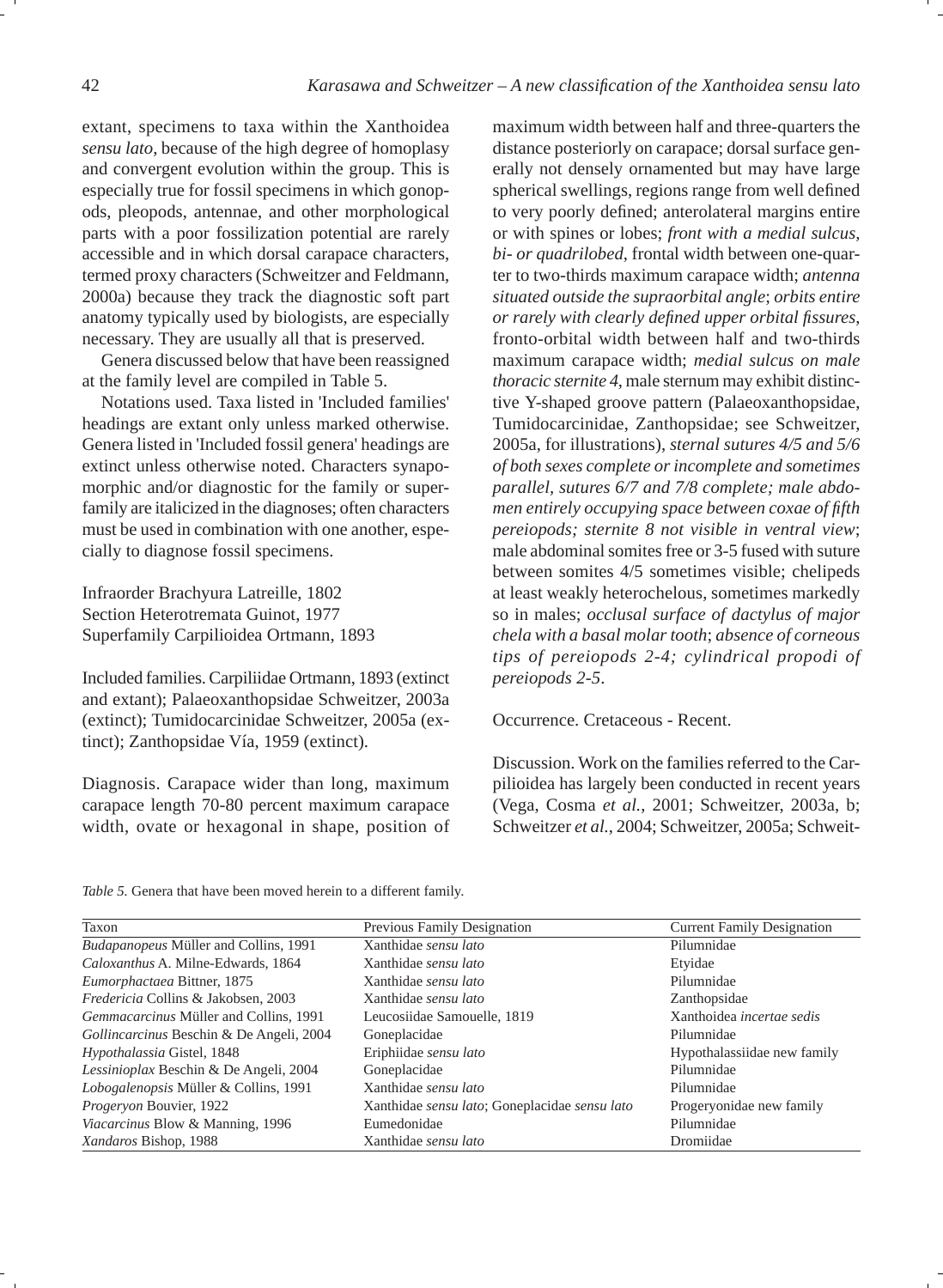extant, specimens to taxa within the Xanthoidea *sensu lato*, because of the high degree of homoplasy and convergent evolution within the group. This is especially true for fossil specimens in which gonopods, pleopods, antennae, and other morphological parts with a poor fossilization potential are rarely accessible and in which dorsal carapace characters, termed proxy characters (Schweitzer and Feldmann, 2000a) because they track the diagnostic soft part anatomy typically used by biologists, are especially necessary. They are usually all that is preserved.

Genera discussed below that have been reassigned at the family level are compiled in Table 5.

Notations used. Taxa listed in 'Included families' headings are extant only unless marked otherwise. Genera listed in 'Included fossil genera' headings are extinct unless otherwise noted. Characters synapomorphic and/or diagnostic for the family or superfamily are italicized in the diagnoses; often characters must be used in combination with one another, especially to diagnose fossil specimens.

Infraorder Brachyura Latreille, 1802
Section Heterotremata Guinot, 1977
Superfamily Carpilioidea Ortmann, 1893

Included families. Carpiliidae Ortmann, 1893 (extinct and extant); Palaeoxanthopsidae Schweitzer, 2003a (extinct); Tumidocarcinidae Schweitzer, 2005a (extinct); Zanthopsidae Vía, 1959 (extinct).

Diagnosis. Carapace wider than long, maximum carapace length 70-80 percent maximum carapace width, ovate or hexagonal in shape, position of maximum width between half and three-quarters the distance posteriorly on carapace; dorsal surface generally not densely ornamented but may have large spherical swellings, regions range from well defined to very poorly defined; anterolateral margins entire or with spines or lobes; *front with a medial sulcus, bi- or quadrilobed*, frontal width between one-quarter to two-thirds maximum carapace width; *antenna situated outside the supraorbital angle*; *orbits entire or rarely with clearly defined upper orbital fissures*, fronto-orbital width between half and two-thirds maximum carapace width; *medial sulcus on male thoracic sternite 4*, male sternum may exhibit distinctive Y-shaped groove pattern (Palaeoxanthopsidae, Tumidocarcinidae, Zanthopsidae; see Schweitzer, 2005a, for illustrations), *sternal sutures 4/5 and 5/6 of both sexes complete or incomplete and sometimes parallel, sutures 6/7 and 7/8 complete; male abdomen entirely occupying space between coxae of fifth pereiopods; sternite 8 not visible in ventral view*; male abdominal somites free or 3-5 fused with suture between somites 4/5 sometimes visible; chelipeds at least weakly heterochelous, sometimes markedly so in males; *occlusal surface of dactylus of major chela with a basal molar tooth*; *absence of corneous tips of pereiopods 2-4; cylindrical propodi of pereiopods 2-5*.

Occurrence. Cretaceous - Recent.

Discussion. Work on the families referred to the Carpilioidea has largely been conducted in recent years (Vega, Cosma *et al.*, 2001; Schweitzer, 2003a, b; Schweitzer *et al.*, 2004; Schweitzer, 2005a; Schweit-

*Table 5.* Genera that have been moved herein to a different family.

| Taxon | Previous Family Designation | Current Family Designation |
|---|---|---|
| *Budapanopeus* Müller and Collins, 1991 | Xanthidae *sensu lato* | Pilumnidae |
| *Caloxanthus* A. Milne-Edwards, 1864 | Xanthidae *sensu lato* | Etyidae |
| *Eumorphactaea* Bittner, 1875 | Xanthidae *sensu lato* | Pilumnidae |
| *Fredericia* Collins & Jakobsen, 2003 | Xanthidae *sensu lato* | Zanthopsidae |
| *Gemmacarcinus* Müller and Collins, 1991 | Leucosiidae Samouelle, 1819 | Xanthoidea *incertae sedis* |
| *Gollincarcinus* Beschin & De Angeli, 2004 | Goneplacidae | Pilumnidae |
| *Hypothalassia* Gistel, 1848 | Eriphiidae *sensu lato* | Hypothalassiidae new family |
| *Lessinioplax* Beschin & De Angeli, 2004 | Goneplacidae | Pilumnidae |
| *Lobogalenopsis* Müller & Collins, 1991 | Xanthidae *sensu lato* | Pilumnidae |
| *Progeryon* Bouvier, 1922 | Xanthidae *sensu lato*; Goneplacidae *sensu lato* | Progeryonidae new family |
| *Viacarcinus* Blow & Manning, 1996 | Eumedonidae | Pilumnidae |
| *Xandaros* Bishop, 1988 | Xanthidae *sensu lato* | Dromiidae |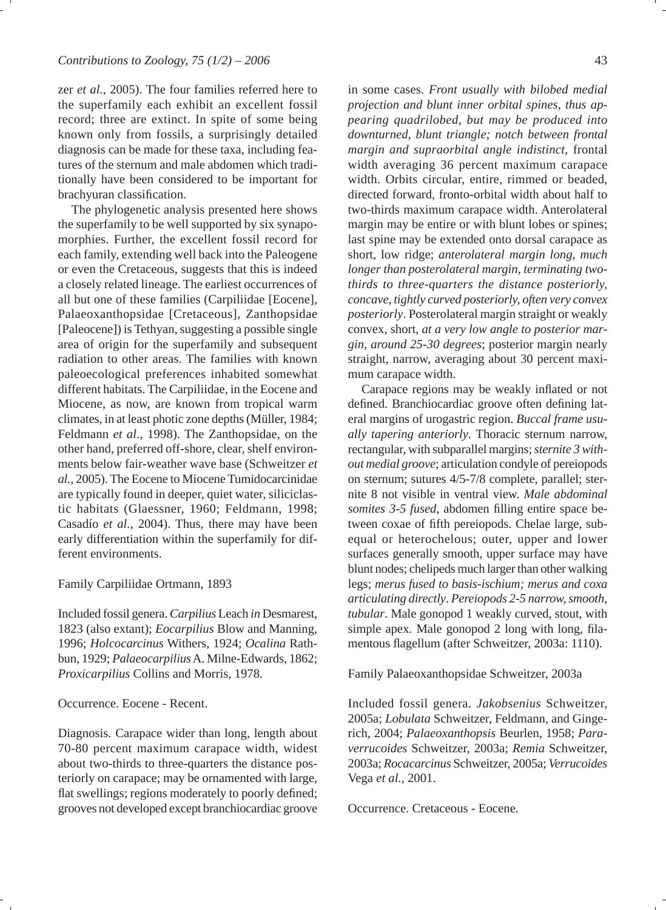zer *et al.*, 2005). The four families referred here to the superfamily each exhibit an excellent fossil record; three are extinct. In spite of some being known only from fossils, a surprisingly detailed diagnosis can be made for these taxa, including features of the sternum and male abdomen which traditionally have been considered to be important for brachyuran classification.

The phylogenetic analysis presented here shows the superfamily to be well supported by six synapomorphies. Further, the excellent fossil record for each family, extending well back into the Paleogene or even the Cretaceous, suggests that this is indeed a closely related lineage. The earliest occurrences of all but one of these families (Carpiliidae [Eocene], Palaeoxanthopsidae [Cretaceous], Zanthopsidae [Paleocene]) is Tethyan, suggesting a possible single area of origin for the superfamily and subsequent radiation to other areas. The families with known paleoecological preferences inhabited somewhat different habitats. The Carpiliidae, in the Eocene and Miocene, as now, are known from tropical warm climates, in at least photic zone depths (Müller, 1984; Feldmann *et al.*, 1998). The Zanthopsidae, on the other hand, preferred off-shore, clear, shelf environments below fair-weather wave base (Schweitzer *et al.*, 2005). The Eocene to Miocene Tumidocarcinidae are typically found in deeper, quiet water, siliciclastic habitats (Glaessner, 1960; Feldmann, 1998; Casadío *et al.*, 2004). Thus, there may have been early differentiation within the superfamily for different environments.

Family Carpiliidae Ortmann, 1893

Included fossil genera. *Carpilius* Leach *in* Desmarest, 1823 (also extant); *Eocarpilius* Blow and Manning, 1996; *Holcocarcinus* Withers, 1924; *Ocalina* Rathbun, 1929; *Palaeocarpilius* A. Milne-Edwards, 1862; *Proxicarpilius* Collins and Morris, 1978.

Occurrence. Eocene - Recent.

Diagnosis. Carapace wider than long, length about 70-80 percent maximum carapace width, widest about two-thirds to three-quarters the distance posteriorly on carapace; may be ornamented with large, flat swellings; regions moderately to poorly defined; grooves not developed except branchiocardiac groove in some cases. *Front usually with bilobed medial projection and blunt inner orbital spines, thus appearing quadrilobed, but may be produced into downturned, blunt triangle; notch between frontal margin and supraorbital angle indistinct*, frontal width averaging 36 percent maximum carapace width. Orbits circular, entire, rimmed or beaded, directed forward, fronto-orbital width about half to two-thirds maximum carapace width. Anterolateral margin may be entire or with blunt lobes or spines; last spine may be extended onto dorsal carapace as short, low ridge; *anterolateral margin long, much longer than posterolateral margin, terminating two-thirds to three-quarters the distance posteriorly, concave, tightly curved posteriorly, often very convex posteriorly*. Posterolateral margin straight or weakly convex, short, *at a very low angle to posterior margin, around 25-30 degrees*; posterior margin nearly straight, narrow, averaging about 30 percent maximum carapace width.

Carapace regions may be weakly inflated or not defined. Branchiocardiac groove often defining lateral margins of urogastric region. *Buccal frame usually tapering anteriorly*. Thoracic sternum narrow, rectangular, with subparallel margins; *sternite 3 without medial groove*; articulation condyle of pereiopods on sternum; sutures 4/5-7/8 complete, parallel; sternite 8 not visible in ventral view. *Male abdominal somites 3-5 fused*, abdomen filling entire space between coxae of fifth pereiopods. Chelae large, subequal or heterochelous; outer, upper and lower surfaces generally smooth, upper surface may have blunt nodes; chelipeds much larger than other walking legs; *merus fused to basis-ischium; merus and coxa articulating directly*. *Pereiopods 2-5 narrow, smooth, tubular*. Male gonopod 1 weakly curved, stout, with simple apex. Male gonopod 2 long with long, filamentous flagellum (after Schweitzer, 2003a: 1110).

Family Palaeoxanthopsidae Schweitzer, 2003a

Included fossil genera. *Jakobsenius* Schweitzer, 2005a; *Lobulata* Schweitzer, Feldmann, and Gingerich, 2004; *Palaeoxanthopsis* Beurlen, 1958; *Paraverrucoides* Schweitzer, 2003a; *Remia* Schweitzer, 2003a; *Rocacarcinus* Schweitzer, 2005a; *Verrucoides* Vega *et al.*, 2001.

Occurrence. Cretaceous - Eocene.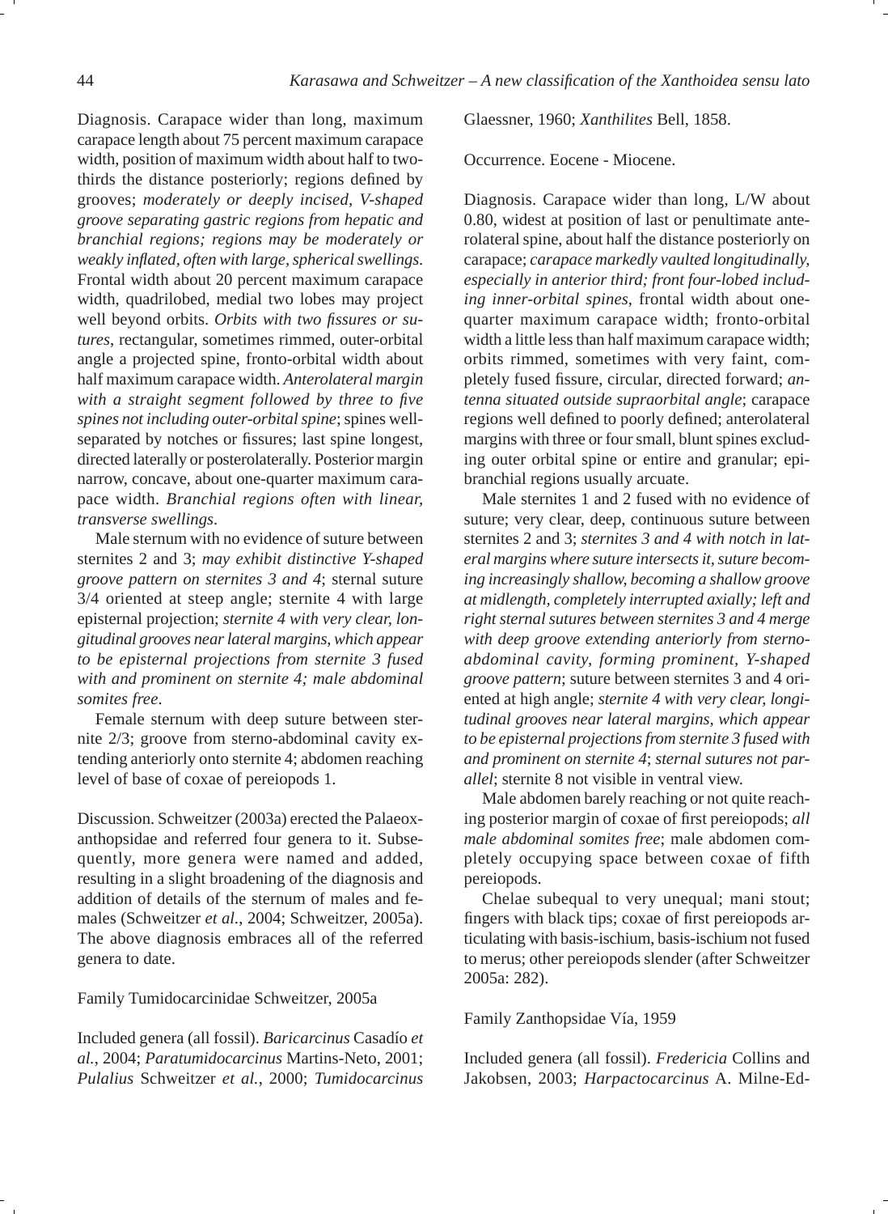Diagnosis. Carapace wider than long, maximum carapace length about 75 percent maximum carapace width, position of maximum width about half to two-thirds the distance posteriorly; regions defined by grooves; *moderately or deeply incised, V-shaped groove separating gastric regions from hepatic and branchial regions; regions may be moderately or weakly inflated, often with large, spherical swellings*. Frontal width about 20 percent maximum carapace width, quadrilobed, medial two lobes may project well beyond orbits. *Orbits with two fissures or sutures*, rectangular, sometimes rimmed, outer-orbital angle a projected spine, fronto-orbital width about half maximum carapace width. *Anterolateral margin with a straight segment followed by three to five spines not including outer-orbital spine*; spines well-separated by notches or fissures; last spine longest, directed laterally or posterolaterally. Posterior margin narrow, concave, about one-quarter maximum carapace width. *Branchial regions often with linear, transverse swellings*.

Male sternum with no evidence of suture between sternites 2 and 3; *may exhibit distinctive Y-shaped groove pattern on sternites 3 and 4*; sternal suture 3/4 oriented at steep angle; sternite 4 with large episternal projection; *sternite 4 with very clear, longitudinal grooves near lateral margins, which appear to be episternal projections from sternite 3 fused with and prominent on sternite 4; male abdominal somites free*.

Female sternum with deep suture between sternite 2/3; groove from sterno-abdominal cavity extending anteriorly onto sternite 4; abdomen reaching level of base of coxae of pereiopods 1.

Discussion. Schweitzer (2003a) erected the Palaeoxanthopsidae and referred four genera to it. Subsequently, more genera were named and added, resulting in a slight broadening of the diagnosis and addition of details of the sternum of males and females (Schweitzer *et al.*, 2004; Schweitzer, 2005a). The above diagnosis embraces all of the referred genera to date.

Family Tumidocarcinidae Schweitzer, 2005a

Included genera (all fossil). *Baricarcinus* Casadío *et al.*, 2004; *Paratumidocarcinus* Martins-Neto, 2001; *Pulalius* Schweitzer *et al.*, 2000; *Tumidocarcinus* Glaessner, 1960; *Xanthilites* Bell, 1858.

Occurrence. Eocene - Miocene.

Diagnosis. Carapace wider than long, L/W about 0.80, widest at position of last or penultimate anterolateral spine, about half the distance posteriorly on carapace; *carapace markedly vaulted longitudinally, especially in anterior third; front four-lobed including inner-orbital spines*, frontal width about one-quarter maximum carapace width; fronto-orbital width a little less than half maximum carapace width; orbits rimmed, sometimes with very faint, completely fused fissure, circular, directed forward; *antenna situated outside supraorbital angle*; carapace regions well defined to poorly defined; anterolateral margins with three or four small, blunt spines excluding outer orbital spine or entire and granular; epibranchial regions usually arcuate.

Male sternites 1 and 2 fused with no evidence of suture; very clear, deep, continuous suture between sternites 2 and 3; *sternites 3 and 4 with notch in lateral margins where suture intersects it, suture becoming increasingly shallow, becoming a shallow groove at midlength, completely interrupted axially; left and right sternal sutures between sternites 3 and 4 merge with deep groove extending anteriorly from sterno-abdominal cavity, forming prominent, Y-shaped groove pattern*; suture between sternites 3 and 4 oriented at high angle; *sternite 4 with very clear, longitudinal grooves near lateral margins, which appear to be episternal projections from sternite 3 fused with and prominent on sternite 4*; *sternal sutures not parallel*; sternite 8 not visible in ventral view.

Male abdomen barely reaching or not quite reaching posterior margin of coxae of first pereiopods; *all male abdominal somites free*; male abdomen completely occupying space between coxae of fifth pereiopods.

Chelae subequal to very unequal; mani stout; fingers with black tips; coxae of first pereiopods articulating with basis-ischium, basis-ischium not fused to merus; other pereiopods slender (after Schweitzer 2005a: 282).

Family Zanthopsidae Vía, 1959

Included genera (all fossil). *Fredericia* Collins and Jakobsen, 2003; *Harpactocarcinus* A. Milne-Ed-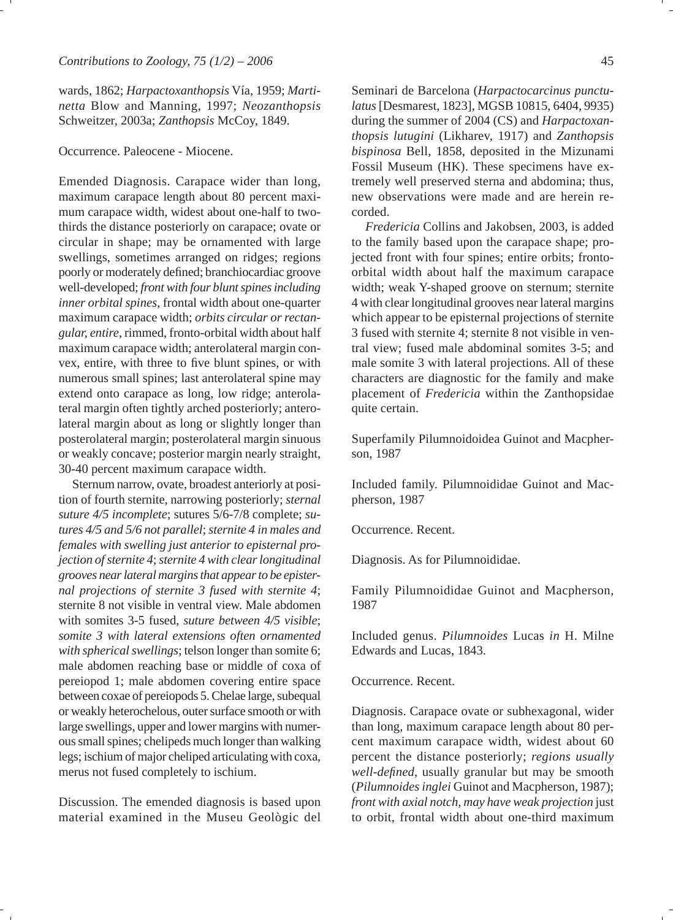wards, 1862; *Harpactoxanthopsis* Vía, 1959; *Martinetta* Blow and Manning, 1997; *Neozanthopsis* Schweitzer, 2003a; *Zanthopsis* McCoy, 1849.

Occurrence. Paleocene - Miocene.

Emended Diagnosis. Carapace wider than long, maximum carapace length about 80 percent maximum carapace width, widest about one-half to two-thirds the distance posteriorly on carapace; ovate or circular in shape; may be ornamented with large swellings, sometimes arranged on ridges; regions poorly or moderately defined; branchiocardiac groove well-developed; *front with four blunt spines including inner orbital spines*, frontal width about one-quarter maximum carapace width; *orbits circular or rectangular, entire*, rimmed, fronto-orbital width about half maximum carapace width; anterolateral margin convex, entire, with three to five blunt spines, or with numerous small spines; last anterolateral spine may extend onto carapace as long, low ridge; anterolateral margin often tightly arched posteriorly; anterolateral margin about as long or slightly longer than posterolateral margin; posterolateral margin sinuous or weakly concave; posterior margin nearly straight, 30-40 percent maximum carapace width.

Sternum narrow, ovate, broadest anteriorly at position of fourth sternite, narrowing posteriorly; *sternal suture 4/5 incomplete*; sutures 5/6-7/8 complete; *sutures 4/5 and 5/6 not parallel*; *sternite 4 in males and females with swelling just anterior to episternal projection of sternite 4*; *sternite 4 with clear longitudinal grooves near lateral margins that appear to be episternal projections of sternite 3 fused with sternite 4*; sternite 8 not visible in ventral view. Male abdomen with somites 3-5 fused, *suture between 4/5 visible*; *somite 3 with lateral extensions often ornamented with spherical swellings*; telson longer than somite 6; male abdomen reaching base or middle of coxa of pereiopod 1; male abdomen covering entire space between coxae of pereiopods 5. Chelae large, subequal or weakly heterochelous, outer surface smooth or with large swellings, upper and lower margins with numerous small spines; chelipeds much longer than walking legs; ischium of major cheliped articulating with coxa, merus not fused completely to ischium.

Discussion. The emended diagnosis is based upon material examined in the Museu Geològic del Seminari de Barcelona (*Harpactocarcinus punctulatus* [Desmarest, 1823], MGSB 10815, 6404, 9935) during the summer of 2004 (CS) and *Harpactoxanthopsis lutugini* (Likharev, 1917) and *Zanthopsis bispinosa* Bell, 1858, deposited in the Mizunami Fossil Museum (HK). These specimens have extremely well preserved sterna and abdomina; thus, new observations were made and are herein recorded.

*Fredericia* Collins and Jakobsen, 2003, is added to the family based upon the carapace shape; projected front with four spines; entire orbits; fronto-orbital width about half the maximum carapace width; weak Y-shaped groove on sternum; sternite 4 with clear longitudinal grooves near lateral margins which appear to be episternal projections of sternite 3 fused with sternite 4; sternite 8 not visible in ventral view; fused male abdominal somites 3-5; and male somite 3 with lateral projections. All of these characters are diagnostic for the family and make placement of *Fredericia* within the Zanthopsidae quite certain.

Superfamily Pilumnoidoidea Guinot and Macpherson, 1987

Included family. Pilumnoididae Guinot and Macpherson, 1987

Occurrence. Recent.

Diagnosis. As for Pilumnoididae.

Family Pilumnoididae Guinot and Macpherson, 1987

Included genus. *Pilumnoides* Lucas *in* H. Milne Edwards and Lucas, 1843.

Occurrence. Recent.

Diagnosis. Carapace ovate or subhexagonal, wider than long, maximum carapace length about 80 percent maximum carapace width, widest about 60 percent the distance posteriorly; *regions usually well-defined*, usually granular but may be smooth (*Pilumnoides inglei* Guinot and Macpherson, 1987); *front with axial notch, may have weak projection* just to orbit, frontal width about one-third maximum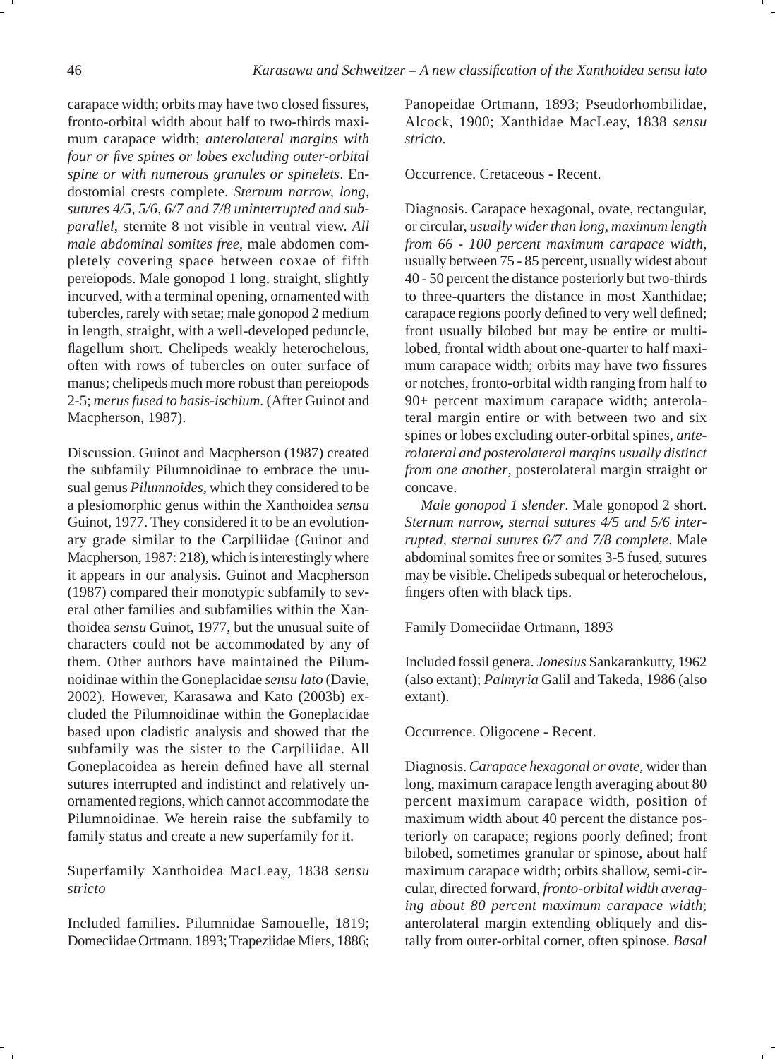carapace width; orbits may have two closed fissures, fronto-orbital width about half to two-thirds maximum carapace width; *anterolateral margins with four or five spines or lobes excluding outer-orbital spine or with numerous granules or spinelets*. Endostomial crests complete. *Sternum narrow, long, sutures 4/5, 5/6, 6/7 and 7/8 uninterrupted and subparallel*, sternite 8 not visible in ventral view. *All male abdominal somites free*, male abdomen completely covering space between coxae of fifth pereiopods. Male gonopod 1 long, straight, slightly incurved, with a terminal opening, ornamented with tubercles, rarely with setae; male gonopod 2 medium in length, straight, with a well-developed peduncle, flagellum short. Chelipeds weakly heterochelous, often with rows of tubercles on outer surface of manus; chelipeds much more robust than pereiopods 2-5; *merus fused to basis-ischium.* (After Guinot and Macpherson, 1987).

Discussion. Guinot and Macpherson (1987) created the subfamily Pilumnoidinae to embrace the unusual genus *Pilumnoides,* which they considered to be a plesiomorphic genus within the Xanthoidea *sensu* Guinot, 1977. They considered it to be an evolutionary grade similar to the Carpiliidae (Guinot and Macpherson, 1987: 218), which is interestingly where it appears in our analysis. Guinot and Macpherson (1987) compared their monotypic subfamily to several other families and subfamilies within the Xanthoidea *sensu* Guinot, 1977, but the unusual suite of characters could not be accommodated by any of them. Other authors have maintained the Pilumnoidinae within the Goneplacidae *sensu lato* (Davie, 2002). However, Karasawa and Kato (2003b) excluded the Pilumnoidinae within the Goneplacidae based upon cladistic analysis and showed that the subfamily was the sister to the Carpiliidae. All Goneplacoidea as herein defined have all sternal sutures interrupted and indistinct and relatively unornamented regions, which cannot accommodate the Pilumnoidinae. We herein raise the subfamily to family status and create a new superfamily for it.

Superfamily Xanthoidea MacLeay, 1838 *sensu stricto*

Included families. Pilumnidae Samouelle, 1819; Domeciidae Ortmann, 1893; Trapeziidae Miers, 1886; Panopeidae Ortmann, 1893; Pseudorhombilidae, Alcock, 1900; Xanthidae MacLeay, 1838 *sensu stricto*.

Occurrence. Cretaceous - Recent.

Diagnosis. Carapace hexagonal, ovate, rectangular, or circular, *usually wider than long, maximum length from 66 - 100 percent maximum carapace width*, usually between 75 - 85 percent, usually widest about 40 - 50 percent the distance posteriorly but two-thirds to three-quarters the distance in most Xanthidae; carapace regions poorly defined to very well defined; front usually bilobed but may be entire or multilobed, frontal width about one-quarter to half maximum carapace width; orbits may have two fissures or notches, fronto-orbital width ranging from half to 90+ percent maximum carapace width; anterolateral margin entire or with between two and six spines or lobes excluding outer-orbital spines, *anterolateral and posterolateral margins usually distinct from one another*, posterolateral margin straight or concave.

*Male gonopod 1 slender*. Male gonopod 2 short. *Sternum narrow, sternal sutures 4/5 and 5/6 interrupted, sternal sutures 6/7 and 7/8 complete*. Male abdominal somites free or somites 3-5 fused, sutures may be visible. Chelipeds subequal or heterochelous, fingers often with black tips.

Family Domeciidae Ortmann, 1893

Included fossil genera. *Jonesius* Sankarankutty, 1962 (also extant); *Palmyria* Galil and Takeda, 1986 (also extant).

Occurrence. Oligocene - Recent.

Diagnosis. *Carapace hexagonal or ovate*, wider than long, maximum carapace length averaging about 80 percent maximum carapace width, position of maximum width about 40 percent the distance posteriorly on carapace; regions poorly defined; front bilobed, sometimes granular or spinose, about half maximum carapace width; orbits shallow, semi-circular, directed forward, *fronto-orbital width averaging about 80 percent maximum carapace width*; anterolateral margin extending obliquely and distally from outer-orbital corner, often spinose. *Basal*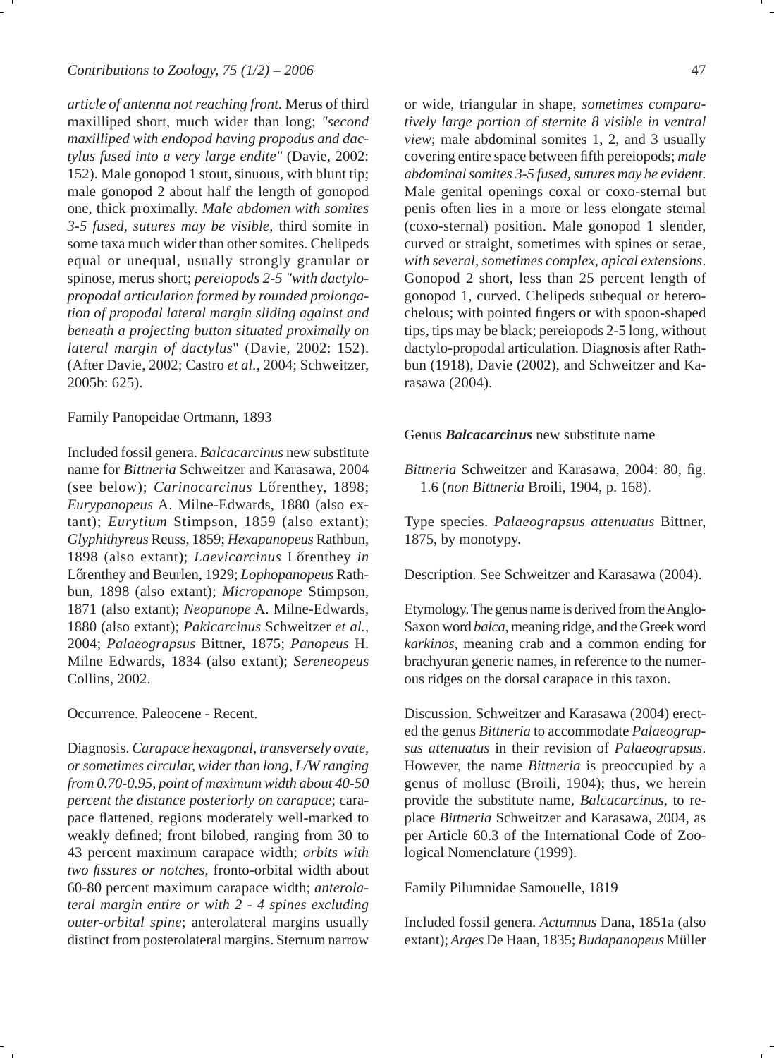*article of antenna not reaching front.* Merus of third maxilliped short, much wider than long; *"second maxilliped with endopod having propodus and dactylus fused into a very large endite"* (Davie, 2002: 152). Male gonopod 1 stout, sinuous, with blunt tip; male gonopod 2 about half the length of gonopod one, thick proximally. *Male abdomen with somites 3-5 fused, sutures may be visible*, third somite in some taxa much wider than other somites. Chelipeds equal or unequal, usually strongly granular or spinose, merus short; *pereiopods 2-5 "with dactylo-propodal articulation formed by rounded prolongation of propodal lateral margin sliding against and beneath a projecting button situated proximally on lateral margin of dactylus*" (Davie, 2002: 152). (After Davie, 2002; Castro *et al.*, 2004; Schweitzer, 2005b: 625).

Family Panopeidae Ortmann, 1893

Included fossil genera. *Balcacarcinus* new substitute name for *Bittneria* Schweitzer and Karasawa, 2004 (see below); *Carinocarcinus* Lőrenthey, 1898; *Eurypanopeus* A. Milne-Edwards, 1880 (also extant); *Eurytium* Stimpson, 1859 (also extant); *Glyphithyreus* Reuss, 1859; *Hexapanopeus* Rathbun, 1898 (also extant); *Laevicarcinus* Lőrenthey *in* Lőrenthey and Beurlen, 1929; *Lophopanopeus* Rathbun, 1898 (also extant); *Micropanope* Stimpson, 1871 (also extant); *Neopanope* A. Milne-Edwards, 1880 (also extant); *Pakicarcinus* Schweitzer *et al.*, 2004; *Palaeograpsus* Bittner, 1875; *Panopeus* H. Milne Edwards, 1834 (also extant); *Sereneopeus* Collins, 2002.

Occurrence. Paleocene - Recent.

Diagnosis. *Carapace hexagonal, transversely ovate, or sometimes circular, wider than long, L/W ranging from 0.70-0.95, point of maximum width about 40-50 percent the distance posteriorly on carapace*; carapace flattened, regions moderately well-marked to weakly defined; front bilobed, ranging from 30 to 43 percent maximum carapace width; *orbits with two fissures or notches*, fronto-orbital width about 60-80 percent maximum carapace width; *anterolateral margin entire or with 2 - 4 spines excluding outer-orbital spine*; anterolateral margins usually distinct from posterolateral margins. Sternum narrow or wide, triangular in shape, *sometimes comparatively large portion of sternite 8 visible in ventral view*; male abdominal somites 1, 2, and 3 usually covering entire space between fifth pereiopods; *male abdominal somites 3-5 fused, sutures may be evident*. Male genital openings coxal or coxo-sternal but penis often lies in a more or less elongate sternal (coxo-sternal) position. Male gonopod 1 slender, curved or straight, sometimes with spines or setae, *with several, sometimes complex, apical extensions*. Gonopod 2 short, less than 25 percent length of gonopod 1, curved. Chelipeds subequal or heterochelous; with pointed fingers or with spoon-shaped tips, tips may be black; pereiopods 2-5 long, without dactylo-propodal articulation. Diagnosis after Rathbun (1918), Davie (2002), and Schweitzer and Karasawa (2004).

Genus ***Balcacarcinus*** new substitute name

*Bittneria* Schweitzer and Karasawa, 2004: 80, fig. 1.6 (*non Bittneria* Broili, 1904, p. 168).

Type species. *Palaeograpsus attenuatus* Bittner, 1875, by monotypy.

Description. See Schweitzer and Karasawa (2004).

Etymology. The genus name is derived from the Anglo-Saxon word *balca*, meaning ridge, and the Greek word *karkinos*, meaning crab and a common ending for brachyuran generic names, in reference to the numerous ridges on the dorsal carapace in this taxon.

Discussion. Schweitzer and Karasawa (2004) erected the genus *Bittneria* to accommodate *Palaeograpsus attenuatus* in their revision of *Palaeograpsus*. However, the name *Bittneria* is preoccupied by a genus of mollusc (Broili, 1904); thus, we herein provide the substitute name, *Balcacarcinus*, to replace *Bittneria* Schweitzer and Karasawa, 2004, as per Article 60.3 of the International Code of Zoological Nomenclature (1999).

Family Pilumnidae Samouelle, 1819

Included fossil genera. *Actumnus* Dana, 1851a (also extant); *Arges* De Haan, 1835; *Budapanopeus* Müller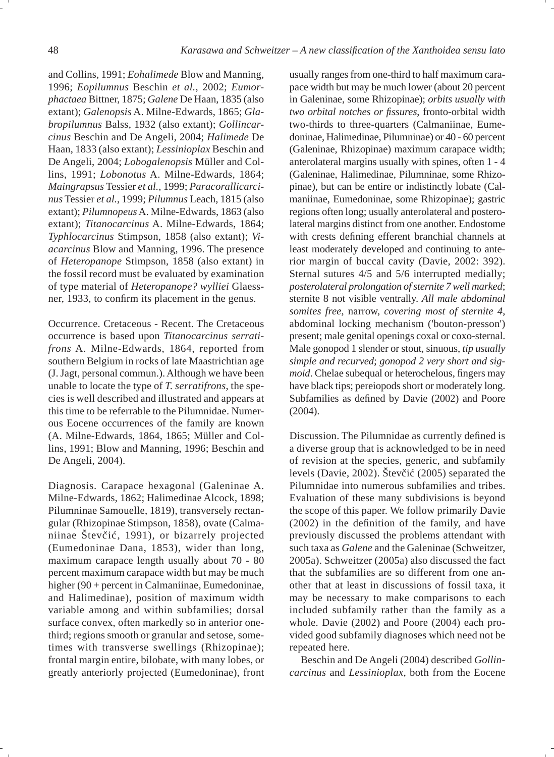and Collins, 1991; *Eohalimede* Blow and Manning, 1996; *Eopilumnus* Beschin *et al.*, 2002; *Eumorphactaea* Bittner, 1875; *Galene* De Haan, 1835 (also extant); *Galenopsis* A. Milne-Edwards, 1865; *Glabropilumnus* Balss, 1932 (also extant); *Gollincarcinus* Beschin and De Angeli, 2004; *Halimede* De Haan, 1833 (also extant); *Lessinioplax* Beschin and De Angeli, 2004; *Lobogalenopsis* Müller and Collins, 1991; *Lobonotus* A. Milne-Edwards, 1864; *Maingrapsus* Tessier *et al.*, 1999; *Paracorallicarcinus* Tessier *et al.*, 1999; *Pilumnus* Leach, 1815 (also extant); *Pilumnopeus* A. Milne-Edwards, 1863 (also extant); *Titanocarcinus* A. Milne-Edwards, 1864; *Typhlocarcinus* Stimpson, 1858 (also extant); *Viacarcinus* Blow and Manning, 1996. The presence of *Heteropanope* Stimpson, 1858 (also extant) in the fossil record must be evaluated by examination of type material of *Heteropanope? wylliei* Glaessner, 1933, to confirm its placement in the genus.

Occurrence. Cretaceous - Recent. The Cretaceous occurrence is based upon *Titanocarcinus serratifrons* A. Milne-Edwards, 1864, reported from southern Belgium in rocks of late Maastrichtian age (J. Jagt, personal commun.). Although we have been unable to locate the type of *T. serratifrons*, the species is well described and illustrated and appears at this time to be referrable to the Pilumnidae. Numerous Eocene occurrences of the family are known (A. Milne-Edwards, 1864, 1865; Müller and Collins, 1991; Blow and Manning, 1996; Beschin and De Angeli, 2004).

Diagnosis. Carapace hexagonal (Galeninae A. Milne-Edwards, 1862; Halimedinae Alcock, 1898; Pilumninae Samouelle, 1819), transversely rectangular (Rhizopinae Stimpson, 1858), ovate (Calmaniinae Števčić, 1991), or bizarrely projected (Eumedoninae Dana, 1853), wider than long, maximum carapace length usually about 70 - 80 percent maximum carapace width but may be much higher (90 + percent in Calmaniinae, Eumedoninae, and Halimedinae), position of maximum width variable among and within subfamilies; dorsal surface convex, often markedly so in anterior one-third; regions smooth or granular and setose, sometimes with transverse swellings (Rhizopinae); frontal margin entire, bilobate, with many lobes, or greatly anteriorly projected (Eumedoninae), front usually ranges from one-third to half maximum carapace width but may be much lower (about 20 percent in Galeninae, some Rhizopinae); *orbits usually with two orbital notches or fissures*, fronto-orbital width two-thirds to three-quarters (Calmaniinae, Eumedoninae, Halimedinae, Pilumninae) or 40 - 60 percent (Galeninae, Rhizopinae) maximum carapace width; anterolateral margins usually with spines, often 1 - 4 (Galeninae, Halimedinae, Pilumninae, some Rhizopinae), but can be entire or indistinctly lobate (Calmaniinae, Eumedoninae, some Rhizopinae); gastric regions often long; usually anterolateral and posterolateral margins distinct from one another. Endostome with crests defining efferent branchial channels at least moderately developed and continuing to anterior margin of buccal cavity (Davie, 2002: 392). Sternal sutures 4/5 and 5/6 interrupted medially; *posterolateral prolongation of sternite 7 well marked*; sternite 8 not visible ventrally. *All male abdominal somites free*, narrow, *covering most of sternite 4*, abdominal locking mechanism ('bouton-presson') present; male genital openings coxal or coxo-sternal. Male gonopod 1 slender or stout, sinuous, *tip usually simple and recurved*; *gonopod 2 very short and sigmoid*. Chelae subequal or heterochelous, fingers may have black tips; pereiopods short or moderately long. Subfamilies as defined by Davie (2002) and Poore (2004).

Discussion. The Pilumnidae as currently defined is a diverse group that is acknowledged to be in need of revision at the species, generic, and subfamily levels (Davie, 2002). Števčić (2005) separated the Pilumnidae into numerous subfamilies and tribes. Evaluation of these many subdivisions is beyond the scope of this paper. We follow primarily Davie (2002) in the definition of the family, and have previously discussed the problems attendant with such taxa as *Galene* and the Galeninae (Schweitzer, 2005a). Schweitzer (2005a) also discussed the fact that the subfamilies are so different from one another that at least in discussions of fossil taxa, it may be necessary to make comparisons to each included subfamily rather than the family as a whole. Davie (2002) and Poore (2004) each provided good subfamily diagnoses which need not be repeated here.

Beschin and De Angeli (2004) described *Gollincarcinus* and *Lessinioplax*, both from the Eocene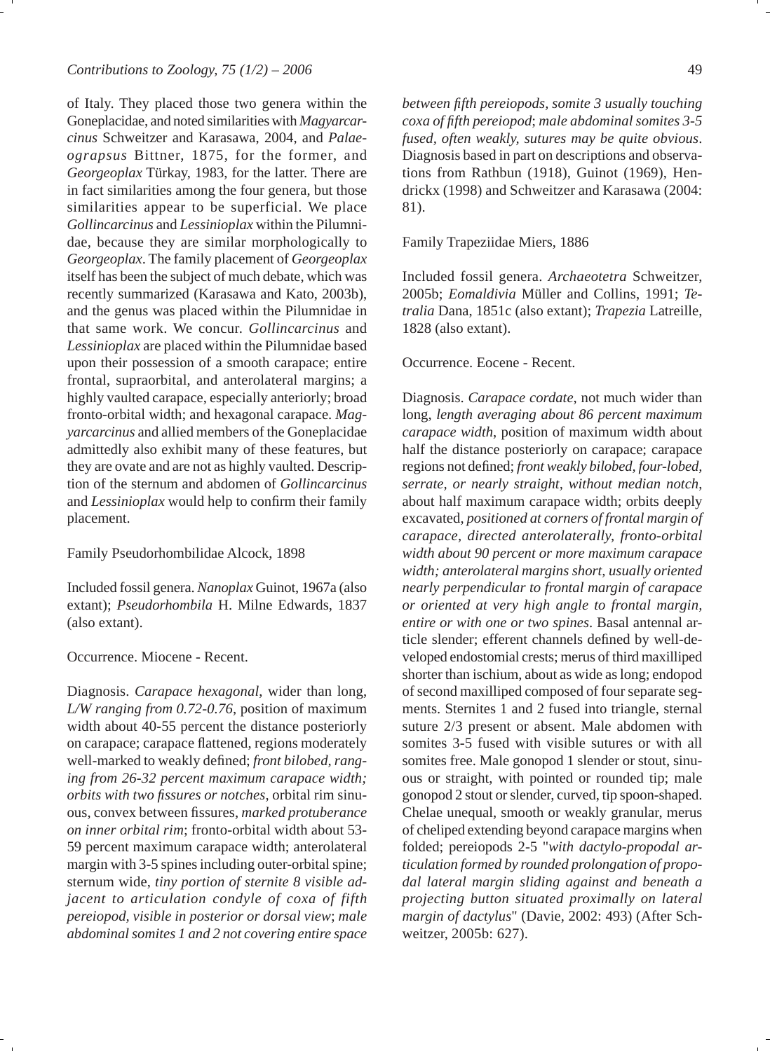of Italy. They placed those two genera within the Goneplacidae, and noted similarities with *Magyarcarcinus* Schweitzer and Karasawa, 2004, and *Palaeograpsus* Bittner, 1875, for the former, and *Georgeoplax* Türkay, 1983, for the latter. There are in fact similarities among the four genera, but those similarities appear to be superficial. We place *Gollincarcinus* and *Lessinioplax* within the Pilumnidae, because they are similar morphologically to *Georgeoplax*. The family placement of *Georgeoplax* itself has been the subject of much debate, which was recently summarized (Karasawa and Kato, 2003b), and the genus was placed within the Pilumnidae in that same work. We concur. *Gollincarcinus* and *Lessinioplax* are placed within the Pilumnidae based upon their possession of a smooth carapace; entire frontal, supraorbital, and anterolateral margins; a highly vaulted carapace, especially anteriorly; broad fronto-orbital width; and hexagonal carapace. *Magyarcarcinus* and allied members of the Goneplacidae admittedly also exhibit many of these features, but they are ovate and are not as highly vaulted. Description of the sternum and abdomen of *Gollincarcinus* and *Lessinioplax* would help to confirm their family placement.

Family Pseudorhombilidae Alcock, 1898

Included fossil genera. *Nanoplax* Guinot, 1967a (also extant); *Pseudorhombila* H. Milne Edwards, 1837 (also extant).

Occurrence. Miocene - Recent.

Diagnosis. *Carapace hexagonal*, wider than long, *L/W ranging from 0.72-0.76*, position of maximum width about 40-55 percent the distance posteriorly on carapace; carapace flattened, regions moderately well-marked to weakly defined; *front bilobed, ranging from 26-32 percent maximum carapace width; orbits with two fissures or notches*, orbital rim sinuous, convex between fissures, *marked protuberance on inner orbital rim*; fronto-orbital width about 53-59 percent maximum carapace width; anterolateral margin with 3-5 spines including outer-orbital spine; sternum wide, *tiny portion of sternite 8 visible adjacent to articulation condyle of coxa of fifth pereiopod, visible in posterior or dorsal view*; *male abdominal somites 1 and 2 not covering entire space between fifth pereiopods, somite 3 usually touching coxa of fifth pereiopod*; *male abdominal somites 3-5 fused, often weakly, sutures may be quite obvious*. Diagnosis based in part on descriptions and observations from Rathbun (1918), Guinot (1969), Hendrickx (1998) and Schweitzer and Karasawa (2004: 81).

Family Trapeziidae Miers, 1886

Included fossil genera. *Archaeotetra* Schweitzer, 2005b; *Eomaldivia* Müller and Collins, 1991; *Tetralia* Dana, 1851c (also extant); *Trapezia* Latreille, 1828 (also extant).

Occurrence. Eocene - Recent.

Diagnosis. *Carapace cordate*, not much wider than long, *length averaging about 86 percent maximum carapace width*, position of maximum width about half the distance posteriorly on carapace; carapace regions not defined; *front weakly bilobed, four-lobed, serrate, or nearly straight, without median notch*, about half maximum carapace width; orbits deeply excavated, *positioned at corners of frontal margin of carapace, directed anterolaterally, fronto-orbital width about 90 percent or more maximum carapace width; anterolateral margins short, usually oriented nearly perpendicular to frontal margin of carapace or oriented at very high angle to frontal margin, entire or with one or two spines*. Basal antennal article slender; efferent channels defined by well-developed endostomial crests; merus of third maxilliped shorter than ischium, about as wide as long; endopod of second maxilliped composed of four separate segments. Sternites 1 and 2 fused into triangle, sternal suture 2/3 present or absent. Male abdomen with somites 3-5 fused with visible sutures or with all somites free. Male gonopod 1 slender or stout, sinuous or straight, with pointed or rounded tip; male gonopod 2 stout or slender, curved, tip spoon-shaped. Chelae unequal, smooth or weakly granular, merus of cheliped extending beyond carapace margins when folded; pereiopods 2-5 "*with dactylo-propodal articulation formed by rounded prolongation of propodal lateral margin sliding against and beneath a projecting button situated proximally on lateral margin of dactylus*" (Davie, 2002: 493) (After Schweitzer, 2005b: 627).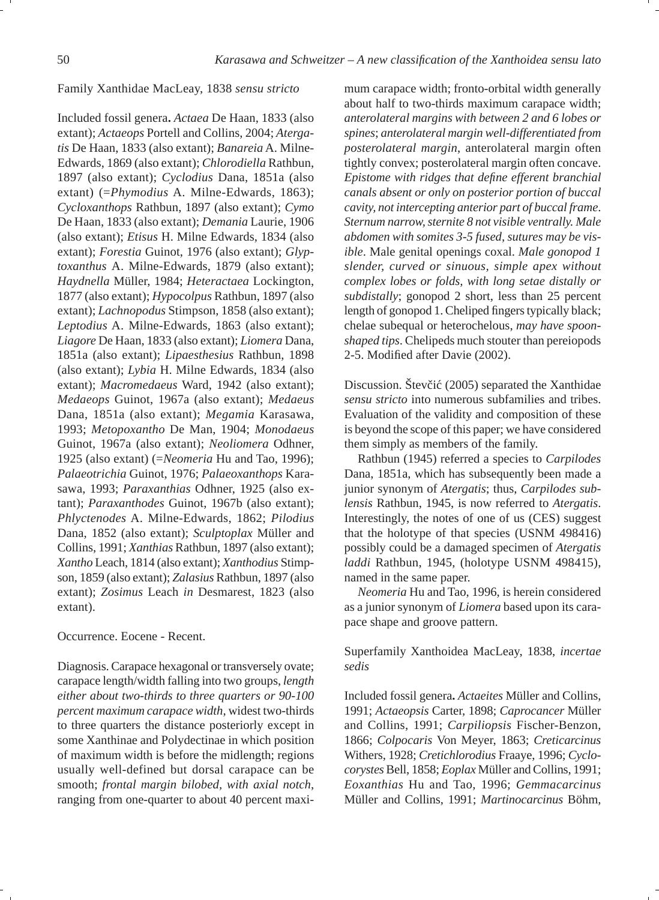Family Xanthidae MacLeay, 1838 *sensu stricto*

Included fossil genera**.** *Actaea* De Haan, 1833 (also extant); *Actaeops* Portell and Collins, 2004; *Atergatis* De Haan, 1833 (also extant); *Banareia* A. Milne-Edwards, 1869 (also extant); *Chlorodiella* Rathbun, 1897 (also extant); *Cyclodius* Dana, 1851a (also extant) (=*Phymodius* A. Milne-Edwards, 1863); *Cycloxanthops* Rathbun, 1897 (also extant); *Cymo* De Haan, 1833 (also extant); *Demania* Laurie, 1906 (also extant); *Etisus* H. Milne Edwards, 1834 (also extant); *Forestia* Guinot, 1976 (also extant); *Glyptoxanthus* A. Milne-Edwards, 1879 (also extant); *Haydnella* Müller, 1984; *Heteractaea* Lockington, 1877 (also extant); *Hypocolpus* Rathbun, 1897 (also extant); *Lachnopodus* Stimpson, 1858 (also extant); *Leptodius* A. Milne-Edwards, 1863 (also extant); *Liagore* De Haan, 1833 (also extant); *Liomera* Dana, 1851a (also extant); *Lipaesthesius* Rathbun, 1898 (also extant); *Lybia* H. Milne Edwards, 1834 (also extant); *Macromedaeus* Ward, 1942 (also extant); *Medaeops* Guinot, 1967a (also extant); *Medaeus* Dana, 1851a (also extant); *Megamia* Karasawa, 1993; *Metopoxantho* De Man, 1904; *Monodaeus* Guinot, 1967a (also extant); *Neoliomera* Odhner, 1925 (also extant) (=*Neomeria* Hu and Tao, 1996); *Palaeotrichia* Guinot, 1976; *Palaeoxanthops* Karasawa, 1993; *Paraxanthias* Odhner, 1925 (also extant); *Paraxanthodes* Guinot, 1967b (also extant); *Phlyctenodes* A. Milne-Edwards, 1862; *Pilodius* Dana, 1852 (also extant); *Sculptoplax* Müller and Collins, 1991; *Xanthias* Rathbun, 1897 (also extant); *Xantho* Leach, 1814 (also extant); *Xanthodius* Stimpson, 1859 (also extant); *Zalasius* Rathbun, 1897 (also extant); *Zosimus* Leach *in* Desmarest, 1823 (also extant).

Occurrence. Eocene - Recent.

Diagnosis. Carapace hexagonal or transversely ovate; carapace length/width falling into two groups, *length either about two-thirds to three quarters or 90-100 percent maximum carapace width*, widest two-thirds to three quarters the distance posteriorly except in some Xanthinae and Polydectinae in which position of maximum width is before the midlength; regions usually well-defined but dorsal carapace can be smooth; *frontal margin bilobed, with axial notch*, ranging from one-quarter to about 40 percent maximum carapace width; fronto-orbital width generally about half to two-thirds maximum carapace width; *anterolateral margins with between 2 and 6 lobes or spines*; *anterolateral margin well-differentiated from posterolateral margin*, anterolateral margin often tightly convex; posterolateral margin often concave. *Epistome with ridges that define efferent branchial canals absent or only on posterior portion of buccal cavity, not intercepting anterior part of buccal frame*. *Sternum narrow, sternite 8 not visible ventrally. Male abdomen with somites 3-5 fused, sutures may be visible*. Male genital openings coxal. *Male gonopod 1 slender, curved or sinuous, simple apex without complex lobes or folds, with long setae distally or subdistally*; gonopod 2 short, less than 25 percent length of gonopod 1. Cheliped fingers typically black; chelae subequal or heterochelous, *may have spoon-shaped tips*. Chelipeds much stouter than pereiopods 2-5. Modified after Davie (2002).

Discussion. Števčić (2005) separated the Xanthidae *sensu stricto* into numerous subfamilies and tribes. Evaluation of the validity and composition of these is beyond the scope of this paper; we have considered them simply as members of the family.

Rathbun (1945) referred a species to *Carpilodes* Dana, 1851a, which has subsequently been made a junior synonym of *Atergatis*; thus, *Carpilodes sublensis* Rathbun, 1945, is now referred to *Atergatis*. Interestingly, the notes of one of us (CES) suggest that the holotype of that species (USNM 498416) possibly could be a damaged specimen of *Atergatis laddi* Rathbun, 1945, (holotype USNM 498415), named in the same paper.

*Neomeria* Hu and Tao, 1996, is herein considered as a junior synonym of *Liomera* based upon its carapace shape and groove pattern.

Superfamily Xanthoidea MacLeay, 1838, *incertae sedis*

Included fossil genera**.** *Actaeites* Müller and Collins, 1991; *Actaeopsis* Carter, 1898; *Caprocancer* Müller and Collins, 1991; *Carpiliopsis* Fischer-Benzon, 1866; *Colpocaris* Von Meyer, 1863; *Creticarcinus* Withers, 1928; *Cretichlorodius* Fraaye, 1996; *Cyclocorystes* Bell, 1858; *Eoplax* Müller and Collins, 1991; *Eoxanthias* Hu and Tao, 1996; *Gemmacarcinus* Müller and Collins, 1991; *Martinocarcinus* Böhm,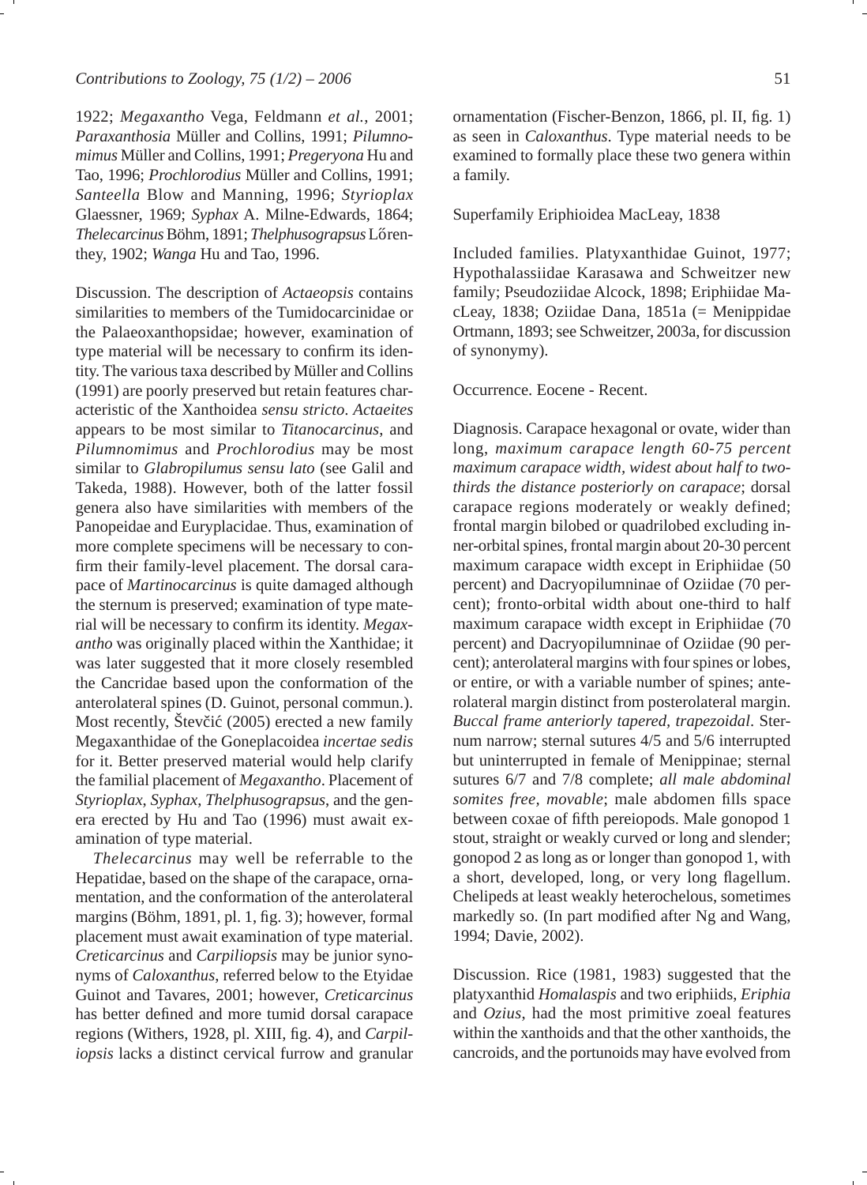1922; *Megaxantho* Vega, Feldmann *et al.*, 2001; *Paraxanthosia* Müller and Collins, 1991; *Pilumnomimus* Müller and Collins, 1991; *Pregeryona* Hu and Tao, 1996; *Prochlorodius* Müller and Collins, 1991; *Santeella* Blow and Manning, 1996; *Styrioplax* Glaessner, 1969; *Syphax* A. Milne-Edwards, 1864; *Thelecarcinus* Böhm, 1891; *Thelphusograpsus* Lőrenthey, 1902; *Wanga* Hu and Tao, 1996.

Discussion. The description of *Actaeopsis* contains similarities to members of the Tumidocarcinidae or the Palaeoxanthopsidae; however, examination of type material will be necessary to confirm its identity. The various taxa described by Müller and Collins (1991) are poorly preserved but retain features characteristic of the Xanthoidea *sensu stricto*. *Actaeites* appears to be most similar to *Titanocarcinus*, and *Pilumnomimus* and *Prochlorodius* may be most similar to *Glabropilumus sensu lato* (see Galil and Takeda, 1988). However, both of the latter fossil genera also have similarities with members of the Panopeidae and Euryplacidae. Thus, examination of more complete specimens will be necessary to confirm their family-level placement. The dorsal carapace of *Martinocarcinus* is quite damaged although the sternum is preserved; examination of type material will be necessary to confirm its identity. *Megaxantho* was originally placed within the Xanthidae; it was later suggested that it more closely resembled the Cancridae based upon the conformation of the anterolateral spines (D. Guinot, personal commun.). Most recently, Števčić (2005) erected a new family Megaxanthidae of the Goneplacoidea *incertae sedis* for it. Better preserved material would help clarify the familial placement of *Megaxantho*. Placement of *Styrioplax*, *Syphax*, *Thelphusograpsus*, and the genera erected by Hu and Tao (1996) must await examination of type material.

*Thelecarcinus* may well be referrable to the Hepatidae, based on the shape of the carapace, ornamentation, and the conformation of the anterolateral margins (Böhm, 1891, pl. 1, fig. 3); however, formal placement must await examination of type material. *Creticarcinus* and *Carpiliopsis* may be junior synonyms of *Caloxanthus*, referred below to the Etyidae Guinot and Tavares, 2001; however, *Creticarcinus* has better defined and more tumid dorsal carapace regions (Withers, 1928, pl. XIII, fig. 4), and *Carpiliopsis* lacks a distinct cervical furrow and granular ornamentation (Fischer-Benzon, 1866, pl. II, fig. 1) as seen in *Caloxanthus*. Type material needs to be examined to formally place these two genera within a family.

## Superfamily Eriphioidea MacLeay, 1838

Included families. Platyxanthidae Guinot, 1977; Hypothalassiidae Karasawa and Schweitzer new family; Pseudoziidae Alcock, 1898; Eriphiidae MacLeay, 1838; Oziidae Dana, 1851a (= Menippidae Ortmann, 1893; see Schweitzer, 2003a, for discussion of synonymy).

Occurrence. Eocene - Recent.

Diagnosis. Carapace hexagonal or ovate, wider than long, *maximum carapace length 60-75 percent maximum carapace width, widest about half to two-thirds the distance posteriorly on carapace*; dorsal carapace regions moderately or weakly defined; frontal margin bilobed or quadrilobed excluding inner-orbital spines, frontal margin about 20-30 percent maximum carapace width except in Eriphiidae (50 percent) and Dacryopilumninae of Oziidae (70 percent); fronto-orbital width about one-third to half maximum carapace width except in Eriphiidae (70 percent) and Dacryopilumninae of Oziidae (90 percent); anterolateral margins with four spines or lobes, or entire, or with a variable number of spines; anterolateral margin distinct from posterolateral margin. *Buccal frame anteriorly tapered, trapezoidal*. Sternum narrow; sternal sutures 4/5 and 5/6 interrupted but uninterrupted in female of Menippinae; sternal sutures 6/7 and 7/8 complete; *all male abdominal somites free, movable*; male abdomen fills space between coxae of fifth pereiopods. Male gonopod 1 stout, straight or weakly curved or long and slender; gonopod 2 as long as or longer than gonopod 1, with a short, developed, long, or very long flagellum. Chelipeds at least weakly heterochelous, sometimes markedly so. (In part modified after Ng and Wang, 1994; Davie, 2002).

Discussion. Rice (1981, 1983) suggested that the platyxanthid *Homalaspis* and two eriphiids, *Eriphia* and *Ozius*, had the most primitive zoeal features within the xanthoids and that the other xanthoids, the cancroids, and the portunoids may have evolved from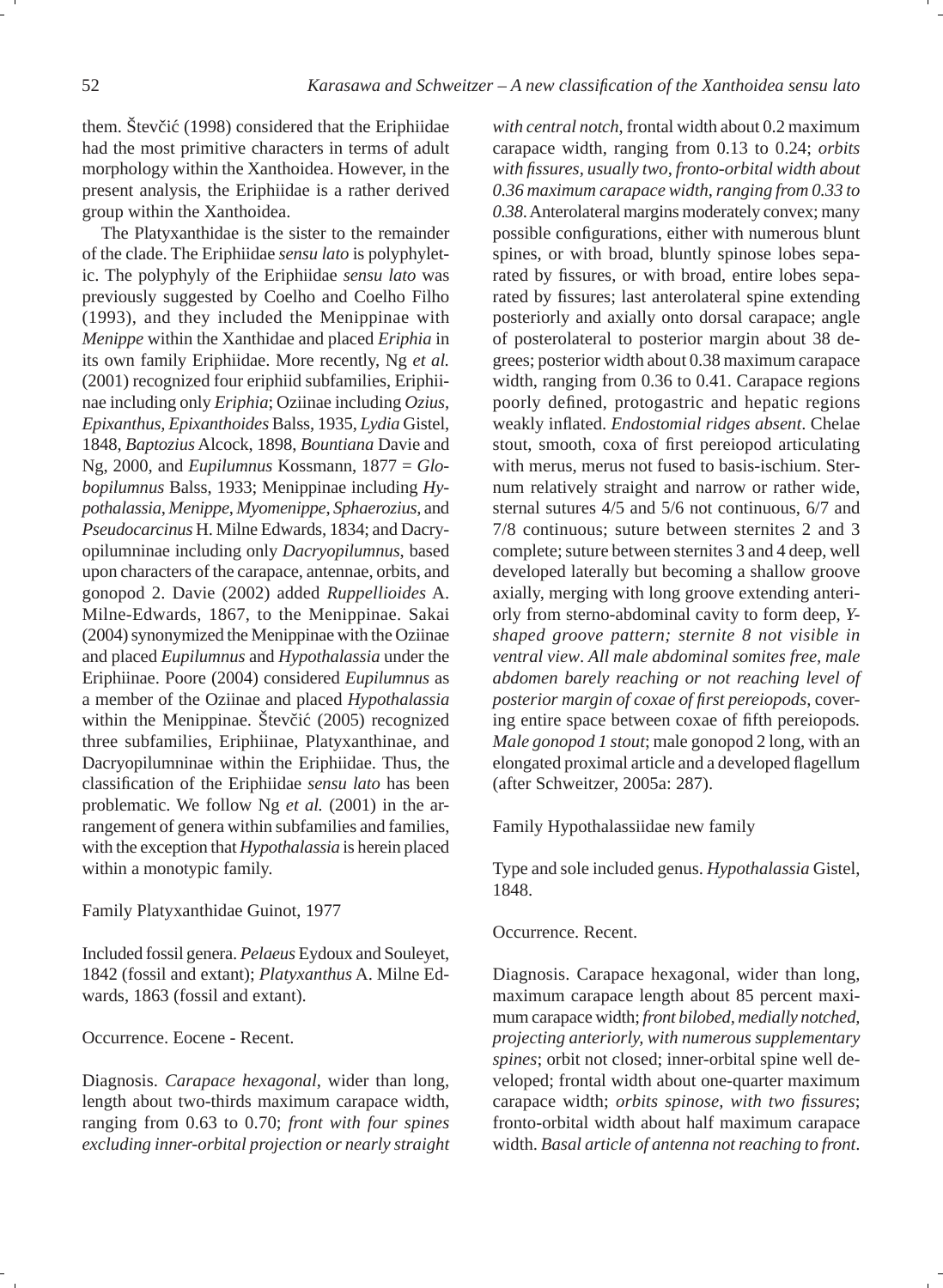them. Števčić (1998) considered that the Eriphiidae had the most primitive characters in terms of adult morphology within the Xanthoidea. However, in the present analysis, the Eriphiidae is a rather derived group within the Xanthoidea.

The Platyxanthidae is the sister to the remainder of the clade. The Eriphiidae *sensu lato* is polyphyletic. The polyphyly of the Eriphiidae *sensu lato* was previously suggested by Coelho and Coelho Filho (1993), and they included the Menippinae with *Menippe* within the Xanthidae and placed *Eriphia* in its own family Eriphiidae. More recently, Ng *et al.* (2001) recognized four eriphiid subfamilies, Eriphiinae including only *Eriphia*; Oziinae including *Ozius*, *Epixanthus*, *Epixanthoides* Balss, 1935, *Lydia* Gistel, 1848, *Baptozius* Alcock, 1898, *Bountiana* Davie and Ng, 2000, and *Eupilumnus* Kossmann, 1877 = *Globopilumnus* Balss, 1933; Menippinae including *Hypothalassia*, *Menippe*, *Myomenippe*, *Sphaerozius*, and *Pseudocarcinus* H. Milne Edwards, 1834; and Dacryopilumninae including only *Dacryopilumnus*, based upon characters of the carapace, antennae, orbits, and gonopod 2. Davie (2002) added *Ruppellioides* A. Milne-Edwards, 1867, to the Menippinae. Sakai (2004) synonymized the Menippinae with the Oziinae and placed *Eupilumnus* and *Hypothalassia* under the Eriphiinae. Poore (2004) considered *Eupilumnus* as a member of the Oziinae and placed *Hypothalassia* within the Menippinae. Števčić (2005) recognized three subfamilies, Eriphiinae, Platyxanthinae, and Dacryopilumninae within the Eriphiidae. Thus, the classification of the Eriphiidae *sensu lato* has been problematic. We follow Ng *et al.* (2001) in the arrangement of genera within subfamilies and families, with the exception that *Hypothalassia* is herein placed within a monotypic family.

Family Platyxanthidae Guinot, 1977

Included fossil genera. *Pelaeus* Eydoux and Souleyet, 1842 (fossil and extant); *Platyxanthus* A. Milne Edwards, 1863 (fossil and extant).

Occurrence. Eocene - Recent.

Diagnosis. *Carapace hexagonal*, wider than long, length about two-thirds maximum carapace width, ranging from 0.63 to 0.70; *front with four spines excluding inner-orbital projection or nearly straight with central notch*, frontal width about 0.2 maximum carapace width, ranging from 0.13 to 0.24; *orbits with fissures, usually two*, *fronto-orbital width about 0.36 maximum carapace width, ranging from 0.33 to 0.38*. Anterolateral margins moderately convex; many possible configurations, either with numerous blunt spines, or with broad, bluntly spinose lobes separated by fissures, or with broad, entire lobes separated by fissures; last anterolateral spine extending posteriorly and axially onto dorsal carapace; angle of posterolateral to posterior margin about 38 degrees; posterior width about 0.38 maximum carapace width, ranging from 0.36 to 0.41. Carapace regions poorly defined, protogastric and hepatic regions weakly inflated. *Endostomial ridges absent*. Chelae stout, smooth, coxa of first pereiopod articulating with merus, merus not fused to basis-ischium. Sternum relatively straight and narrow or rather wide, sternal sutures 4/5 and 5/6 not continuous, 6/7 and 7/8 continuous; suture between sternites 2 and 3 complete; suture between sternites 3 and 4 deep, well developed laterally but becoming a shallow groove axially, merging with long groove extending anteriorly from sterno-abdominal cavity to form deep, *Y-shaped groove pattern; sternite 8 not visible in ventral view*. *All male abdominal somites free, male abdomen barely reaching or not reaching level of posterior margin of coxae of first pereiopods*, covering entire space between coxae of fifth pereiopods. *Male gonopod 1 stout*; male gonopod 2 long, with an elongated proximal article and a developed flagellum (after Schweitzer, 2005a: 287).

Family Hypothalassiidae new family

Type and sole included genus. *Hypothalassia* Gistel, 1848.

Occurrence. Recent.

Diagnosis. Carapace hexagonal, wider than long, maximum carapace length about 85 percent maximum carapace width; *front bilobed, medially notched, projecting anteriorly, with numerous supplementary spines*; orbit not closed; inner-orbital spine well developed; frontal width about one-quarter maximum carapace width; *orbits spinose, with two fissures*; fronto-orbital width about half maximum carapace width. *Basal article of antenna not reaching to front*.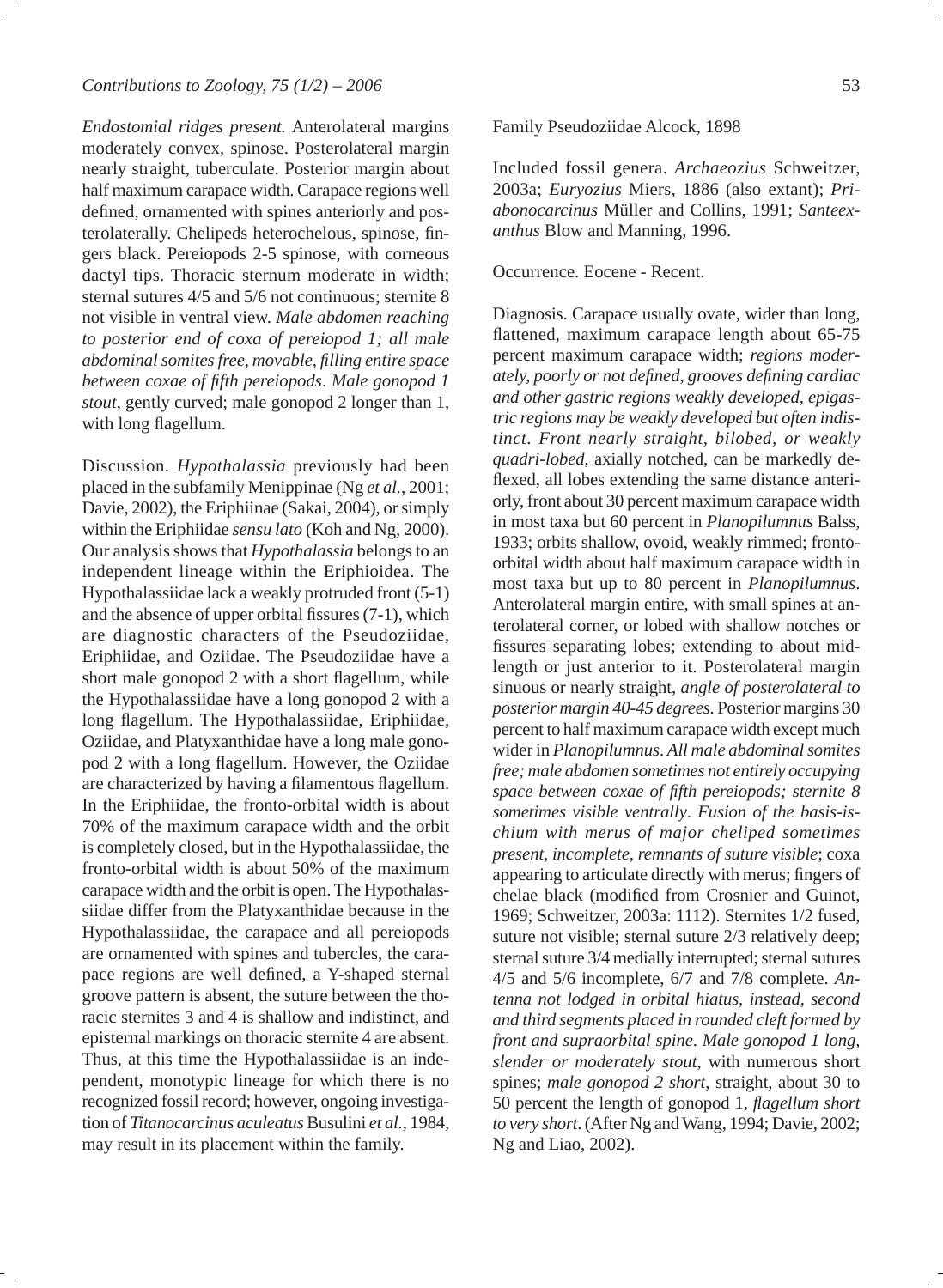*Endostomial ridges present.* Anterolateral margins moderately convex, spinose. Posterolateral margin nearly straight, tuberculate. Posterior margin about half maximum carapace width. Carapace regions well defined, ornamented with spines anteriorly and posterolaterally. Chelipeds heterochelous, spinose, fingers black. Pereiopods 2-5 spinose, with corneous dactyl tips. Thoracic sternum moderate in width; sternal sutures 4/5 and 5/6 not continuous; sternite 8 not visible in ventral view. *Male abdomen reaching to posterior end of coxa of pereiopod 1; all male abdominal somites free, movable, filling entire space between coxae of fifth pereiopods*. *Male gonopod 1 stout*, gently curved; male gonopod 2 longer than 1, with long flagellum.

Discussion. *Hypothalassia* previously had been placed in the subfamily Menippinae (Ng *et al.*, 2001; Davie, 2002), the Eriphiinae (Sakai, 2004), or simply within the Eriphiidae *sensu lato* (Koh and Ng, 2000). Our analysis shows that *Hypothalassia* belongs to an independent lineage within the Eriphioidea. The Hypothalassiidae lack a weakly protruded front (5-1) and the absence of upper orbital fissures (7-1), which are diagnostic characters of the Pseudoziidae, Eriphiidae, and Oziidae. The Pseudoziidae have a short male gonopod 2 with a short flagellum, while the Hypothalassiidae have a long gonopod 2 with a long flagellum. The Hypothalassiidae, Eriphiidae, Oziidae, and Platyxanthidae have a long male gonopod 2 with a long flagellum. However, the Oziidae are characterized by having a filamentous flagellum. In the Eriphiidae, the fronto-orbital width is about 70% of the maximum carapace width and the orbit is completely closed, but in the Hypothalassiidae, the fronto-orbital width is about 50% of the maximum carapace width and the orbit is open. The Hypothalassiidae differ from the Platyxanthidae because in the Hypothalassiidae, the carapace and all pereiopods are ornamented with spines and tubercles, the carapace regions are well defined, a Y-shaped sternal groove pattern is absent, the suture between the thoracic sternites 3 and 4 is shallow and indistinct, and episternal markings on thoracic sternite 4 are absent. Thus, at this time the Hypothalassiidae is an independent, monotypic lineage for which there is no recognized fossil record; however, ongoing investigation of *Titanocarcinus aculeatus* Busulini *et al.*, 1984, may result in its placement within the family.

## Family Pseudoziidae Alcock, 1898

Included fossil genera. *Archaeozius* Schweitzer, 2003a; *Euryozius* Miers, 1886 (also extant); *Priabonocarcinus* Müller and Collins, 1991; *Santeexanthus* Blow and Manning, 1996.

Occurrence. Eocene - Recent.

Diagnosis. Carapace usually ovate, wider than long, flattened, maximum carapace length about 65-75 percent maximum carapace width; *regions moderately, poorly or not defined, grooves defining cardiac and other gastric regions weakly developed, epigastric regions may be weakly developed but often indistinct*. *Front nearly straight, bilobed, or weakly quadri-lobed*, axially notched, can be markedly deflexed, all lobes extending the same distance anteriorly, front about 30 percent maximum carapace width in most taxa but 60 percent in *Planopilumnus* Balss, 1933; orbits shallow, ovoid, weakly rimmed; fronto-orbital width about half maximum carapace width in most taxa but up to 80 percent in *Planopilumnus*. Anterolateral margin entire, with small spines at anterolateral corner, or lobed with shallow notches or fissures separating lobes; extending to about mid-length or just anterior to it. Posterolateral margin sinuous or nearly straight, *angle of posterolateral to posterior margin 40-45 degrees*. Posterior margins 30 percent to half maximum carapace width except much wider in *Planopilumnus*. *All male abdominal somites free; male abdomen sometimes not entirely occupying space between coxae of fifth pereiopods; sternite 8 sometimes visible ventrally*. *Fusion of the basis-ischium with merus of major cheliped sometimes present, incomplete, remnants of suture visible*; coxa appearing to articulate directly with merus; fingers of chelae black (modified from Crosnier and Guinot, 1969; Schweitzer, 2003a: 1112). Sternites 1/2 fused, suture not visible; sternal suture 2/3 relatively deep; sternal suture 3/4 medially interrupted; sternal sutures 4/5 and 5/6 incomplete, 6/7 and 7/8 complete. *Antenna not lodged in orbital hiatus, instead, second and third segments placed in rounded cleft formed by front and supraorbital spine*. *Male gonopod 1 long, slender or moderately stout*, with numerous short spines; *male gonopod 2 short*, straight, about 30 to 50 percent the length of gonopod 1, *flagellum short to very short*. (After Ng and Wang, 1994; Davie, 2002; Ng and Liao, 2002).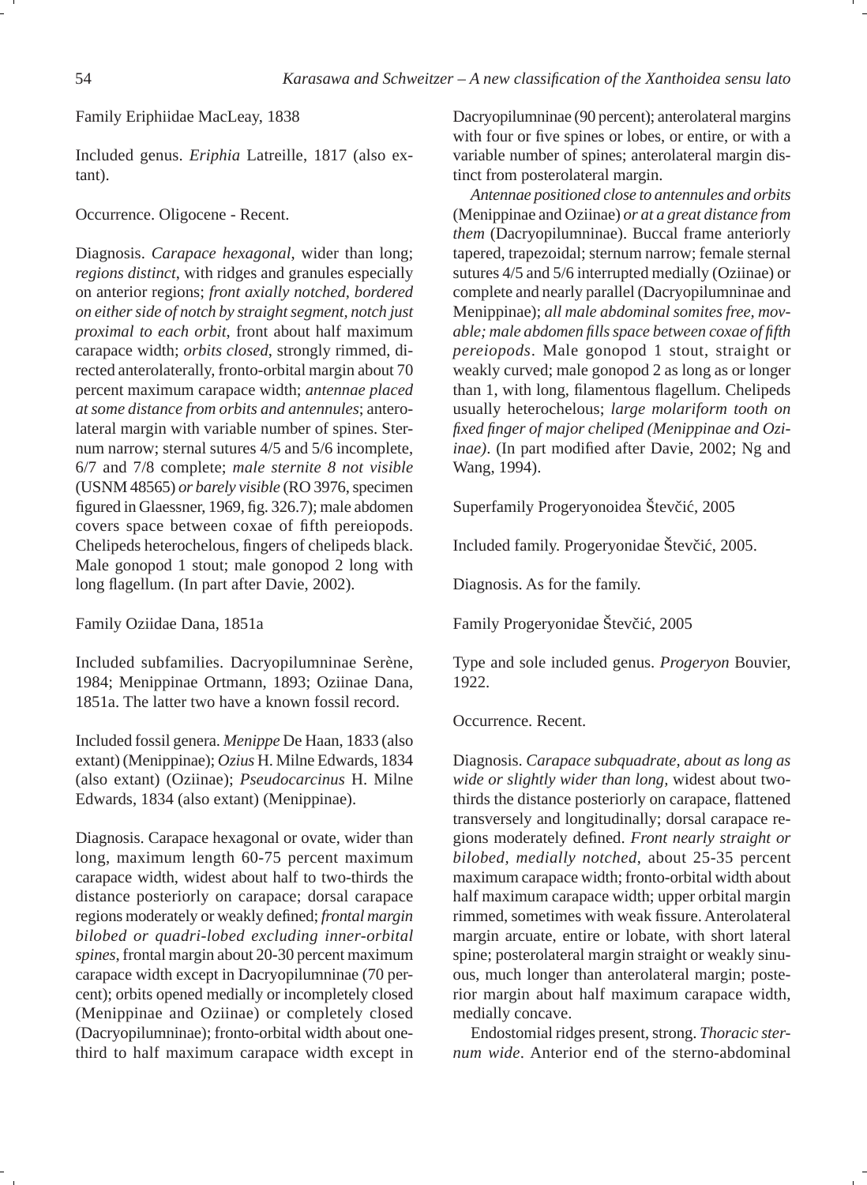Family Eriphiidae MacLeay, 1838

Included genus. *Eriphia* Latreille, 1817 (also extant).

Occurrence. Oligocene - Recent.

Diagnosis. *Carapace hexagonal*, wider than long; *regions distinct*, with ridges and granules especially on anterior regions; *front axially notched, bordered on either side of notch by straight segment, notch just proximal to each orbit*, front about half maximum carapace width; *orbits closed*, strongly rimmed, directed anterolaterally, fronto-orbital margin about 70 percent maximum carapace width; *antennae placed at some distance from orbits and antennules*; anterolateral margin with variable number of spines. Sternum narrow; sternal sutures 4/5 and 5/6 incomplete, 6/7 and 7/8 complete; *male sternite 8 not visible* (USNM 48565) *or barely visible* (RO 3976, specimen figured in Glaessner, 1969, fig. 326.7); male abdomen covers space between coxae of fifth pereiopods. Chelipeds heterochelous, fingers of chelipeds black. Male gonopod 1 stout; male gonopod 2 long with long flagellum. (In part after Davie, 2002).

Family Oziidae Dana, 1851a

Included subfamilies. Dacryopilumninae Serène, 1984; Menippinae Ortmann, 1893; Oziinae Dana, 1851a. The latter two have a known fossil record.

Included fossil genera. *Menippe* De Haan, 1833 (also extant) (Menippinae); *Ozius* H. Milne Edwards, 1834 (also extant) (Oziinae); *Pseudocarcinus* H. Milne Edwards, 1834 (also extant) (Menippinae).

Diagnosis. Carapace hexagonal or ovate, wider than long, maximum length 60-75 percent maximum carapace width, widest about half to two-thirds the distance posteriorly on carapace; dorsal carapace regions moderately or weakly defined; *frontal margin bilobed or quadri-lobed excluding inner-orbital spines*, frontal margin about 20-30 percent maximum carapace width except in Dacryopilumninae (70 percent); orbits opened medially or incompletely closed (Menippinae and Oziinae) or completely closed (Dacryopilumninae); fronto-orbital width about one-third to half maximum carapace width except in Dacryopilumninae (90 percent); anterolateral margins with four or five spines or lobes, or entire, or with a variable number of spines; anterolateral margin distinct from posterolateral margin.

*Antennae positioned close to antennules and orbits* (Menippinae and Oziinae) *or at a great distance from them* (Dacryopilumninae). Buccal frame anteriorly tapered, trapezoidal; sternum narrow; female sternal sutures 4/5 and 5/6 interrupted medially (Oziinae) or complete and nearly parallel (Dacryopilumninae and Menippinae); *all male abdominal somites free, movable; male abdomen fills space between coxae of fifth pereiopods*. Male gonopod 1 stout, straight or weakly curved; male gonopod 2 as long as or longer than 1, with long, filamentous flagellum. Chelipeds usually heterochelous; *large molariform tooth on fixed finger of major cheliped (Menippinae and Oziinae)*. (In part modified after Davie, 2002; Ng and Wang, 1994).

Superfamily Progeryonoidea Števčić, 2005

Included family. Progeryonidae Števčić, 2005.

Diagnosis. As for the family.

Family Progeryonidae Števčić, 2005

Type and sole included genus. *Progeryon* Bouvier, 1922.

Occurrence. Recent.

Diagnosis. *Carapace subquadrate, about as long as wide or slightly wider than long*, widest about two-thirds the distance posteriorly on carapace, flattened transversely and longitudinally; dorsal carapace regions moderately defined. *Front nearly straight or bilobed, medially notched*, about 25-35 percent maximum carapace width; fronto-orbital width about half maximum carapace width; upper orbital margin rimmed, sometimes with weak fissure. Anterolateral margin arcuate, entire or lobate, with short lateral spine; posterolateral margin straight or weakly sinuous, much longer than anterolateral margin; posterior margin about half maximum carapace width, medially concave.

Endostomial ridges present, strong. *Thoracic sternum wide*. Anterior end of the sterno-abdominal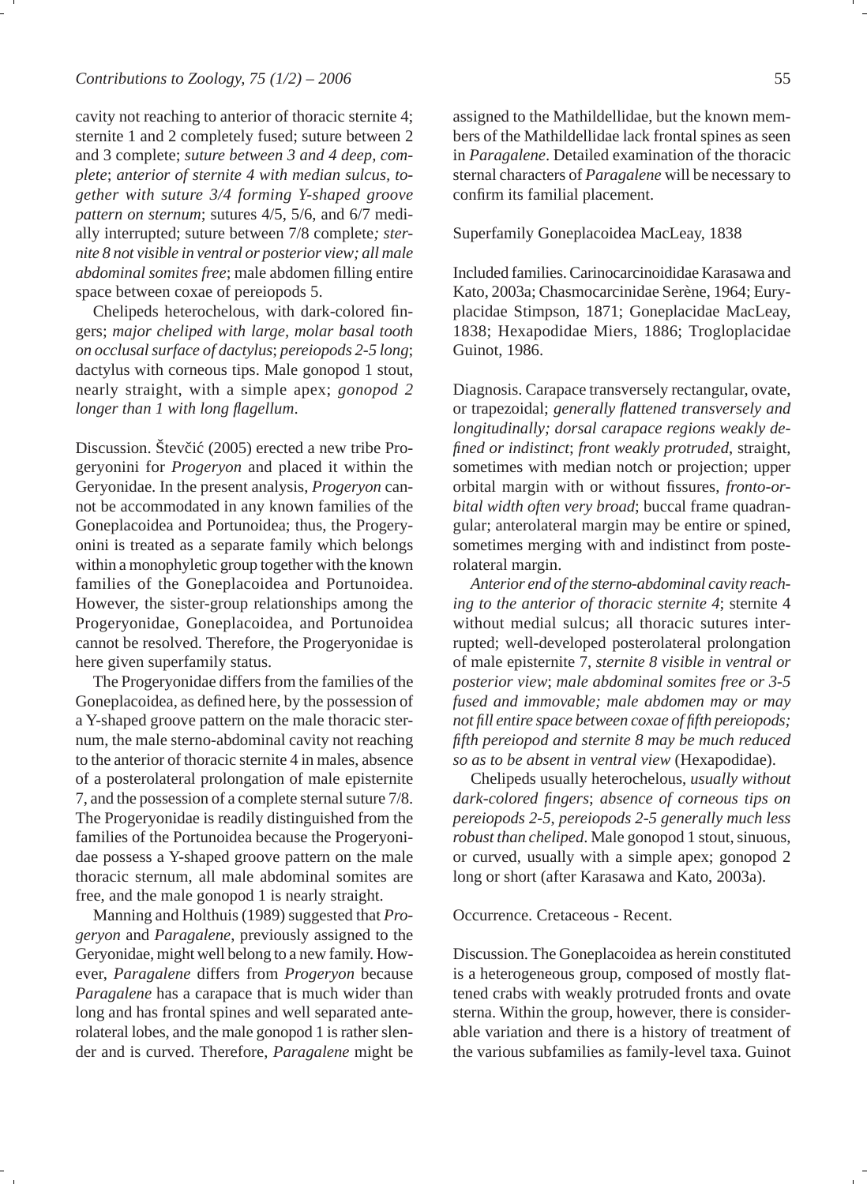cavity not reaching to anterior of thoracic sternite 4; sternite 1 and 2 completely fused; suture between 2 and 3 complete; *suture between 3 and 4 deep, complete*; *anterior of sternite 4 with median sulcus, together with suture 3/4 forming Y-shaped groove pattern on sternum*; sutures 4/5, 5/6, and 6/7 medially interrupted; suture between 7/8 complete*; sternite 8 not visible in ventral or posterior view; all male abdominal somites free*; male abdomen filling entire space between coxae of pereiopods 5.

Chelipeds heterochelous, with dark-colored fingers; *major cheliped with large, molar basal tooth on occlusal surface of dactylus*; *pereiopods 2-5 long*; dactylus with corneous tips. Male gonopod 1 stout, nearly straight, with a simple apex; *gonopod 2 longer than 1 with long flagellum*.

Discussion. Števčić (2005) erected a new tribe Progeryonini for *Progeryon* and placed it within the Geryonidae. In the present analysis, *Progeryon* cannot be accommodated in any known families of the Goneplacoidea and Portunoidea; thus, the Progeryonini is treated as a separate family which belongs within a monophyletic group together with the known families of the Goneplacoidea and Portunoidea. However, the sister-group relationships among the Progeryonidae, Goneplacoidea, and Portunoidea cannot be resolved. Therefore, the Progeryonidae is here given superfamily status.

The Progeryonidae differs from the families of the Goneplacoidea, as defined here, by the possession of a Y-shaped groove pattern on the male thoracic sternum, the male sterno-abdominal cavity not reaching to the anterior of thoracic sternite 4 in males, absence of a posterolateral prolongation of male episternite 7, and the possession of a complete sternal suture 7/8. The Progeryonidae is readily distinguished from the families of the Portunoidea because the Progeryonidae possess a Y-shaped groove pattern on the male thoracic sternum, all male abdominal somites are free, and the male gonopod 1 is nearly straight.

Manning and Holthuis (1989) suggested that *Progeryon* and *Paragalene*, previously assigned to the Geryonidae, might well belong to a new family. However, *Paragalene* differs from *Progeryon* because *Paragalene* has a carapace that is much wider than long and has frontal spines and well separated anterolateral lobes, and the male gonopod 1 is rather slender and is curved. Therefore, *Paragalene* might be assigned to the Mathildellidae, but the known members of the Mathildellidae lack frontal spines as seen in *Paragalene*. Detailed examination of the thoracic sternal characters of *Paragalene* will be necessary to confirm its familial placement.

Superfamily Goneplacoidea MacLeay, 1838

Included families. Carinocarcinoididae Karasawa and Kato, 2003a; Chasmocarcinidae Serène, 1964; Euryplacidae Stimpson, 1871; Goneplacidae MacLeay, 1838; Hexapodidae Miers, 1886; Trogloplacidae Guinot, 1986.

Diagnosis. Carapace transversely rectangular, ovate, or trapezoidal; *generally flattened transversely and longitudinally; dorsal carapace regions weakly defined or indistinct*; *front weakly protruded*, straight, sometimes with median notch or projection; upper orbital margin with or without fissures, *fronto-orbital width often very broad*; buccal frame quadrangular; anterolateral margin may be entire or spined, sometimes merging with and indistinct from posterolateral margin.

*Anterior end of the sterno-abdominal cavity reaching to the anterior of thoracic sternite 4*; sternite 4 without medial sulcus; all thoracic sutures interrupted; well-developed posterolateral prolongation of male episternite 7, *sternite 8 visible in ventral or posterior view*; *male abdominal somites free or 3-5 fused and immovable; male abdomen may or may not fill entire space between coxae of fifth pereiopods; fifth pereiopod and sternite 8 may be much reduced so as to be absent in ventral view* (Hexapodidae).

Chelipeds usually heterochelous, *usually without dark-colored fingers*; *absence of corneous tips on pereiopods 2-5, pereiopods 2-5 generally much less robust than cheliped*. Male gonopod 1 stout, sinuous, or curved, usually with a simple apex; gonopod 2 long or short (after Karasawa and Kato, 2003a).

Occurrence. Cretaceous - Recent.

Discussion. The Goneplacoidea as herein constituted is a heterogeneous group, composed of mostly flattened crabs with weakly protruded fronts and ovate sterna. Within the group, however, there is considerable variation and there is a history of treatment of the various subfamilies as family-level taxa. Guinot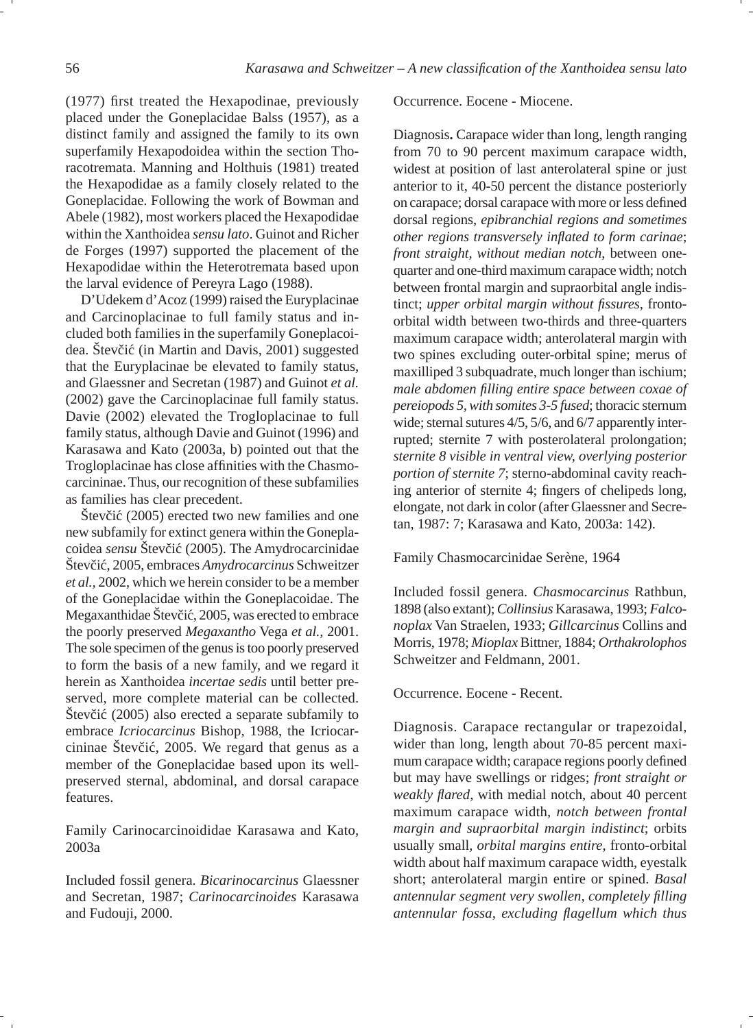(1977) first treated the Hexapodinae, previously placed under the Goneplacidae Balss (1957), as a distinct family and assigned the family to its own superfamily Hexapodoidea within the section Thoracotremata. Manning and Holthuis (1981) treated the Hexapodidae as a family closely related to the Goneplacidae. Following the work of Bowman and Abele (1982), most workers placed the Hexapodidae within the Xanthoidea *sensu lato*. Guinot and Richer de Forges (1997) supported the placement of the Hexapodidae within the Heterotremata based upon the larval evidence of Pereyra Lago (1988).

D'Udekem d'Acoz (1999) raised the Euryplacinae and Carcinoplacinae to full family status and included both families in the superfamily Goneplacoidea. Števčić (in Martin and Davis, 2001) suggested that the Euryplacinae be elevated to family status, and Glaessner and Secretan (1987) and Guinot *et al.* (2002) gave the Carcinoplacinae full family status. Davie (2002) elevated the Trogloplacinae to full family status, although Davie and Guinot (1996) and Karasawa and Kato (2003a, b) pointed out that the Trogloplacinae has close affinities with the Chasmocarcininae. Thus, our recognition of these subfamilies as families has clear precedent.

Števčić (2005) erected two new families and one new subfamily for extinct genera within the Goneplacoidea *sensu* Števčić (2005). The Amydrocarcinidae Števčić, 2005, embraces *Amydrocarcinus* Schweitzer *et al.,* 2002, which we herein consider to be a member of the Goneplacidae within the Goneplacoidae. The Megaxanthidae Števčić, 2005, was erected to embrace the poorly preserved *Megaxantho* Vega *et al.,* 2001. The sole specimen of the genus is too poorly preserved to form the basis of a new family, and we regard it herein as Xanthoidea *incertae sedis* until better preserved, more complete material can be collected. Števčić (2005) also erected a separate subfamily to embrace *Icriocarcinus* Bishop, 1988, the Icriocarcininae Števčić, 2005. We regard that genus as a member of the Goneplacidae based upon its well-preserved sternal, abdominal, and dorsal carapace features.

Family Carinocarcinoididae Karasawa and Kato, 2003a

Included fossil genera. *Bicarinocarcinus* Glaessner and Secretan, 1987; *Carinocarcinoides* Karasawa and Fudouji, 2000.

Occurrence. Eocene - Miocene.

Diagnosis**.** Carapace wider than long, length ranging from 70 to 90 percent maximum carapace width, widest at position of last anterolateral spine or just anterior to it, 40-50 percent the distance posteriorly on carapace; dorsal carapace with more or less defined dorsal regions, *epibranchial regions and sometimes other regions transversely inflated to form carinae*; *front straight, without median notch*, between one-quarter and one-third maximum carapace width; notch between frontal margin and supraorbital angle indistinct; *upper orbital margin without fissures*, fronto-orbital width between two-thirds and three-quarters maximum carapace width; anterolateral margin with two spines excluding outer-orbital spine; merus of maxilliped 3 subquadrate, much longer than ischium; *male abdomen filling entire space between coxae of pereiopods 5, with somites 3-5 fused*; thoracic sternum wide; sternal sutures 4/5, 5/6, and 6/7 apparently interrupted; sternite 7 with posterolateral prolongation; *sternite 8 visible in ventral view, overlying posterior portion of sternite 7*; sterno-abdominal cavity reaching anterior of sternite 4; fingers of chelipeds long, elongate, not dark in color (after Glaessner and Secretan, 1987: 7; Karasawa and Kato, 2003a: 142).

Family Chasmocarcinidae Serène, 1964

Included fossil genera. *Chasmocarcinus* Rathbun, 1898 (also extant); *Collinsius* Karasawa, 1993; *Falconoplax* Van Straelen, 1933; *Gillcarcinus* Collins and Morris, 1978; *Mioplax* Bittner, 1884; *Orthakrolophos* Schweitzer and Feldmann, 2001.

Occurrence. Eocene - Recent.

Diagnosis. Carapace rectangular or trapezoidal, wider than long, length about 70-85 percent maximum carapace width; carapace regions poorly defined but may have swellings or ridges; *front straight or weakly flared,* with medial notch, about 40 percent maximum carapace width, *notch between frontal margin and supraorbital margin indistinct*; orbits usually small, *orbital margins entire*, fronto-orbital width about half maximum carapace width, eyestalk short; anterolateral margin entire or spined. *Basal antennular segment very swollen, completely filling antennular fossa, excluding flagellum which thus*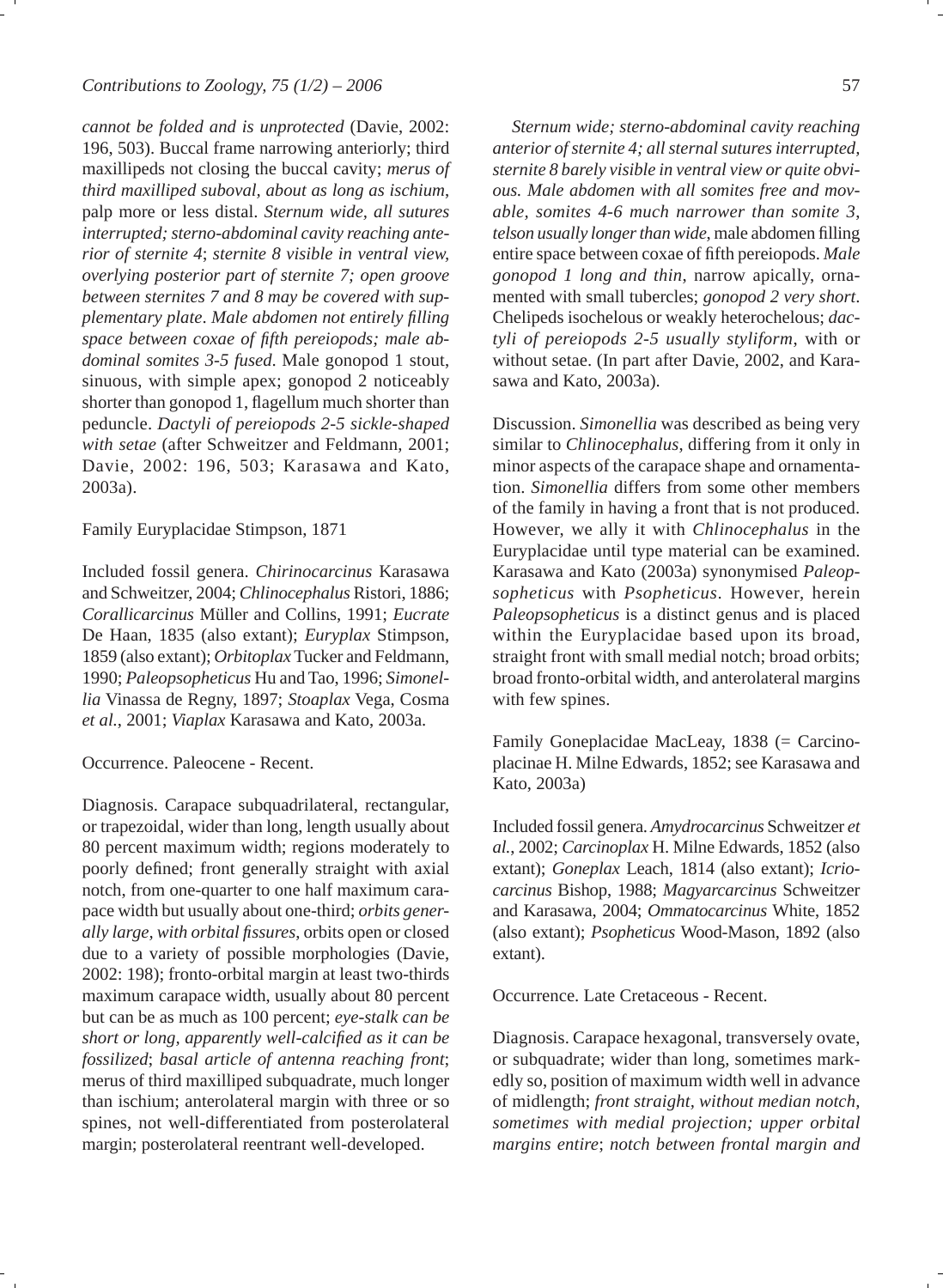*cannot be folded and is unprotected* (Davie, 2002: 196, 503). Buccal frame narrowing anteriorly; third maxillipeds not closing the buccal cavity; *merus of third maxilliped suboval, about as long as ischium*, palp more or less distal. *Sternum wide, all sutures interrupted; sterno-abdominal cavity reaching anterior of sternite 4*; *sternite 8 visible in ventral view, overlying posterior part of sternite 7; open groove between sternites 7 and 8 may be covered with supplementary plate*. *Male abdomen not entirely filling space between coxae of fifth pereiopods; male abdominal somites 3-5 fused*. Male gonopod 1 stout, sinuous, with simple apex; gonopod 2 noticeably shorter than gonopod 1, flagellum much shorter than peduncle. *Dactyli of pereiopods 2-5 sickle-shaped with setae* (after Schweitzer and Feldmann, 2001; Davie, 2002: 196, 503; Karasawa and Kato, 2003a).

Family Euryplacidae Stimpson, 1871

Included fossil genera. *Chirinocarcinus* Karasawa and Schweitzer, 2004; *Chlinocephalus* Ristori, 1886; *Corallicarcinus* Müller and Collins, 1991; *Eucrate* De Haan, 1835 (also extant); *Euryplax* Stimpson, 1859 (also extant); *Orbitoplax* Tucker and Feldmann, 1990; *Paleopsopheticus* Hu and Tao, 1996; *Simonellia* Vinassa de Regny, 1897; *Stoaplax* Vega, Cosma *et al.*, 2001; *Viaplax* Karasawa and Kato, 2003a.

Occurrence. Paleocene - Recent.

Diagnosis. Carapace subquadrilateral, rectangular, or trapezoidal, wider than long, length usually about 80 percent maximum width; regions moderately to poorly defined; front generally straight with axial notch, from one-quarter to one half maximum carapace width but usually about one-third; *orbits generally large, with orbital fissures*, orbits open or closed due to a variety of possible morphologies (Davie, 2002: 198); fronto-orbital margin at least two-thirds maximum carapace width, usually about 80 percent but can be as much as 100 percent; *eye-stalk can be short or long, apparently well-calcified as it can be fossilized*; *basal article of antenna reaching front*; merus of third maxilliped subquadrate, much longer than ischium; anterolateral margin with three or so spines, not well-differentiated from posterolateral margin; posterolateral reentrant well-developed.

*Sternum wide; sterno-abdominal cavity reaching anterior of sternite 4; all sternal sutures interrupted, sternite 8 barely visible in ventral view or quite obvious. Male abdomen with all somites free and movable, somites 4-6 much narrower than somite 3, telson usually longer than wide*, male abdomen filling entire space between coxae of fifth pereiopods. *Male gonopod 1 long and thin*, narrow apically, ornamented with small tubercles; *gonopod 2 very short*. Chelipeds isochelous or weakly heterochelous; *dactyli of pereiopods 2-5 usually styliform*, with or without setae. (In part after Davie, 2002, and Karasawa and Kato, 2003a).

Discussion. *Simonellia* was described as being very similar to *Chlinocephalus*, differing from it only in minor aspects of the carapace shape and ornamentation. *Simonellia* differs from some other members of the family in having a front that is not produced. However, we ally it with *Chlinocephalus* in the Euryplacidae until type material can be examined. Karasawa and Kato (2003a) synonymised *Paleopsopheticus* with *Psopheticus*. However, herein *Paleopsopheticus* is a distinct genus and is placed within the Euryplacidae based upon its broad, straight front with small medial notch; broad orbits; broad fronto-orbital width, and anterolateral margins with few spines.

Family Goneplacidae MacLeay, 1838 (= Carcinoplacinae H. Milne Edwards, 1852; see Karasawa and Kato, 2003a)

Included fossil genera. *Amydrocarcinus* Schweitzer *et al.*, 2002; *Carcinoplax* H. Milne Edwards, 1852 (also extant); *Goneplax* Leach, 1814 (also extant); *Icriocarcinus* Bishop, 1988; *Magyarcarcinus* Schweitzer and Karasawa, 2004; *Ommatocarcinus* White, 1852 (also extant); *Psopheticus* Wood-Mason, 1892 (also extant).

Occurrence. Late Cretaceous - Recent.

Diagnosis. Carapace hexagonal, transversely ovate, or subquadrate; wider than long, sometimes markedly so, position of maximum width well in advance of midlength; *front straight, without median notch, sometimes with medial projection; upper orbital margins entire*; *notch between frontal margin and*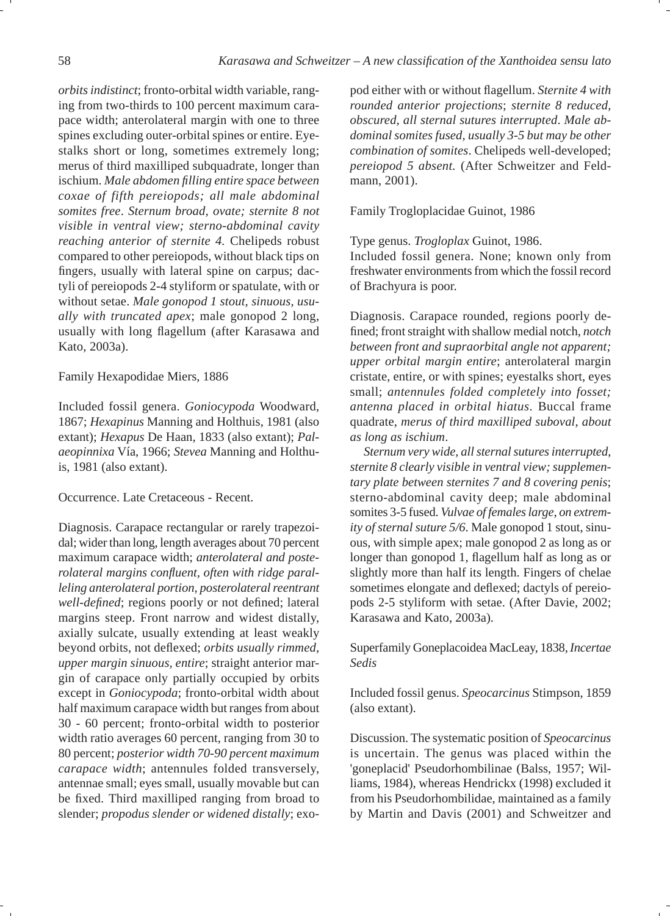*orbits indistinct*; fronto-orbital width variable, ranging from two-thirds to 100 percent maximum carapace width; anterolateral margin with one to three spines excluding outer-orbital spines or entire. Eyestalks short or long, sometimes extremely long; merus of third maxilliped subquadrate, longer than ischium. *Male abdomen filling entire space between coxae of fifth pereiopods; all male abdominal somites free. Sternum broad, ovate; sternite 8 not visible in ventral view; sterno-abdominal cavity reaching anterior of sternite 4.* Chelipeds robust compared to other pereiopods, without black tips on fingers, usually with lateral spine on carpus; dactyli of pereiopods 2-4 styliform or spatulate, with or without setae. *Male gonopod 1 stout, sinuous, usually with truncated apex*; male gonopod 2 long, usually with long flagellum (after Karasawa and Kato, 2003a).

Family Hexapodidae Miers, 1886

Included fossil genera. *Goniocypoda* Woodward, 1867; *Hexapinus* Manning and Holthuis, 1981 (also extant); *Hexapus* De Haan, 1833 (also extant); *Palaeopinnixa* Vía, 1966; *Stevea* Manning and Holthuis, 1981 (also extant).

Occurrence. Late Cretaceous - Recent.

Diagnosis. Carapace rectangular or rarely trapezoidal; wider than long, length averages about 70 percent maximum carapace width; *anterolateral and posterolateral margins confluent, often with ridge paralleling anterolateral portion, posterolateral reentrant well-defined*; regions poorly or not defined; lateral margins steep. Front narrow and widest distally, axially sulcate, usually extending at least weakly beyond orbits, not deflexed; *orbits usually rimmed, upper margin sinuous, entire*; straight anterior margin of carapace only partially occupied by orbits except in *Goniocypoda*; fronto-orbital width about half maximum carapace width but ranges from about 30 - 60 percent; fronto-orbital width to posterior width ratio averages 60 percent, ranging from 30 to 80 percent; *posterior width 70-90 percent maximum carapace width*; antennules folded transversely, antennae small; eyes small, usually movable but can be fixed. Third maxilliped ranging from broad to slender; *propodus slender or widened distally*; exopod either with or without flagellum. *Sternite 4 with rounded anterior projections*; *sternite 8 reduced, obscured, all sternal sutures interrupted*. *Male abdominal somites fused, usually 3-5 but may be other combination of somites*. Chelipeds well-developed; *pereiopod 5 absent*. (After Schweitzer and Feldmann, 2001).

Family Trogloplacidae Guinot, 1986

Type genus. *Trogloplax* Guinot, 1986.
Included fossil genera. None; known only from freshwater environments from which the fossil record of Brachyura is poor.

Diagnosis. Carapace rounded, regions poorly defined; front straight with shallow medial notch, *notch between front and supraorbital angle not apparent; upper orbital margin entire*; anterolateral margin cristate, entire, or with spines; eyestalks short, eyes small; *antennules folded completely into fosset; antenna placed in orbital hiatus*. Buccal frame quadrate, *merus of third maxilliped suboval, about as long as ischium*.

*Sternum very wide, all sternal sutures interrupted, sternite 8 clearly visible in ventral view; supplementary plate between sternites 7 and 8 covering penis*; sterno-abdominal cavity deep; male abdominal somites 3-5 fused. *Vulvae of females large, on extremity of sternal suture 5/6*. Male gonopod 1 stout, sinuous, with simple apex; male gonopod 2 as long as or longer than gonopod 1, flagellum half as long as or slightly more than half its length. Fingers of chelae sometimes elongate and deflexed; dactyls of pereiopods 2-5 styliform with setae. (After Davie, 2002; Karasawa and Kato, 2003a).

Superfamily Goneplacoidea MacLeay, 1838, *Incertae Sedis*

Included fossil genus. *Speocarcinus* Stimpson, 1859 (also extant).

Discussion. The systematic position of *Speocarcinus* is uncertain. The genus was placed within the 'goneplacid' Pseudorhombilinae (Balss, 1957; Williams, 1984), whereas Hendrickx (1998) excluded it from his Pseudorhombilidae, maintained as a family by Martin and Davis (2001) and Schweitzer and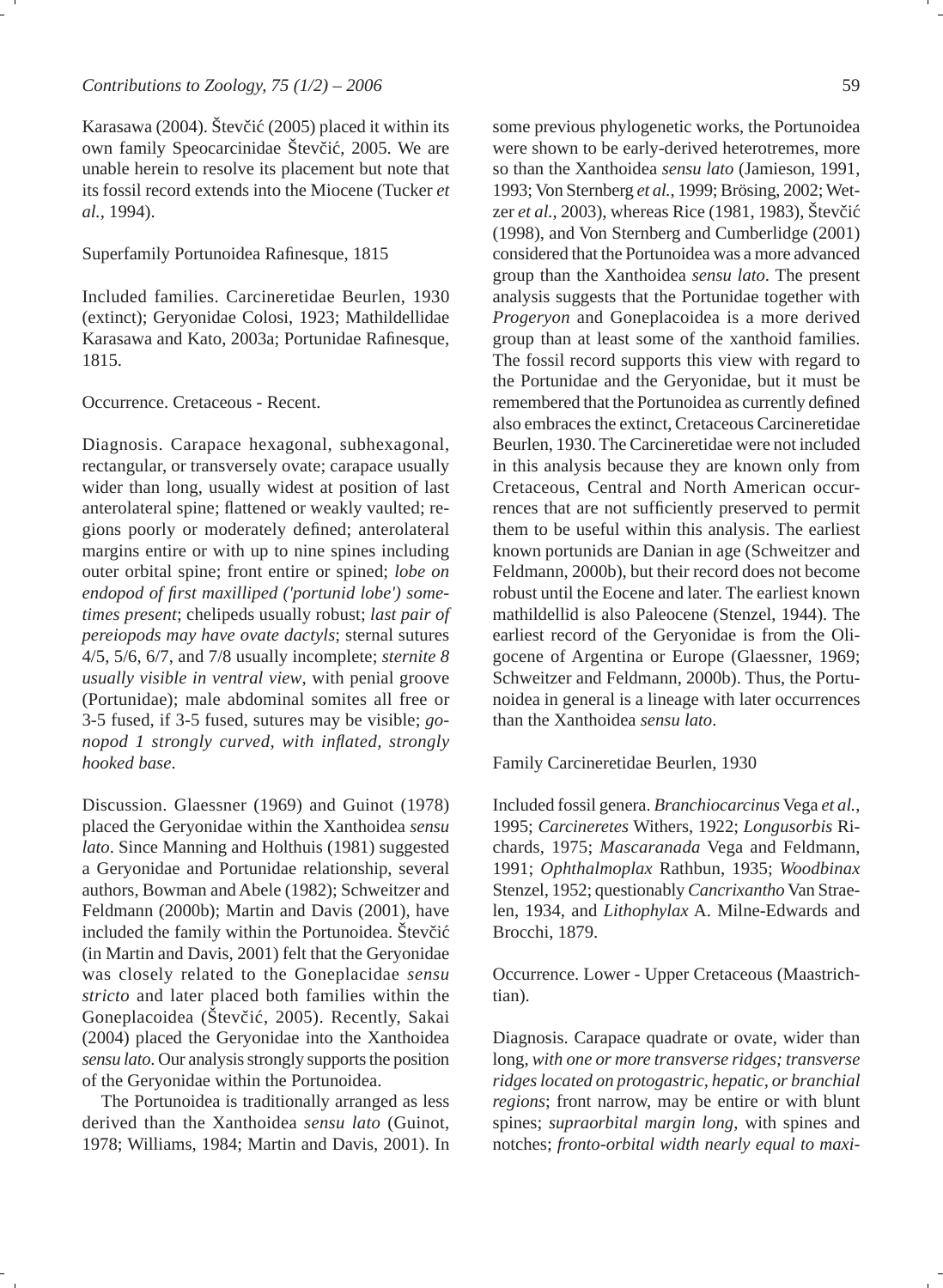Karasawa (2004). Števčić (2005) placed it within its own family Speocarcinidae Števčić, 2005. We are unable herein to resolve its placement but note that its fossil record extends into the Miocene (Tucker *et al.*, 1994).

Superfamily Portunoidea Rafinesque, 1815

Included families. Carcineretidae Beurlen, 1930 (extinct); Geryonidae Colosi, 1923; Mathildellidae Karasawa and Kato, 2003a; Portunidae Rafinesque, 1815.

Occurrence. Cretaceous - Recent.

Diagnosis. Carapace hexagonal, subhexagonal, rectangular, or transversely ovate; carapace usually wider than long, usually widest at position of last anterolateral spine; flattened or weakly vaulted; regions poorly or moderately defined; anterolateral margins entire or with up to nine spines including outer orbital spine; front entire or spined; *lobe on endopod of first maxilliped ('portunid lobe') sometimes present*; chelipeds usually robust; *last pair of pereiopods may have ovate dactyls*; sternal sutures 4/5, 5/6, 6/7, and 7/8 usually incomplete; *sternite 8 usually visible in ventral view*, with penial groove (Portunidae); male abdominal somites all free or 3-5 fused, if 3-5 fused, sutures may be visible; *gonopod 1 strongly curved, with inflated, strongly hooked base*.

Discussion. Glaessner (1969) and Guinot (1978) placed the Geryonidae within the Xanthoidea *sensu lato*. Since Manning and Holthuis (1981) suggested a Geryonidae and Portunidae relationship, several authors, Bowman and Abele (1982); Schweitzer and Feldmann (2000b); Martin and Davis (2001), have included the family within the Portunoidea. Števčić (in Martin and Davis, 2001) felt that the Geryonidae was closely related to the Goneplacidae *sensu stricto* and later placed both families within the Goneplacoidea (Števčić, 2005). Recently, Sakai (2004) placed the Geryonidae into the Xanthoidea *sensu lato*. Our analysis strongly supports the position of the Geryonidae within the Portunoidea.

The Portunoidea is traditionally arranged as less derived than the Xanthoidea *sensu lato* (Guinot, 1978; Williams, 1984; Martin and Davis, 2001). In some previous phylogenetic works, the Portunoidea were shown to be early-derived heterotremes, more so than the Xanthoidea *sensu lato* (Jamieson, 1991, 1993; Von Sternberg *et al.*, 1999; Brösing, 2002; Wetzer *et al.*, 2003), whereas Rice (1981, 1983), Števčić (1998), and Von Sternberg and Cumberlidge (2001) considered that the Portunoidea was a more advanced group than the Xanthoidea *sensu lato*. The present analysis suggests that the Portunidae together with *Progeryon* and Goneplacoidea is a more derived group than at least some of the xanthoid families. The fossil record supports this view with regard to the Portunidae and the Geryonidae, but it must be remembered that the Portunoidea as currently defined also embraces the extinct, Cretaceous Carcineretidae Beurlen, 1930. The Carcineretidae were not included in this analysis because they are known only from Cretaceous, Central and North American occurrences that are not sufficiently preserved to permit them to be useful within this analysis. The earliest known portunids are Danian in age (Schweitzer and Feldmann, 2000b), but their record does not become robust until the Eocene and later. The earliest known mathildellid is also Paleocene (Stenzel, 1944). The earliest record of the Geryonidae is from the Oligocene of Argentina or Europe (Glaessner, 1969; Schweitzer and Feldmann, 2000b). Thus, the Portunoidea in general is a lineage with later occurrences than the Xanthoidea *sensu lato*.

Family Carcineretidae Beurlen, 1930

Included fossil genera. *Branchiocarcinus* Vega *et al.*, 1995; *Carcineretes* Withers, 1922; *Longusorbis* Richards, 1975; *Mascaranada* Vega and Feldmann, 1991; *Ophthalmoplax* Rathbun, 1935; *Woodbinax* Stenzel, 1952; questionably *Cancrixantho* Van Straelen, 1934, and *Lithophylax* A. Milne-Edwards and Brocchi, 1879.

Occurrence. Lower - Upper Cretaceous (Maastrichtian).

Diagnosis. Carapace quadrate or ovate, wider than long, *with one or more transverse ridges; transverse ridges located on protogastric, hepatic, or branchial regions*; front narrow, may be entire or with blunt spines; *supraorbital margin long*, with spines and notches; *fronto-orbital width nearly equal to maxi-*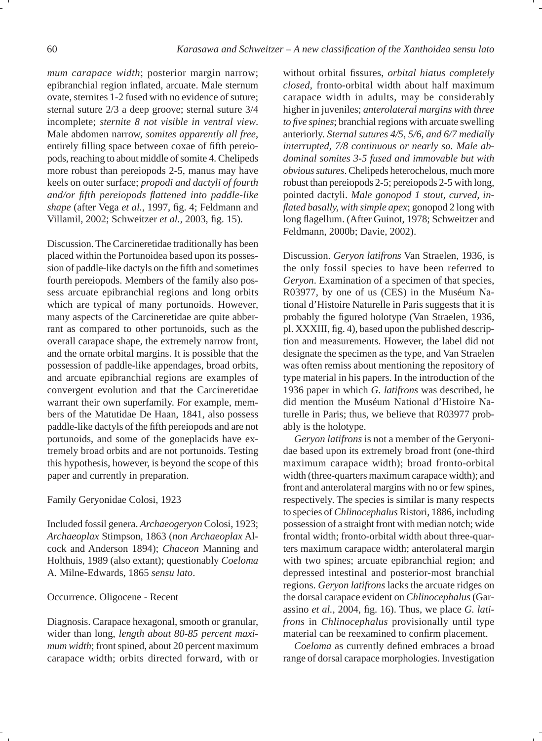*mum carapace width*; posterior margin narrow; epibranchial region inflated, arcuate. Male sternum ovate, sternites 1-2 fused with no evidence of suture; sternal suture 2/3 a deep groove; sternal suture 3/4 incomplete; *sternite 8 not visible in ventral view*. Male abdomen narrow, *somites apparently all free*, entirely filling space between coxae of fifth pereiopods, reaching to about middle of somite 4. Chelipeds more robust than pereiopods 2-5, manus may have keels on outer surface; *propodi and dactyli of fourth and/or fifth pereiopods flattened into paddle-like shape* (after Vega *et al.*, 1997, fig. 4; Feldmann and Villamil, 2002; Schweitzer *et al.*, 2003, fig. 15).

Discussion. The Carcineretidae traditionally has been placed within the Portunoidea based upon its possession of paddle-like dactyls on the fifth and sometimes fourth pereiopods. Members of the family also possess arcuate epibranchial regions and long orbits which are typical of many portunoids. However, many aspects of the Carcineretidae are quite abberrant as compared to other portunoids, such as the overall carapace shape, the extremely narrow front, and the ornate orbital margins. It is possible that the possession of paddle-like appendages, broad orbits, and arcuate epibranchial regions are examples of convergent evolution and that the Carcineretidae warrant their own superfamily. For example, members of the Matutidae De Haan, 1841, also possess paddle-like dactyls of the fifth pereiopods and are not portunoids, and some of the goneplacids have extremely broad orbits and are not portunoids. Testing this hypothesis, however, is beyond the scope of this paper and currently in preparation.

Family Geryonidae Colosi, 1923

Included fossil genera. *Archaeogeryon* Colosi, 1923; *Archaeoplax* Stimpson, 1863 (*non Archaeoplax* Alcock and Anderson 1894); *Chaceon* Manning and Holthuis, 1989 (also extant); questionably *Coeloma* A. Milne-Edwards, 1865 *sensu lato*.

Occurrence. Oligocene - Recent

Diagnosis. Carapace hexagonal, smooth or granular, wider than long, *length about 80-85 percent maximum width*; front spined, about 20 percent maximum carapace width; orbits directed forward, with or without orbital fissures, *orbital hiatus completely closed*, fronto-orbital width about half maximum carapace width in adults, may be considerably higher in juveniles; *anterolateral margins with three to five spines*; branchial regions with arcuate swelling anteriorly. *Sternal sutures 4/5, 5/6, and 6/7 medially interrupted, 7/8 continuous or nearly so. Male abdominal somites 3-5 fused and immovable but with obvious sutures*. Chelipeds heterochelous, much more robust than pereiopods 2-5; pereiopods 2-5 with long, pointed dactyli. *Male gonopod 1 stout, curved, inflated basally, with simple apex*; gonopod 2 long with long flagellum. (After Guinot, 1978; Schweitzer and Feldmann, 2000b; Davie, 2002).

Discussion. *Geryon latifrons* Van Straelen, 1936, is the only fossil species to have been referred to *Geryon*. Examination of a specimen of that species, R03977, by one of us (CES) in the Muséum National d'Histoire Naturelle in Paris suggests that it is probably the figured holotype (Van Straelen, 1936, pl. XXXIII, fig. 4), based upon the published description and measurements. However, the label did not designate the specimen as the type, and Van Straelen was often remiss about mentioning the repository of type material in his papers. In the introduction of the 1936 paper in which *G. latifrons* was described, he did mention the Muséum National d'Histoire Naturelle in Paris; thus, we believe that R03977 probably is the holotype.

*Geryon latifrons* is not a member of the Geryonidae based upon its extremely broad front (one-third maximum carapace width); broad fronto-orbital width (three-quarters maximum carapace width); and front and anterolateral margins with no or few spines, respectively. The species is similar is many respects to species of *Chlinocephalus* Ristori, 1886, including possession of a straight front with median notch; wide frontal width; fronto-orbital width about three-quarters maximum carapace width; anterolateral margin with two spines; arcuate epibranchial region; and depressed intestinal and posterior-most branchial regions. *Geryon latifrons* lacks the arcuate ridges on the dorsal carapace evident on *Chlinocephalus* (Garassino *et al.*, 2004, fig. 16). Thus, we place *G. latifrons* in *Chlinocephalus* provisionally until type material can be reexamined to confirm placement.

*Coeloma* as currently defined embraces a broad range of dorsal carapace morphologies. Investigation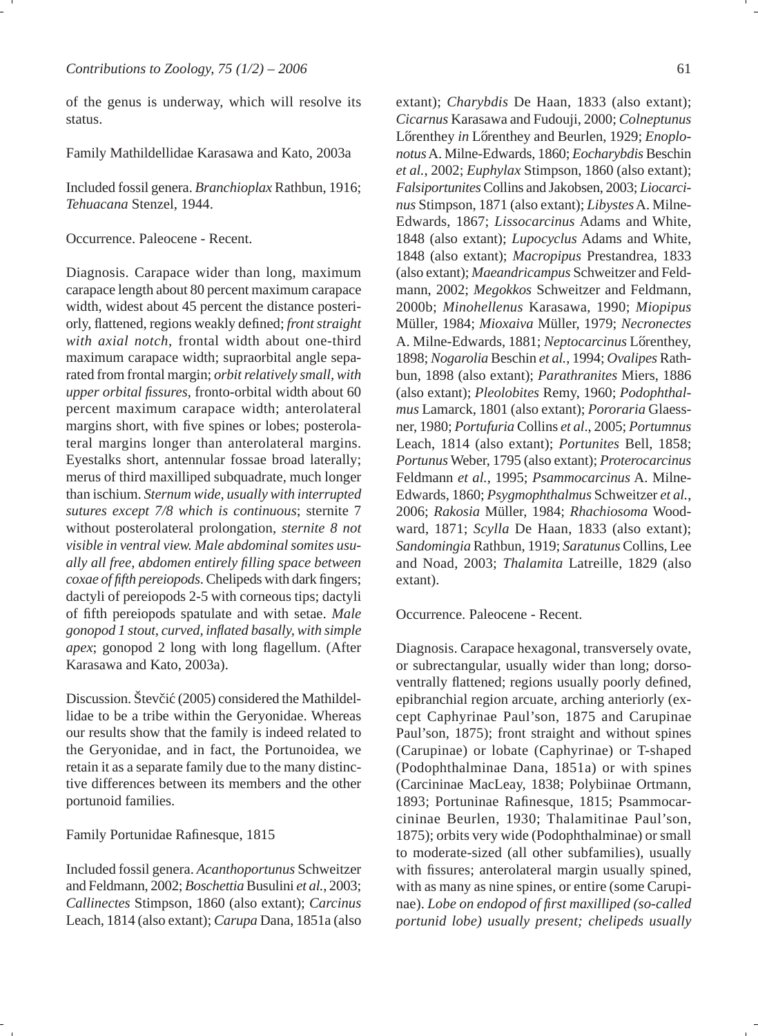of the genus is underway, which will resolve its status.

Family Mathildellidae Karasawa and Kato, 2003a

Included fossil genera. *Branchioplax* Rathbun, 1916; *Tehuacana* Stenzel, 1944.

Occurrence. Paleocene - Recent.

Diagnosis. Carapace wider than long, maximum carapace length about 80 percent maximum carapace width, widest about 45 percent the distance posteriorly, flattened, regions weakly defined; *front straight with axial notch*, frontal width about one-third maximum carapace width; supraorbital angle separated from frontal margin; *orbit relatively small, with upper orbital fissures*, fronto-orbital width about 60 percent maximum carapace width; anterolateral margins short, with five spines or lobes; posterolateral margins longer than anterolateral margins. Eyestalks short, antennular fossae broad laterally; merus of third maxilliped subquadrate, much longer than ischium. *Sternum wide, usually with interrupted sutures except 7/8 which is continuous*; sternite 7 without posterolateral prolongation, *sternite 8 not visible in ventral view. Male abdominal somites usually all free, abdomen entirely filling space between coxae of fifth pereiopods*. Chelipeds with dark fingers; dactyli of pereiopods 2-5 with corneous tips; dactyli of fifth pereiopods spatulate and with setae. *Male gonopod 1 stout, curved, inflated basally, with simple apex*; gonopod 2 long with long flagellum. (After Karasawa and Kato, 2003a).

Discussion. Števčić (2005) considered the Mathildellidae to be a tribe within the Geryonidae. Whereas our results show that the family is indeed related to the Geryonidae, and in fact, the Portunoidea, we retain it as a separate family due to the many distinctive differences between its members and the other portunoid families.

Family Portunidae Rafinesque, 1815

Included fossil genera. *Acanthoportunus* Schweitzer and Feldmann, 2002; *Boschettia* Busulini *et al.*, 2003; *Callinectes* Stimpson, 1860 (also extant); *Carcinus* Leach, 1814 (also extant); *Carupa* Dana, 1851a (also extant); *Charybdis* De Haan, 1833 (also extant); *Cicarnus* Karasawa and Fudouji, 2000; *Colneptunus* Lőrenthey *in* Lőrenthey and Beurlen, 1929; *Enoplonotus* A. Milne-Edwards, 1860; *Eocharybdis* Beschin *et al.*, 2002; *Euphylax* Stimpson, 1860 (also extant); *Falsiportunites* Collins and Jakobsen, 2003; *Liocarcinus* Stimpson, 1871 (also extant); *Libystes* A. Milne-Edwards, 1867; *Lissocarcinus* Adams and White, 1848 (also extant); *Lupocyclus* Adams and White, 1848 (also extant); *Macropipus* Prestandrea, 1833 (also extant); *Maeandricampus* Schweitzer and Feldmann, 2002; *Megokkos* Schweitzer and Feldmann, 2000b; *Minohellenus* Karasawa, 1990; *Miopipus* Müller, 1984; *Mioxaiva* Müller, 1979; *Necronectes* A. Milne-Edwards, 1881; *Neptocarcinus* Lőrenthey, 1898; *Nogarolia* Beschin *et al.*, 1994; *Ovalipes* Rathbun, 1898 (also extant); *Parathranites* Miers, 1886 (also extant); *Pleolobites* Remy, 1960; *Podophthalmus* Lamarck, 1801 (also extant); *Pororaria* Glaessner, 1980; *Portufuria* Collins *et al*., 2005; *Portumnus* Leach, 1814 (also extant); *Portunites* Bell, 1858; *Portunus* Weber, 1795 (also extant); *Proterocarcinus* Feldmann *et al.*, 1995; *Psammocarcinus* A. Milne-Edwards, 1860; *Psygmophthalmus* Schweitzer *et al.*, 2006; *Rakosia* Müller, 1984; *Rhachiosoma* Woodward, 1871; *Scylla* De Haan, 1833 (also extant); *Sandomingia* Rathbun, 1919; *Saratunus* Collins, Lee and Noad, 2003; *Thalamita* Latreille, 1829 (also extant).

Occurrence. Paleocene - Recent.

Diagnosis. Carapace hexagonal, transversely ovate, or subrectangular, usually wider than long; dorsoventrally flattened; regions usually poorly defined, epibranchial region arcuate, arching anteriorly (except Caphyrinae Paul'son, 1875 and Carupinae Paul'son, 1875); front straight and without spines (Carupinae) or lobate (Caphyrinae) or T-shaped (Podophthalminae Dana, 1851a) or with spines (Carcininae MacLeay, 1838; Polybiinae Ortmann, 1893; Portuninae Rafinesque, 1815; Psammocarcininae Beurlen, 1930; Thalamitinae Paul'son, 1875); orbits very wide (Podophthalminae) or small to moderate-sized (all other subfamilies), usually with fissures; anterolateral margin usually spined, with as many as nine spines, or entire (some Carupinae). *Lobe on endopod of first maxilliped (so-called portunid lobe) usually present; chelipeds usually*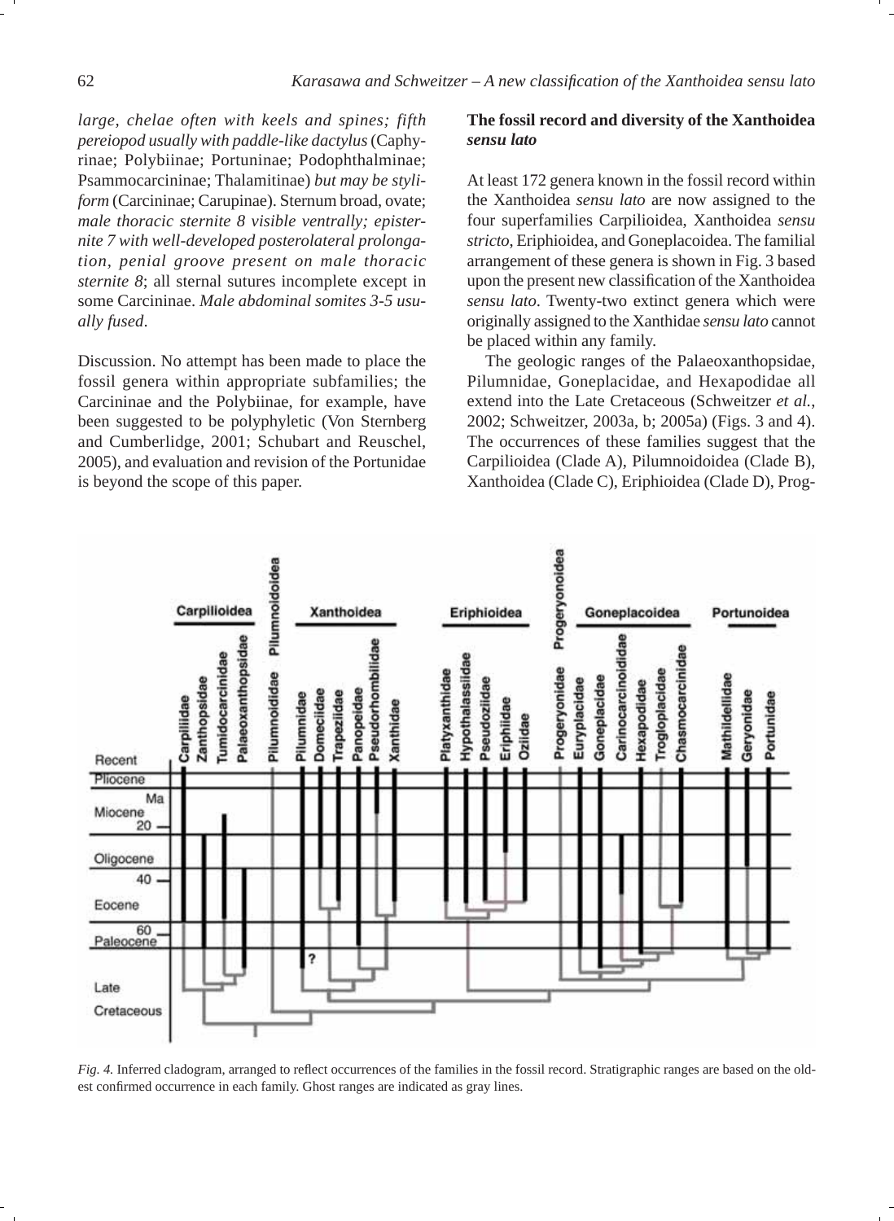*large, chelae often with keels and spines; fifth pereiopod usually with paddle-like dactylus* (Caphyrinae; Polybiinae; Portuninae; Podophthalminae; Psammocarcininae; Thalamitinae) *but may be styliform* (Carcininae; Carupinae). Sternum broad, ovate; *male thoracic sternite 8 visible ventrally; episternite 7 with well-developed posterolateral prolongation, penial groove present on male thoracic sternite 8*; all sternal sutures incomplete except in some Carcininae. *Male abdominal somites 3-5 usually fused*.

Discussion. No attempt has been made to place the fossil genera within appropriate subfamilies; the Carcininae and the Polybiinae, for example, have been suggested to be polyphyletic (Von Sternberg and Cumberlidge, 2001; Schubart and Reuschel, 2005), and evaluation and revision of the Portunidae is beyond the scope of this paper.

### The fossil record and diversity of the Xanthoidea *sensu lato*

At least 172 genera known in the fossil record within the Xanthoidea *sensu lato* are now assigned to the four superfamilies Carpilioidea, Xanthoidea *sensu stricto*, Eriphioidea, and Goneplacoidea. The familial arrangement of these genera is shown in Fig. 3 based upon the present new classification of the Xanthoidea *sensu lato*. Twenty-two extinct genera which were originally assigned to the Xanthidae *sensu lato* cannot be placed within any family.

The geologic ranges of the Palaeoxanthopsidae, Pilumnidae, Goneplacidae, and Hexapodidae all extend into the Late Cretaceous (Schweitzer *et al.*, 2002; Schweitzer, 2003a, b; 2005a) (Figs. 3 and 4). The occurrences of these families suggest that the Carpilioidea (Clade A), Pilumnoidoidea (Clade B), Xanthoidea (Clade C), Eriphioidea (Clade D), Prog-

*Fig. 4.* Inferred cladogram, arranged to reflect occurrences of the families in the fossil record. Stratigraphic ranges are based on the oldest confirmed occurrence in each family. Ghost ranges are indicated as gray lines.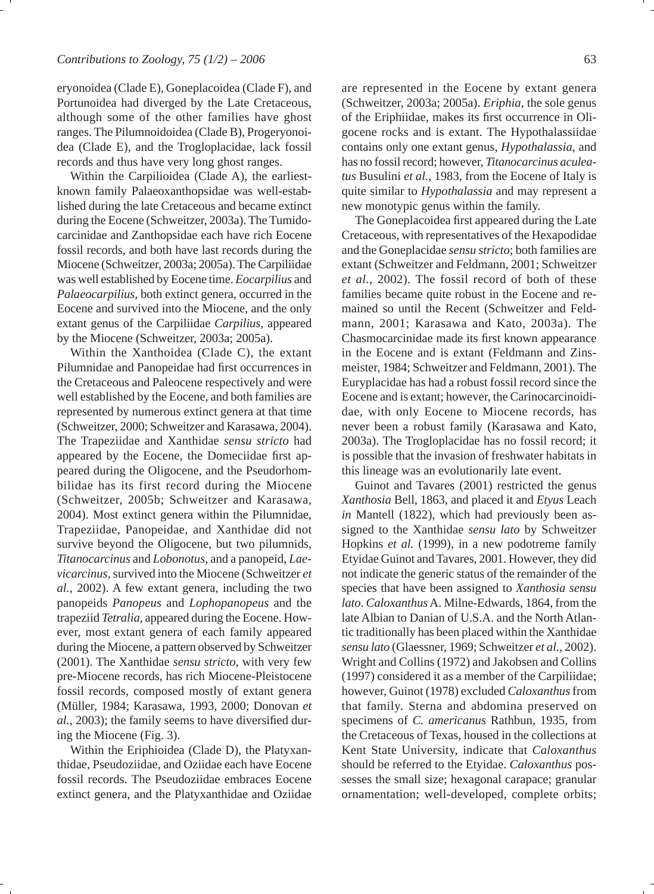eryonoidea (Clade E), Goneplacoidea (Clade F), and Portunoidea had diverged by the Late Cretaceous, although some of the other families have ghost ranges. The Pilumnoidoidea (Clade B), Progeryonoidea (Clade E), and the Trogloplacidae, lack fossil records and thus have very long ghost ranges.

Within the Carpilioidea (Clade A), the earliest-known family Palaeoxanthopsidae was well-established during the late Cretaceous and became extinct during the Eocene (Schweitzer, 2003a). The Tumidocarcinidae and Zanthopsidae each have rich Eocene fossil records, and both have last records during the Miocene (Schweitzer, 2003a; 2005a). The Carpiliidae was well established by Eocene time. *Eocarpilius* and *Palaeocarpilius*, both extinct genera, occurred in the Eocene and survived into the Miocene, and the only extant genus of the Carpiliidae *Carpilius*, appeared by the Miocene (Schweitzer, 2003a; 2005a).

Within the Xanthoidea (Clade C), the extant Pilumnidae and Panopeidae had first occurrences in the Cretaceous and Paleocene respectively and were well established by the Eocene, and both families are represented by numerous extinct genera at that time (Schweitzer, 2000; Schweitzer and Karasawa, 2004). The Trapeziidae and Xanthidae *sensu stricto* had appeared by the Eocene, the Domeciidae first appeared during the Oligocene, and the Pseudorhombilidae has its first record during the Miocene (Schweitzer, 2005b; Schweitzer and Karasawa, 2004). Most extinct genera within the Pilumnidae, Trapeziidae, Panopeidae, and Xanthidae did not survive beyond the Oligocene, but two pilumnids, *Titanocarcinus* and *Lobonotus*, and a panopeid, *Laevicarcinus*, survived into the Miocene (Schweitzer *et al.*, 2002). A few extant genera, including the two panopeids *Panopeus* and *Lophopanopeus* and the trapeziid *Tetralia*, appeared during the Eocene. However, most extant genera of each family appeared during the Miocene, a pattern observed by Schweitzer (2001). The Xanthidae *sensu stricto*, with very few pre-Miocene records, has rich Miocene-Pleistocene fossil records, composed mostly of extant genera (Müller, 1984; Karasawa, 1993, 2000; Donovan *et al.*, 2003); the family seems to have diversified during the Miocene (Fig. 3).

Within the Eriphioidea (Clade D), the Platyxanthidae, Pseudoziidae, and Oziidae each have Eocene fossil records. The Pseudoziidae embraces Eocene extinct genera, and the Platyxanthidae and Oziidae are represented in the Eocene by extant genera (Schweitzer, 2003a; 2005a). *Eriphia*, the sole genus of the Eriphiidae, makes its first occurrence in Oligocene rocks and is extant. The Hypothalassiidae contains only one extant genus, *Hypothalassia*, and has no fossil record; however, *Titanocarcinus aculeatus* Busulini *et al.*, 1983, from the Eocene of Italy is quite similar to *Hypothalassia* and may represent a new monotypic genus within the family.

The Goneplacoidea first appeared during the Late Cretaceous, with representatives of the Hexapodidae and the Goneplacidae *sensu stricto*; both families are extant (Schweitzer and Feldmann, 2001; Schweitzer *et al.*, 2002). The fossil record of both of these families became quite robust in the Eocene and remained so until the Recent (Schweitzer and Feldmann, 2001; Karasawa and Kato, 2003a). The Chasmocarcinidae made its first known appearance in the Eocene and is extant (Feldmann and Zinsmeister, 1984; Schweitzer and Feldmann, 2001). The Euryplacidae has had a robust fossil record since the Eocene and is extant; however, the Carinocarcinoididae, with only Eocene to Miocene records, has never been a robust family (Karasawa and Kato, 2003a). The Trogloplacidae has no fossil record; it is possible that the invasion of freshwater habitats in this lineage was an evolutionarily late event.

Guinot and Tavares (2001) restricted the genus *Xanthosia* Bell, 1863, and placed it and *Etyus* Leach *in* Mantell (1822), which had previously been assigned to the Xanthidae *sensu lato* by Schweitzer Hopkins *et al.* (1999), in a new podotreme family Etyidae Guinot and Tavares, 2001. However, they did not indicate the generic status of the remainder of the species that have been assigned to *Xanthosia sensu lato*. *Caloxanthus* A. Milne-Edwards, 1864, from the late Albian to Danian of U.S.A. and the North Atlantic traditionally has been placed within the Xanthidae *sensu lato* (Glaessner, 1969; Schweitzer *et al.*, 2002). Wright and Collins (1972) and Jakobsen and Collins (1997) considered it as a member of the Carpiliidae; however, Guinot (1978) excluded *Caloxanthus* from that family. Sterna and abdomina preserved on specimens of *C. americanus* Rathbun, 1935, from the Cretaceous of Texas, housed in the collections at Kent State University, indicate that *Caloxanthus* should be referred to the Etyidae. *Caloxanthus* possesses the small size; hexagonal carapace; granular ornamentation; well-developed, complete orbits;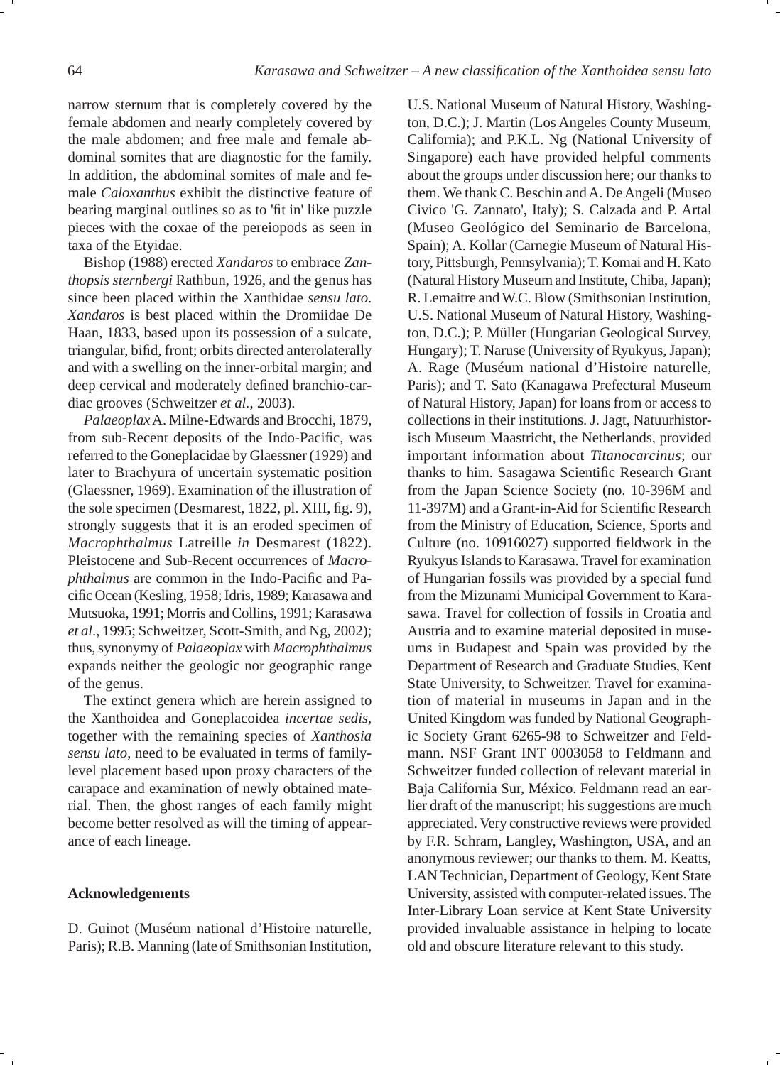narrow sternum that is completely covered by the female abdomen and nearly completely covered by the male abdomen; and free male and female abdominal somites that are diagnostic for the family. In addition, the abdominal somites of male and female *Caloxanthus* exhibit the distinctive feature of bearing marginal outlines so as to 'fit in' like puzzle pieces with the coxae of the pereiopods as seen in taxa of the Etyidae.

Bishop (1988) erected *Xandaros* to embrace *Zanthopsis sternbergi* Rathbun, 1926, and the genus has since been placed within the Xanthidae *sensu lato*. *Xandaros* is best placed within the Dromiidae De Haan, 1833, based upon its possession of a sulcate, triangular, bifid, front; orbits directed anterolaterally and with a swelling on the inner-orbital margin; and deep cervical and moderately defined branchio-cardiac grooves (Schweitzer *et al*., 2003).

*Palaeoplax* A. Milne-Edwards and Brocchi, 1879, from sub-Recent deposits of the Indo-Pacific, was referred to the Goneplacidae by Glaessner (1929) and later to Brachyura of uncertain systematic position (Glaessner, 1969). Examination of the illustration of the sole specimen (Desmarest, 1822, pl. XIII, fig. 9), strongly suggests that it is an eroded specimen of *Macrophthalmus* Latreille *in* Desmarest (1822). Pleistocene and Sub-Recent occurrences of *Macrophthalmus* are common in the Indo-Pacific and Pacific Ocean (Kesling, 1958; Idris, 1989; Karasawa and Mutsuoka, 1991; Morris and Collins, 1991; Karasawa *et al*., 1995; Schweitzer, Scott-Smith, and Ng, 2002); thus, synonymy of *Palaeoplax* with *Macrophthalmus* expands neither the geologic nor geographic range of the genus.

The extinct genera which are herein assigned to the Xanthoidea and Goneplacoidea *incertae sedis*, together with the remaining species of *Xanthosia sensu lato*, need to be evaluated in terms of family-level placement based upon proxy characters of the carapace and examination of newly obtained material. Then, the ghost ranges of each family might become better resolved as will the timing of appearance of each lineage.

**Acknowledgements**

D. Guinot (Muséum national d'Histoire naturelle, Paris); R.B. Manning (late of Smithsonian Institution, U.S. National Museum of Natural History, Washington, D.C.); J. Martin (Los Angeles County Museum, California); and P.K.L. Ng (National University of Singapore) each have provided helpful comments about the groups under discussion here; our thanks to them. We thank C. Beschin and A. De Angeli (Museo Civico 'G. Zannato', Italy); S. Calzada and P. Artal (Museo Geológico del Seminario de Barcelona, Spain); A. Kollar (Carnegie Museum of Natural History, Pittsburgh, Pennsylvania); T. Komai and H. Kato (Natural History Museum and Institute, Chiba, Japan); R. Lemaitre and W.C. Blow (Smithsonian Institution, U.S. National Museum of Natural History, Washington, D.C.); P. Müller (Hungarian Geological Survey, Hungary); T. Naruse (University of Ryukyus, Japan); A. Rage (Muséum national d'Histoire naturelle, Paris); and T. Sato (Kanagawa Prefectural Museum of Natural History, Japan) for loans from or access to collections in their institutions. J. Jagt, Natuurhistorisch Museum Maastricht, the Netherlands, provided important information about *Titanocarcinus*; our thanks to him. Sasagawa Scientific Research Grant from the Japan Science Society (no. 10-396M and 11-397M) and a Grant-in-Aid for Scientific Research from the Ministry of Education, Science, Sports and Culture (no. 10916027) supported fieldwork in the Ryukyus Islands to Karasawa. Travel for examination of Hungarian fossils was provided by a special fund from the Mizunami Municipal Government to Karasawa. Travel for collection of fossils in Croatia and Austria and to examine material deposited in museums in Budapest and Spain was provided by the Department of Research and Graduate Studies, Kent State University, to Schweitzer. Travel for examination of material in museums in Japan and in the United Kingdom was funded by National Geographic Society Grant 6265-98 to Schweitzer and Feldmann. NSF Grant INT 0003058 to Feldmann and Schweitzer funded collection of relevant material in Baja California Sur, México. Feldmann read an earlier draft of the manuscript; his suggestions are much appreciated. Very constructive reviews were provided by F.R. Schram, Langley, Washington, USA, and an anonymous reviewer; our thanks to them. M. Keatts, LAN Technician, Department of Geology, Kent State University, assisted with computer-related issues. The Inter-Library Loan service at Kent State University provided invaluable assistance in helping to locate old and obscure literature relevant to this study.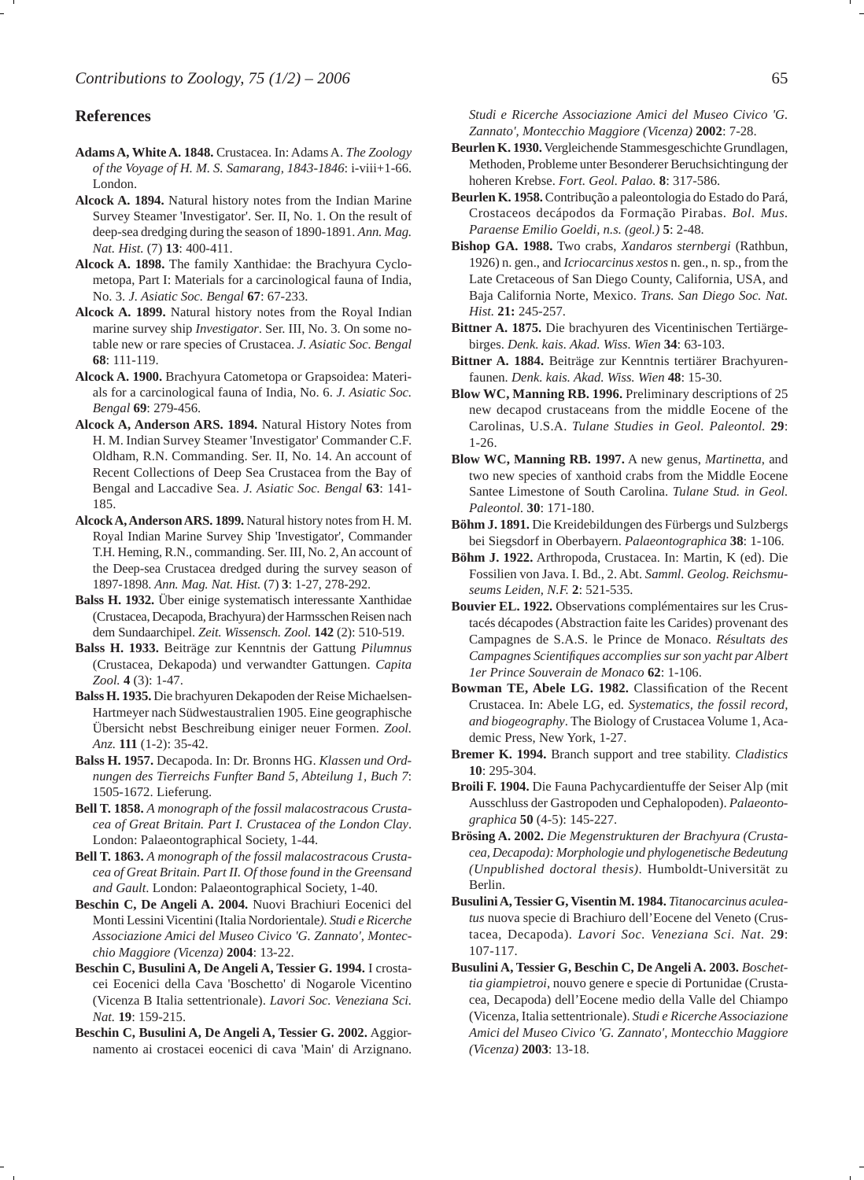## References

**Adams A, White A. 1848.** Crustacea. In: Adams A. *The Zoology of the Voyage of H. M. S. Samarang, 1843-1846*: i-viii+1-66. London.

**Alcock A. 1894.** Natural history notes from the Indian Marine Survey Steamer 'Investigator'. Ser. II, No. 1. On the result of deep-sea dredging during the season of 1890-1891. *Ann. Mag. Nat. Hist.* (7) **13**: 400-411.

**Alcock A. 1898.** The family Xanthidae: the Brachyura Cyclometopa, Part I: Materials for a carcinological fauna of India, No. 3. *J. Asiatic Soc. Bengal* **67**: 67-233.

**Alcock A. 1899.** Natural history notes from the Royal Indian marine survey ship *Investigator*. Ser. III, No. 3. On some notable new or rare species of Crustacea. *J. Asiatic Soc. Bengal* **68**: 111-119.

**Alcock A. 1900.** Brachyura Catometopa or Grapsoidea: Materials for a carcinological fauna of India, No. 6. *J. Asiatic Soc. Bengal* **69**: 279-456.

**Alcock A, Anderson ARS. 1894.** Natural History Notes from H. M. Indian Survey Steamer 'Investigator' Commander C.F. Oldham, R.N. Commanding. Ser. II, No. 14. An account of Recent Collections of Deep Sea Crustacea from the Bay of Bengal and Laccadive Sea. *J. Asiatic Soc. Bengal* **63**: 141-185.

**Alcock A, Anderson ARS. 1899.** Natural history notes from H. M. Royal Indian Marine Survey Ship 'Investigator', Commander T.H. Heming, R.N., commanding. Ser. III, No. 2, An account of the Deep-sea Crustacea dredged during the survey season of 1897-1898. *Ann. Mag. Nat. Hist.* (7) **3**: 1-27, 278-292.

**Balss H. 1932.** Über einige systematisch interessante Xanthidae (Crustacea, Decapoda, Brachyura) der Harmsschen Reisen nach dem Sundaarchipel. *Zeit. Wissensch. Zool.* **142** (2): 510-519.

**Balss H. 1933.** Beiträge zur Kenntnis der Gattung *Pilumnus* (Crustacea, Dekapoda) und verwandter Gattungen. *Capita Zool.* **4** (3): 1-47.

**Balss H. 1935.** Die brachyuren Dekapoden der Reise Michaelsen-Hartmeyer nach Südwestaustralien 1905. Eine geographische Übersicht nebst Beschreibung einiger neuer Formen. *Zool. Anz.* **111** (1-2): 35-42.

**Balss H. 1957.** Decapoda. In: Dr. Bronns HG. *Klassen und Ordnungen des Tierreichs Funfter Band 5, Abteilung 1, Buch 7*: 1505-1672. Lieferung.

**Bell T. 1858.** *A monograph of the fossil malacostracous Crustacea of Great Britain. Part I. Crustacea of the London Clay*. London: Palaeontographical Society, 1-44.

**Bell T. 1863.** *A monograph of the fossil malacostracous Crustacea of Great Britain. Part II. Of those found in the Greensand and Gault.* London: Palaeontographical Society, 1-40.

**Beschin C, De Angeli A. 2004.** Nuovi Brachiuri Eocenici del Monti Lessini Vicentini (Italia Nordorientale*). Studi e Ricerche Associazione Amici del Museo Civico 'G. Zannato', Montecchio Maggiore (Vicenza)* **2004**: 13-22.

**Beschin C, Busulini A, De Angeli A, Tessier G. 1994.** I crostacei Eocenici della Cava 'Boschetto' di Nogarole Vicentino (Vicenza B Italia settentrionale). *Lavori Soc. Veneziana Sci. Nat.* **19**: 159-215.

**Beschin C, Busulini A, De Angeli A, Tessier G. 2002.** Aggiornamento ai crostacei eocenici di cava 'Main' di Arzignano. *Studi e Ricerche Associazione Amici del Museo Civico 'G. Zannato', Montecchio Maggiore (Vicenza)* **2002**: 7-28.

**Beurlen K. 1930.** Vergleichende Stammesgeschichte Grundlagen, Methoden, Probleme unter Besonderer Beruchsichtingung der hoheren Krebse. *Fort. Geol. Palao.* **8**: 317-586.

**Beurlen K. 1958.** Contribução a paleontologia do Estado do Pará, Crostaceos decápodos da Formação Pirabas. *Bol. Mus. Paraense Emilio Goeldi, n.s. (geol.)* **5**: 2-48.

**Bishop GA. 1988.** Two crabs, *Xandaros sternbergi* (Rathbun, 1926) n. gen., and *Icriocarcinus xestos* n. gen., n. sp., from the Late Cretaceous of San Diego County, California, USA, and Baja California Norte, Mexico. *Trans. San Diego Soc. Nat. Hist.* **21:** 245-257.

**Bittner A. 1875.** Die brachyuren des Vicentinischen Tertiärgebirges. *Denk. kais. Akad. Wiss. Wien* **34**: 63-103.

**Bittner A. 1884.** Beiträge zur Kenntnis tertiärer Brachyurenfaunen. *Denk. kais. Akad. Wiss. Wien* **48**: 15-30.

**Blow WC, Manning RB. 1996.** Preliminary descriptions of 25 new decapod crustaceans from the middle Eocene of the Carolinas, U.S.A. *Tulane Studies in Geol. Paleontol.* **29**: 1-26.

**Blow WC, Manning RB. 1997.** A new genus, *Martinetta*, and two new species of xanthoid crabs from the Middle Eocene Santee Limestone of South Carolina. *Tulane Stud. in Geol. Paleontol.* **30**: 171-180.

**Böhm J. 1891.** Die Kreidebildungen des Fürbergs und Sulzbergs bei Siegsdorf in Oberbayern. *Palaeontographica* **38**: 1-106.

**Böhm J. 1922.** Arthropoda, Crustacea. In: Martin, K (ed). Die Fossilien von Java. I. Bd., 2. Abt. *Samml. Geolog. Reichsmuseums Leiden, N.F.* **2**: 521-535.

**Bouvier EL. 1922.** Observations complémentaires sur les Crustacés décapodes (Abstraction faite les Carides) provenant des Campagnes de S.A.S. le Prince de Monaco. *Résultats des Campagnes Scientifiques accomplies sur son yacht par Albert 1er Prince Souverain de Monaco* **62**: 1-106.

**Bowman TE, Abele LG. 1982.** Classification of the Recent Crustacea. In: Abele LG, ed. *Systematics, the fossil record, and biogeography*. The Biology of Crustacea Volume 1, Academic Press, New York, 1-27.

**Bremer K. 1994.** Branch support and tree stability. *Cladistics* **10**: 295-304.

**Broili F. 1904.** Die Fauna Pachycardientuffe der Seiser Alp (mit Ausschluss der Gastropoden und Cephalopoden). *Palaeontographica* **50** (4-5): 145-227.

**Brösing A. 2002.** *Die Megenstrukturen der Brachyura (Crustacea, Decapoda): Morphologie und phylogenetische Bedeutung (Unpublished doctoral thesis)*. Humboldt-Universität zu Berlin.

**Busulini A, Tessier G, Visentin M. 1984.** *Titanocarcinus aculeatus* nuova specie di Brachiuro dell'Eocene del Veneto (Crustacea, Decapoda). *Lavori Soc. Veneziana Sci. Nat.* 2**9**: 107-117.

**Busulini A, Tessier G, Beschin C, De Angeli A. 2003.** *Boschettia giampietroi*, nouvo genere e specie di Portunidae (Crustacea, Decapoda) dell'Eocene medio della Valle del Chiampo (Vicenza, Italia settentrionale). *Studi e Ricerche Associazione Amici del Museo Civico 'G. Zannato', Montecchio Maggiore (Vicenza)* **2003**: 13-18.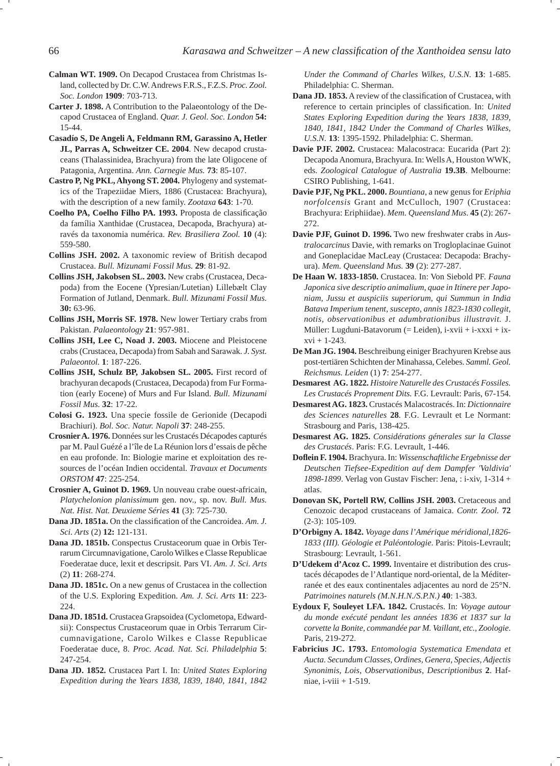**Calman WT. 1909.** On Decapod Crustacea from Christmas Island, collected by Dr. C.W. Andrews F.R.S., F.Z.S. *Proc. Zool. Soc. London* **1909**: 703-713.

**Carter J. 1898.** A Contribution to the Palaeontology of the Decapod Crustacea of England. *Quar. J. Geol. Soc. London* **54:** 15-44.

**Casadío S, De Angeli A, Feldmann RM, Garassino A, Hetler JL, Parras A, Schweitzer CE. 2004**. New decapod crustaceans (Thalassinidea, Brachyura) from the late Oligocene of Patagonia, Argentina. *Ann. Carnegie Mus.* **73**: 85-107.

**Castro P, Ng PKL, Ahyong ST. 2004.** Phylogeny and systematics of the Trapeziidae Miers, 1886 (Crustacea: Brachyura), with the description of a new family. *Zootaxa* **643**: 1-70.

**Coelho PA, Coelho Filho PA. 1993.** Proposta de classificação da família Xanthidae (Crustacea, Decapoda, Brachyura) através da taxonomia numérica. *Rev. Brasiliera Zool.* **10** (4): 559-580.

**Collins JSH. 2002.** A taxonomic review of British decapod Crustacea. *Bull. Mizunami Fossil Mus.* **29**: 81-92.

**Collins JSH, Jakobsen SL. 2003.** New crabs (Crustacea, Decapoda) from the Eocene (Ypresian/Lutetian) Lillebælt Clay Formation of Jutland, Denmark. *Bull. Mizunami Fossil Mus.* **30:** 63-96.

**Collins JSH, Morris SF. 1978.** New lower Tertiary crabs from Pakistan. *Palaeontology* **21**: 957-981.

**Collins JSH, Lee C, Noad J. 2003.** Miocene and Pleistocene crabs (Crustacea, Decapoda) from Sabah and Sarawak. *J. Syst. Palaeontol.* **1**: 187-226.

**Collins JSH, Schulz BP, Jakobsen SL. 2005.** First record of brachyuran decapods (Crustacea, Decapoda) from Fur Formation (early Eocene) of Murs and Fur Island. *Bull. Mizunami Fossil Mus.* **32**: 17-22.

**Colosi G. 1923.** Una specie fossile de Gerionide (Decapodi Brachiuri). *Bol. Soc. Natur. Napoli* **37**: 248-255.

**Crosnier A. 1976.** Données sur les Crustacés Décapodes capturés par M. Paul Guézé a l'île de La Réunion lors d'essais de pêche en eau profonde. In: Biologie marine et exploitation des ressources de l'océan Indien occidental. *Travaux et Documents ORSTOM* **47**: 225-254.

**Crosnier A, Guinot D. 1969.** Un nouveau crabe ouest-africain, *Platychelonion planissimum* gen. nov., sp. nov. *Bull. Mus. Nat. Hist. Nat. Deuxieme Séries* **41** (3): 725-730.

**Dana JD. 1851a.** On the classification of the Cancroidea. *Am. J. Sci. Arts* (2) **12:** 121-131.

**Dana JD. 1851b.** Conspectus Crustaceorum quae in Orbis Terrarum Circumnavigatione, Carolo Wilkes e Classe Republicae Foederatae duce, lexit et descripsit. Pars VI. *Am. J. Sci. Arts* (2) **11**: 268-274.

**Dana JD. 1851c.** On a new genus of Crustacea in the collection of the U.S. Exploring Expedition. *Am. J. Sci. Arts* **11**: 223-224.

**Dana JD. 1851d.** Crustacea Grapsoidea (Cyclometopa, Edwardsii): Conspectus Crustaceorum quae in Orbis Terrarum Circumnavigatione, Carolo Wilkes e Classe Republicae Foederatae duce, 8. *Proc. Acad. Nat. Sci. Philadelphia* **5**: 247-254.

**Dana JD. 1852.** Crustacea Part I. In: *United States Exploring Expedition during the Years 1838, 1839, 1840, 1841, 1842 Under the Command of Charles Wilkes, U.S.N.* **13**: 1-685. Philadelphia: C. Sherman.

**Dana JD. 1853.** A review of the classification of Crustacea, with reference to certain principles of classification. In: *United States Exploring Expedition during the Years 1838, 1839, 1840, 1841, 1842 Under the Command of Charles Wilkes, U.S.N.* **13**: 1395-1592. Philadelphia: C. Sherman.

**Davie PJF. 2002.** Crustacea: Malacostraca: Eucarida (Part 2): Decapoda Anomura, Brachyura. In: Wells A, Houston WWK, eds. *Zoological Catalogue of Australia* **19.3B**. Melbourne: CSIRO Publishing, 1-641.

**Davie PJF, Ng PKL. 2000.** *Bountiana*, a new genus for *Eriphia norfolcensis* Grant and McCulloch, 1907 (Crustacea: Brachyura: Eriphiidae). *Mem. Queensland Mus.* **45** (2): 267-272.

**Davie PJF, Guinot D. 1996.** Two new freshwater crabs in *Australocarcinus* Davie, with remarks on Trogloplacinae Guinot and Goneplacidae MacLeay (Crustacea: Decapoda: Brachyura). *Mem. Queensland Mus.* **39** (2): 277-287.

**De Haan W. 1833-1850.** Crustacea. In: Von Siebold PF. *Fauna Japonica sive descriptio animalium, quae in Itinere per Japoniam, Jussu et auspiciis superiorum, qui Summun in India Batava Imperium tenent, suscepto, annis 1823-1830 collegit, notis, observationibus et adumbrationibus illustravit*. J. Müller: Lugduni-Batavorum (= Leiden), i-xvii + i-xxxi + ix-xvi + 1-243.

**De Man JG. 1904.** Beschreibung einiger Brachyuren Krebse aus post-tertiären Schichten der Minahassa, Celebes. *Samml. Geol. Reichsmus. Leiden* (1) **7**: 254-277.

**Desmarest AG. 1822.** *Histoire Naturelle des Crustacés Fossiles. Les Crustacés Proprement Dits.* F.G. Levrault: Paris, 67-154.

**Desmarest AG. 1823.** Crustacés Malacostracés. In: *Dictionnaire des Sciences naturelles* **28**. F.G. Levrault et Le Normant: Strasbourg and Paris, 138-425.

**Desmarest AG. 1825.** *Considérations génerales sur la Classe des Crustacés*. Paris: F.G. Levrault, 1-446.

**Doflein F. 1904.** Brachyura. In: *Wissenschaftliche Ergebnisse der Deutschen Tiefsee-Expedition auf dem Dampfer 'Valdivia' 1898-1899*. Verlag von Gustav Fischer: Jena, : i-xiv, 1-314 + atlas.

**Donovan SK, Portell RW, Collins JSH. 2003.** Cretaceous and Cenozoic decapod crustaceans of Jamaica. *Contr. Zool.* **72** (2-3): 105-109.

**D'Orbigny A. 1842.** *Voyage dans l'Amérique méridional,1826-1833 (III). Géologie et Paléontologie*. Paris: Pitois-Levrault; Strasbourg: Levrault, 1-561.

**D'Udekem d'Acoz C. 1999.** Inventaire et distribution des crustacés décapodes de l'Atlantique nord-oriental, de la Méditerranée et des eaux continentales adjacentes au nord de 25°N. *Patrimoines naturels (M.N.H.N./S.P.N.)* **40**: 1-383.

**Eydoux F, Souleyet LFA. 1842.** Crustacés. In: *Voyage autour du monde exécuté pendant les années 1836 et 1837 sur la corvette la Bonite, commandée par M. Vaillant, etc., Zoologie*. Paris, 219-272.

**Fabricius JC. 1793.** *Entomologia Systematica Emendata et Aucta. Secundum Classes, Ordines, Genera, Species, Adjectis Synonimis, Lois, Observationibus, Descriptionibus* **2**. Hafniae, i-viii + 1-519.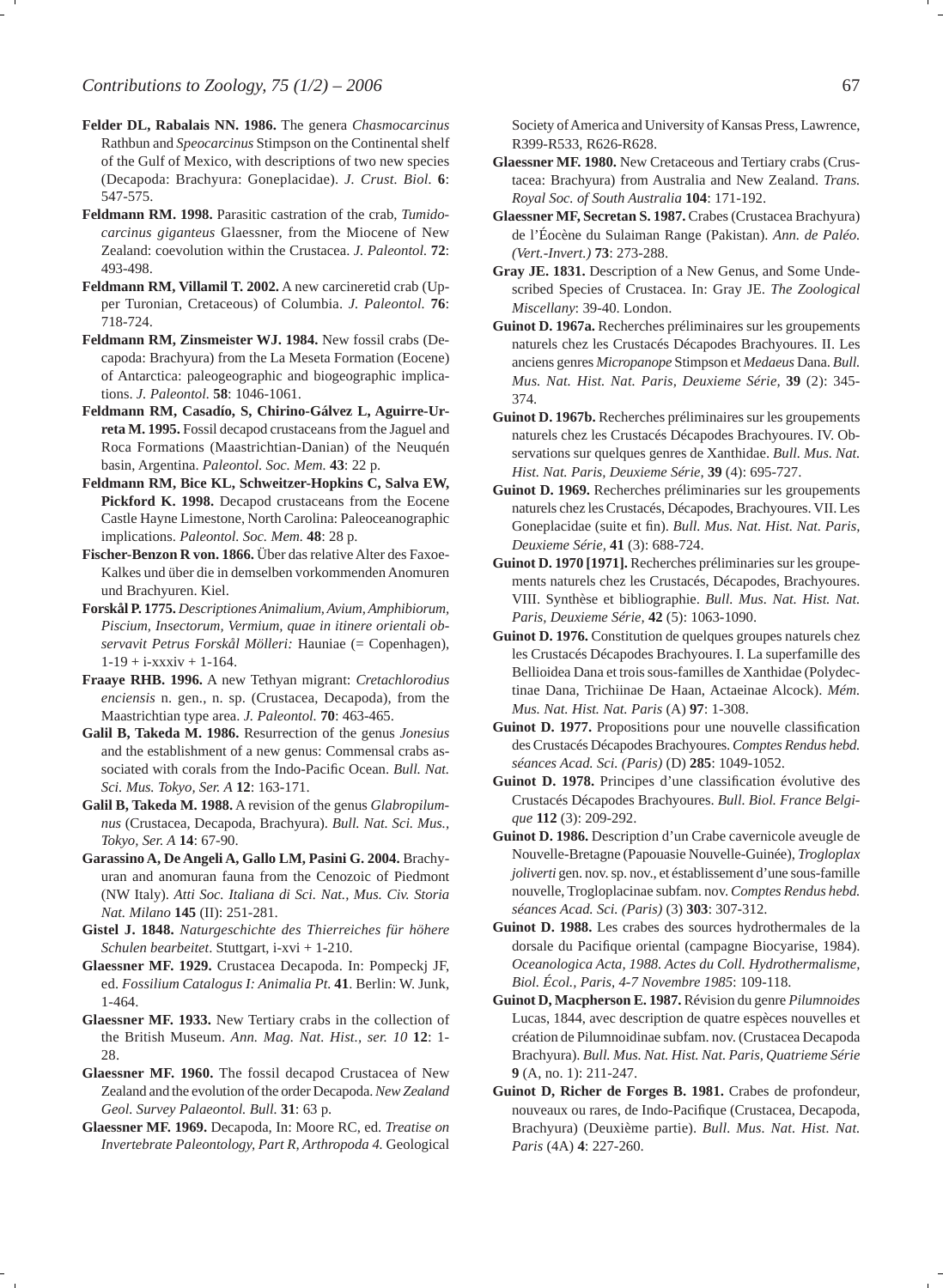**Felder DL, Rabalais NN. 1986.** The genera *Chasmocarcinus* Rathbun and *Speocarcinus* Stimpson on the Continental shelf of the Gulf of Mexico, with descriptions of two new species (Decapoda: Brachyura: Goneplacidae). *J. Crust. Biol.* **6**: 547-575.

**Feldmann RM. 1998.** Parasitic castration of the crab, *Tumidocarcinus giganteus* Glaessner, from the Miocene of New Zealand: coevolution within the Crustacea. *J. Paleontol.* **72**: 493-498.

**Feldmann RM, Villamil T. 2002.** A new carcineretid crab (Upper Turonian, Cretaceous) of Columbia. *J. Paleontol.* **76**: 718-724.

**Feldmann RM, Zinsmeister WJ. 1984.** New fossil crabs (Decapoda: Brachyura) from the La Meseta Formation (Eocene) of Antarctica: paleogeographic and biogeographic implications. *J. Paleontol.* **58**: 1046-1061.

**Feldmann RM, Casadío, S, Chirino-Gálvez L, Aguirre-Urreta M. 1995.** Fossil decapod crustaceans from the Jaguel and Roca Formations (Maastrichtian-Danian) of the Neuquén basin, Argentina. *Paleontol. Soc. Mem.* **43**: 22 p.

**Feldmann RM, Bice KL, Schweitzer-Hopkins C, Salva EW, Pickford K. 1998.** Decapod crustaceans from the Eocene Castle Hayne Limestone, North Carolina: Paleoceanographic implications. *Paleontol. Soc. Mem.* **48**: 28 p.

**Fischer-Benzon R von. 1866.** Über das relative Alter des Faxoe-Kalkes und über die in demselben vorkommenden Anomuren und Brachyuren. Kiel.

**Forskål P. 1775.** *Descriptiones Animalium, Avium, Amphibiorum, Piscium, Insectorum, Vermium, quae in itinere orientali observavit Petrus Forskål Mölleri:* Hauniae (= Copenhagen), 1-19 + i-xxxiv + 1-164.

**Fraaye RHB. 1996.** A new Tethyan migrant: *Cretachlorodius enciensis* n. gen., n. sp. (Crustacea, Decapoda), from the Maastrichtian type area. *J. Paleontol.* **70**: 463-465.

**Galil B, Takeda M. 1986.** Resurrection of the genus *Jonesius* and the establishment of a new genus: Commensal crabs associated with corals from the Indo-Pacific Ocean. *Bull. Nat. Sci. Mus. Tokyo, Ser. A* **12**: 163-171.

**Galil B, Takeda M. 1988.** A revision of the genus *Glabropilumnus* (Crustacea, Decapoda, Brachyura). *Bull. Nat. Sci. Mus., Tokyo, Ser. A* **14**: 67-90.

**Garassino A, De Angeli A, Gallo LM, Pasini G. 2004.** Brachyuran and anomuran fauna from the Cenozoic of Piedmont (NW Italy). *Atti Soc. Italiana di Sci. Nat., Mus. Civ. Storia Nat. Milano* **145** (II): 251-281.

**Gistel J. 1848.** *Naturgeschichte des Thierreiches für höhere Schulen bearbeitet*. Stuttgart, i-xvi + 1-210.

**Glaessner MF. 1929.** Crustacea Decapoda. In: Pompeckj JF, ed. *Fossilium Catalogus I: Animalia Pt.* **41**. Berlin: W. Junk, 1-464.

**Glaessner MF. 1933.** New Tertiary crabs in the collection of the British Museum. *Ann. Mag. Nat. Hist., ser. 10* **12**: 1-28.

**Glaessner MF. 1960.** The fossil decapod Crustacea of New Zealand and the evolution of the order Decapoda. *New Zealand Geol. Survey Palaeontol. Bull.* **31**: 63 p.

**Glaessner MF. 1969.** Decapoda, In: Moore RC, ed. *Treatise on Invertebrate Paleontology, Part R, Arthropoda 4.* Geological Society of America and University of Kansas Press, Lawrence, R399-R533, R626-R628.

**Glaessner MF. 1980.** New Cretaceous and Tertiary crabs (Crustacea: Brachyura) from Australia and New Zealand. *Trans. Royal Soc. of South Australia* **104**: 171-192.

**Glaessner MF, Secretan S. 1987.** Crabes (Crustacea Brachyura) de l'Éocène du Sulaiman Range (Pakistan). *Ann. de Paléo. (Vert.-Invert.)* **73**: 273-288.

**Gray JE. 1831.** Description of a New Genus, and Some Undescribed Species of Crustacea. In: Gray JE. *The Zoological Miscellany*: 39-40. London.

**Guinot D. 1967a.** Recherches préliminaires sur les groupements naturels chez les Crustacés Décapodes Brachyoures. II. Les anciens genres *Micropanope* Stimpson et *Medaeus* Dana. *Bull. Mus. Nat. Hist. Nat. Paris, Deuxieme Série,* **39** (2): 345-374.

**Guinot D. 1967b.** Recherches préliminaires sur les groupements naturels chez les Crustacés Décapodes Brachyoures. IV. Observations sur quelques genres de Xanthidae. *Bull. Mus. Nat. Hist. Nat. Paris, Deuxieme Série,* **39** (4): 695-727.

**Guinot D. 1969.** Recherches préliminaires sur les groupements naturels chez les Crustacés, Décapodes, Brachyoures. VII. Les Goneplacidae (suite et fin). *Bull. Mus. Nat. Hist. Nat. Paris, Deuxieme Série,* **41** (3): 688-724.

**Guinot D. 1970 [1971].** Recherches préliminaries sur les groupements naturels chez les Crustacés, Décapodes, Brachyoures. VIII. Synthèse et bibliographie. *Bull. Mus. Nat. Hist. Nat. Paris, Deuxieme Série,* **42** (5): 1063-1090.

**Guinot D. 1976.** Constitution de quelques groupes naturels chez les Crustacés Décapodes Brachyoures. I. La superfamille des Bellioidea Dana et trois sous-familles de Xanthidae (Polydectinae Dana, Trichiinae De Haan, Actaeinae Alcock). *Mém. Mus. Nat. Hist. Nat. Paris* (A) **97**: 1-308.

**Guinot D. 1977.** Propositions pour une nouvelle classification des Crustacés Décapodes Brachyoures. *Comptes Rendus hebd. séances Acad. Sci. (Paris)* (D) **285**: 1049-1052.

**Guinot D. 1978.** Principes d'une classification évolutive des Crustacés Décapodes Brachyoures. *Bull. Biol. France Belgique* **112** (3): 209-292.

**Guinot D. 1986.** Description d'un Crabe cavernicole aveugle de Nouvelle-Bretagne (Papouasie Nouvelle-Guinée), *Trogloplax joliverti* gen. nov. sp. nov., et éstablissement d'une sous-famille nouvelle, Trogloplacinae subfam. nov. *Comptes Rendus hebd. séances Acad. Sci. (Paris)* (3) **303**: 307-312.

**Guinot D. 1988.** Les crabes des sources hydrothermales de la dorsale du Pacifique oriental (campagne Biocyarise, 1984). *Oceanologica Acta, 1988. Actes du Coll. Hydrothermalisme, Biol. Écol., Paris, 4-7 Novembre 1985*: 109-118.

**Guinot D, Macpherson E. 1987.** Révision du genre *Pilumnoides* Lucas, 1844, avec description de quatre espèces nouvelles et création de Pilumnoidinae subfam. nov. (Crustacea Decapoda Brachyura). *Bull. Mus. Nat. Hist. Nat. Paris, Quatrieme Série* **9** (A, no. 1): 211-247.

**Guinot D, Richer de Forges B. 1981.** Crabes de profondeur, nouveaux ou rares, de Indo-Pacifique (Crustacea, Decapoda, Brachyura) (Deuxième partie). *Bull. Mus. Nat. Hist. Nat. Paris* (4A) **4**: 227-260.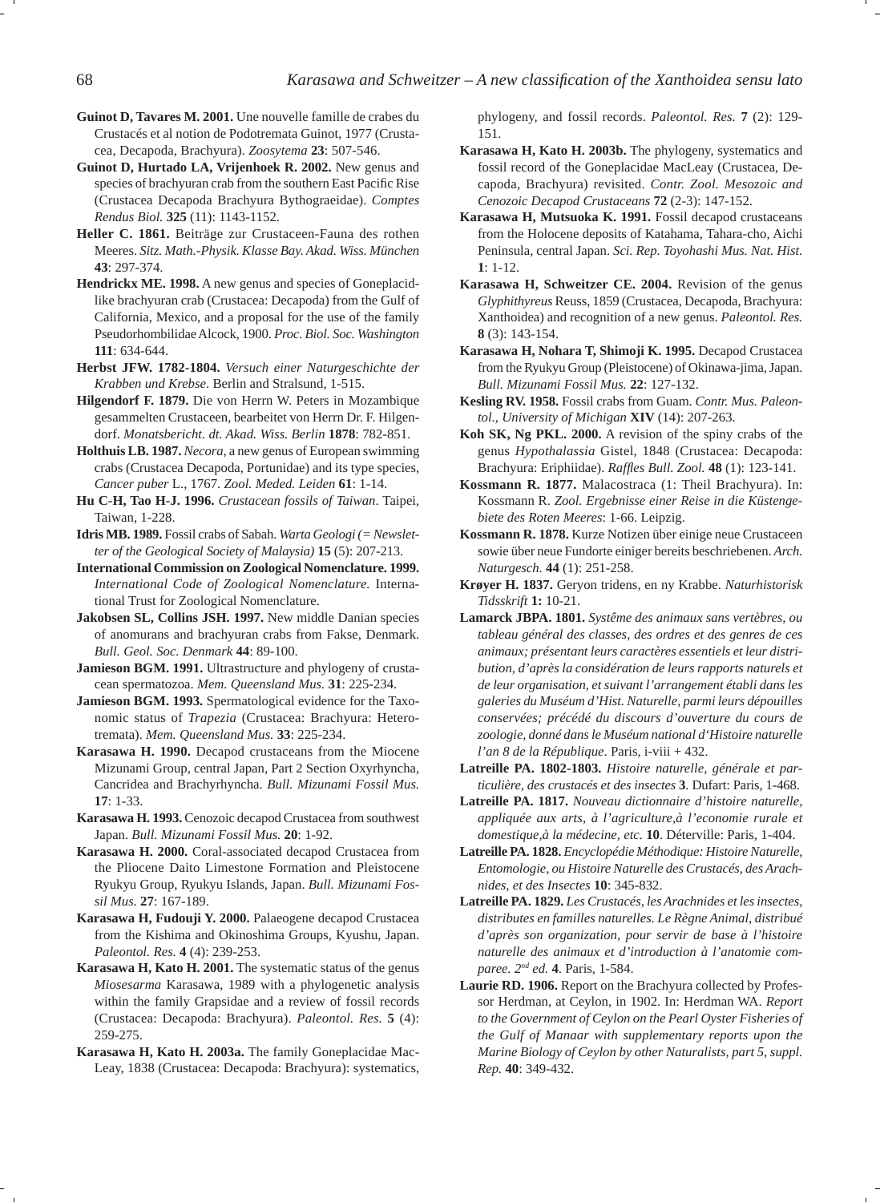**Guinot D, Tavares M. 2001.** Une nouvelle famille de crabes du Crustacés et al notion de Podotremata Guinot, 1977 (Crustacea, Decapoda, Brachyura). *Zoosytema* **23**: 507-546.

**Guinot D, Hurtado LA, Vrijenhoek R. 2002.** New genus and species of brachyuran crab from the southern East Pacific Rise (Crustacea Decapoda Brachyura Bythograeidae). *Comptes Rendus Biol.* **325** (11): 1143-1152.

**Heller C. 1861.** Beiträge zur Crustaceen-Fauna des rothen Meeres. *Sitz. Math.-Physik. Klasse Bay. Akad. Wiss. München* **43**: 297-374.

**Hendrickx ME. 1998.** A new genus and species of Goneplacid-like brachyuran crab (Crustacea: Decapoda) from the Gulf of California, Mexico, and a proposal for the use of the family Pseudorhombilidae Alcock, 1900. *Proc. Biol. Soc. Washington* **111**: 634-644.

**Herbst JFW. 1782-1804.** *Versuch einer Naturgeschichte der Krabben und Krebse*. Berlin und Stralsund, 1-515.

**Hilgendorf F. 1879.** Die von Herrn W. Peters in Mozambique gesammelten Crustaceen, bearbeitet von Herrn Dr. F. Hilgendorf. *Monatsbericht. dt. Akad. Wiss. Berlin* **1878**: 782-851.

**Holthuis LB. 1987.** *Necora*, a new genus of European swimming crabs (Crustacea Decapoda, Portunidae) and its type species, *Cancer puber* L., 1767. *Zool. Meded. Leiden* **61**: 1-14.

**Hu C-H, Tao H-J. 1996.** *Crustacean fossils of Taiwan*. Taipei, Taiwan, 1-228.

**Idris MB. 1989.** Fossil crabs of Sabah. *Warta Geologi (= Newsletter of the Geological Society of Malaysia)* **15** (5): 207-213.

**International Commission on Zoological Nomenclature. 1999.** *International Code of Zoological Nomenclature.* International Trust for Zoological Nomenclature.

**Jakobsen SL, Collins JSH. 1997.** New middle Danian species of anomurans and brachyuran crabs from Fakse, Denmark. *Bull. Geol. Soc. Denmark* **44**: 89-100.

**Jamieson BGM. 1991.** Ultrastructure and phylogeny of crustacean spermatozoa. *Mem. Queensland Mus.* **31**: 225-234.

**Jamieson BGM. 1993.** Spermatological evidence for the Taxonomic status of *Trapezia* (Crustacea: Brachyura: Heterotremata). *Mem. Queensland Mus.* **33**: 225-234.

**Karasawa H. 1990.** Decapod crustaceans from the Miocene Mizunami Group, central Japan, Part 2 Section Oxyrhyncha, Cancridea and Brachyrhyncha. *Bull. Mizunami Fossil Mus.* **17**: 1-33.

**Karasawa H. 1993.** Cenozoic decapod Crustacea from southwest Japan. *Bull. Mizunami Fossil Mus.* **20**: 1-92.

**Karasawa H. 2000.** Coral-associated decapod Crustacea from the Pliocene Daito Limestone Formation and Pleistocene Ryukyu Group, Ryukyu Islands, Japan. *Bull. Mizunami Fossil Mus.* **27**: 167-189.

**Karasawa H, Fudouji Y. 2000.** Palaeogene decapod Crustacea from the Kishima and Okinoshima Groups, Kyushu, Japan. *Paleontol. Res.* **4** (4): 239-253.

**Karasawa H, Kato H. 2001.** The systematic status of the genus *Miosesarma* Karasawa, 1989 with a phylogenetic analysis within the family Grapsidae and a review of fossil records (Crustacea: Decapoda: Brachyura). *Paleontol. Res.* **5** (4): 259-275.

**Karasawa H, Kato H. 2003a.** The family Goneplacidae MacLeay, 1838 (Crustacea: Decapoda: Brachyura): systematics, phylogeny, and fossil records. *Paleontol. Res.* **7** (2): 129-151.

**Karasawa H, Kato H. 2003b.** The phylogeny, systematics and fossil record of the Goneplacidae MacLeay (Crustacea, Decapoda, Brachyura) revisited. *Contr. Zool. Mesozoic and Cenozoic Decapod Crustaceans* **72** (2-3): 147-152.

**Karasawa H, Mutsuoka K. 1991.** Fossil decapod crustaceans from the Holocene deposits of Katahama, Tahara-cho, Aichi Peninsula, central Japan. *Sci. Rep. Toyohashi Mus. Nat. Hist.* **1**: 1-12.

**Karasawa H, Schweitzer CE. 2004.** Revision of the genus *Glyphithyreus* Reuss, 1859 (Crustacea, Decapoda, Brachyura: Xanthoidea) and recognition of a new genus. *Paleontol. Res.* **8** (3): 143-154.

**Karasawa H, Nohara T, Shimoji K. 1995.** Decapod Crustacea from the Ryukyu Group (Pleistocene) of Okinawa-jima, Japan. *Bull. Mizunami Fossil Mus.* **22**: 127-132.

**Kesling RV. 1958.** Fossil crabs from Guam. *Contr. Mus. Paleontol., University of Michigan* **XIV** (14): 207-263.

**Koh SK, Ng PKL. 2000.** A revision of the spiny crabs of the genus *Hypothalassia* Gistel, 1848 (Crustacea: Decapoda: Brachyura: Eriphiidae). *Raffles Bull. Zool.* **48** (1): 123-141.

**Kossmann R. 1877.** Malacostraca (1: Theil Brachyura). In: Kossmann R. *Zool. Ergebnisse einer Reise in die Küstengebiete des Roten Meeres*: 1-66. Leipzig.

**Kossmann R. 1878.** Kurze Notizen über einige neue Crustaceen sowie über neue Fundorte einiger bereits beschriebenen. *Arch. Naturgesch.* **44** (1): 251-258.

**Krøyer H. 1837.** Geryon tridens, en ny Krabbe. *Naturhistorisk Tidsskrift* **1:** 10-21.

**Lamarck JBPA. 1801.** *Système des animaux sans vertèbres, ou tableau général des classes, des ordres et des genres de ces animaux; présentant leurs caractères essentiels et leur distribution, d'après la considération de leurs rapports naturels et de leur organisation, et suivant l'arrangement établi dans les galeries du Muséum d'Hist. Naturelle, parmi leurs dépouilles conservées; précédé du discours d'ouverture du cours de zoologie, donné dans le Muséum national d'Histoire naturelle l'an 8 de la République*. Paris, i-viii + 432.

**Latreille PA. 1802-1803.** *Histoire naturelle, générale et particulière, des crustacés et des insectes* **3**. Dufart: Paris, 1-468.

**Latreille PA. 1817.** *Nouveau dictionnaire d'histoire naturelle, appliquée aux arts, à l'agriculture,à l'economie rurale et domestique,à la médecine, etc.* **10**. Déterville: Paris, 1-404.

**Latreille PA. 1828.** *Encyclopédie Méthodique: Histoire Naturelle, Entomologie, ou Histoire Naturelle des Crustacés, des Arachnides, et des Insectes* **10**: 345-832.

**Latreille PA. 1829.** *Les Crustacés, les Arachnides et les insectes, distributes en familles naturelles. Le Règne Animal, distribué d'après son organization, pour servir de base à l'histoire naturelle des animaux et d'introduction à l'anatomie comparee. 2nd ed.* **4**. Paris, 1-584.

**Laurie RD. 1906.** Report on the Brachyura collected by Professor Herdman, at Ceylon, in 1902. In: Herdman WA. *Report to the Government of Ceylon on the Pearl Oyster Fisheries of the Gulf of Manaar with supplementary reports upon the Marine Biology of Ceylon by other Naturalists, part 5, suppl. Rep.* **40**: 349-432.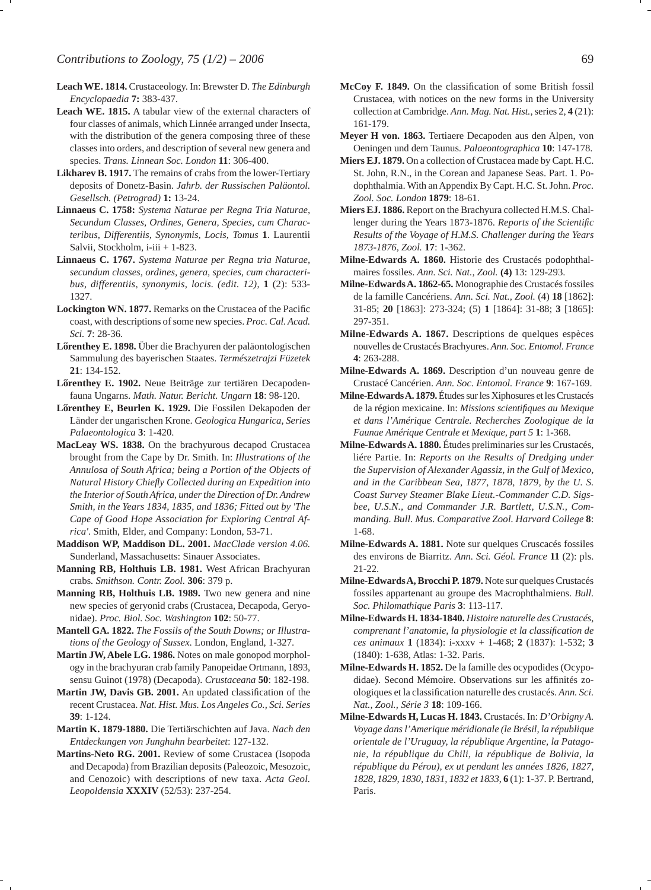**Leach WE. 1814.** Crustaceology. In: Brewster D. *The Edinburgh Encyclopaedia* **7:** 383-437.

**Leach WE. 1815.** A tabular view of the external characters of four classes of animals, which Linnée arranged under Insecta, with the distribution of the genera composing three of these classes into orders, and description of several new genera and species. *Trans. Linnean Soc. London* **11**: 306-400.

**Likharev B. 1917.** The remains of crabs from the lower-Tertiary deposits of Donetz-Basin. *Jahrb. der Russischen Paläontol. Gesellsch. (Petrograd)* **1:** 13-24.

**Linnaeus C. 1758:** *Systema Naturae per Regna Tria Naturae, Secundum Classes, Ordines, Genera, Species, cum Characteribus, Differentiis, Synonymis, Locis, Tomus* **1**. Laurentii Salvii, Stockholm, i-iii + 1-823.

**Linnaeus C. 1767.** *Systema Naturae per Regna tria Naturae, secundum classes, ordines, genera, species, cum characteribus, differentiis, synonymis, locis. (edit. 12)*, **1** (2): 533-1327.

**Lockington WN. 1877.** Remarks on the Crustacea of the Pacific coast, with descriptions of some new species. *Proc. Cal. Acad. Sci.* **7**: 28-36.

**Lőrenthey E. 1898.** Über die Brachyuren der paläontologischen Sammulung des bayerischen Staates. *Természetrajzi Füzetek* **21**: 134-152.

**Lőrenthey E. 1902.** Neue Beiträge zur tertiären Decapodenfauna Ungarns. *Math. Natur. Bericht. Ungarn* **18**: 98-120.

**Lőrenthey E, Beurlen K. 1929.** Die Fossilen Dekapoden der Länder der ungarischen Krone. *Geologica Hungarica, Series Palaeontologica* **3**: 1-420.

**MacLeay WS. 1838.** On the brachyurous decapod Crustacea brought from the Cape by Dr. Smith. In: *Illustrations of the Annulosa of South Africa; being a Portion of the Objects of Natural History Chiefly Collected during an Expedition into the Interior of South Africa, under the Direction of Dr. Andrew Smith, in the Years 1834, 1835, and 1836; Fitted out by 'The Cape of Good Hope Association for Exploring Central Africa'*. Smith, Elder, and Company: London, 53-71.

**Maddison WP, Maddison DL. 2001.** *MacClade version 4.06.* Sunderland, Massachusetts: Sinauer Associates.

**Manning RB, Holthuis LB. 1981.** West African Brachyuran crabs. *Smithson. Contr. Zool.* **306**: 379 p.

**Manning RB, Holthuis LB. 1989.** Two new genera and nine new species of geryonid crabs (Crustacea, Decapoda, Geryonidae). *Proc. Biol. Soc. Washington* **102**: 50-77.

**Mantell GA. 1822.** *The Fossils of the South Downs; or Illustrations of the Geology of Sussex*. London, England, 1-327.

**Martin JW, Abele LG. 1986.** Notes on male gonopod morphology in the brachyuran crab family Panopeidae Ortmann, 1893, sensu Guinot (1978) (Decapoda). *Crustaceana* **50**: 182-198.

**Martin JW, Davis GB. 2001.** An updated classification of the recent Crustacea. *Nat. Hist. Mus. Los Angeles Co., Sci. Series* **39**: 1-124.

**Martin K. 1879-1880.** Die Tertiärschichten auf Java. *Nach den Entdeckungen von Junghuhn bearbeitet*: 127-132.

**Martins-Neto RG. 2001.** Review of some Crustacea (Isopoda and Decapoda) from Brazilian deposits (Paleozoic, Mesozoic, and Cenozoic) with descriptions of new taxa. *Acta Geol. Leopoldensia* **XXXIV** (52/53): 237-254.

**McCoy F. 1849.** On the classification of some British fossil Crustacea, with notices on the new forms in the University collection at Cambridge. *Ann. Mag. Nat. Hist.*, series 2, **4** (21): 161-179.

**Meyer H von. 1863.** Tertiaere Decapoden aus den Alpen, von Oeningen und dem Taunus. *Palaeontographica* **10**: 147-178.

**Miers EJ. 1879.** On a collection of Crustacea made by Capt. H.C. St. John, R.N., in the Corean and Japanese Seas. Part. 1. Podophthalmia. With an Appendix By Capt. H.C. St. John. *Proc. Zool. Soc. London* **1879**: 18-61.

**Miers EJ. 1886.** Report on the Brachyura collected H.M.S. Challenger during the Years 1873-1876. *Reports of the Scientific Results of the Voyage of H.M.S. Challenger during the Years 1873-1876, Zool.* **17**: 1-362.

**Milne-Edwards A. 1860.** Historie des Crustacés podophthalmaires fossiles. *Ann. Sci. Nat., Zool.* **(4)** 13: 129-293.

**Milne-Edwards A. 1862-65.** Monographie des Crustacés fossiles de la famille Cancériens. *Ann. Sci. Nat., Zool.* (4) **18** [1862]: 31-85; **20** [1863]: 273-324; (5) **1** [1864]: 31-88; **3** [1865]: 297-351.

**Milne-Edwards A. 1867.** Descriptions de quelques espèces nouvelles de Crustacés Brachyures. *Ann. Soc. Entomol. France* **4**: 263-288.

**Milne-Edwards A. 1869.** Description d'un nouveau genre de Crustacé Cancérien. *Ann. Soc. Entomol. France* **9**: 167-169.

**Milne-Edwards A. 1879.** Études sur les Xiphosures et les Crustacés de la région mexicaine. In: *Missions scientifiques au Mexique et dans l'Amérique Centrale. Recherches Zoologique de la Faunae Amérique Centrale et Mexique, part 5* **1**: 1-368.

**Milne-Edwards A. 1880.** Études preliminaries sur les Crustacés, liére Partie. In: *Reports on the Results of Dredging under the Supervision of Alexander Agassiz, in the Gulf of Mexico, and in the Caribbean Sea, 1877, 1878, 1879, by the U. S. Coast Survey Steamer Blake Lieut.-Commander C.D. Sigsbee, U.S.N., and Commander J.R. Bartlett, U.S.N., Commanding. Bull. Mus. Comparative Zool. Harvard College* **8**: 1-68.

**Milne-Edwards A. 1881.** Note sur quelques Cruscacés fossiles des environs de Biarritz. *Ann. Sci. Géol. France* **11** (2): pls. 21-22.

**Milne-Edwards A, Brocchi P. 1879.** Note sur quelques Crustacés fossiles appartenant au groupe des Macrophthalmiens. *Bull. Soc. Philomathique Paris* **3**: 113-117.

**Milne-Edwards H. 1834-1840.** *Histoire naturelle des Crustacés, comprenant l'anatomie, la physiologie et la classification de ces animaux* **1** (1834): i-xxxv + 1-468; **2** (1837): 1-532; **3** (1840): 1-638, Atlas: 1-32. Paris.

**Milne-Edwards H. 1852.** De la famille des ocypodides (Ocypodidae). Second Mémoire. Observations sur les affinités zoologiques et la classification naturelle des crustacés. *Ann. Sci. Nat., Zool., Série 3* **18**: 109-166.

**Milne-Edwards H, Lucas H. 1843.** Crustacés. In: *D'Orbigny A. Voyage dans l'Amerique méridionale (le Brésil, la république orientale de l'Uruguay, la république Argentine, la Patagonie, la république du Chili, la république de Bolivia, la république du Pérou), ex ut pendant les années 1826, 1827, 1828, 1829, 1830, 1831, 1832 et 1833*, **6** (1): 1-37. P. Bertrand, Paris.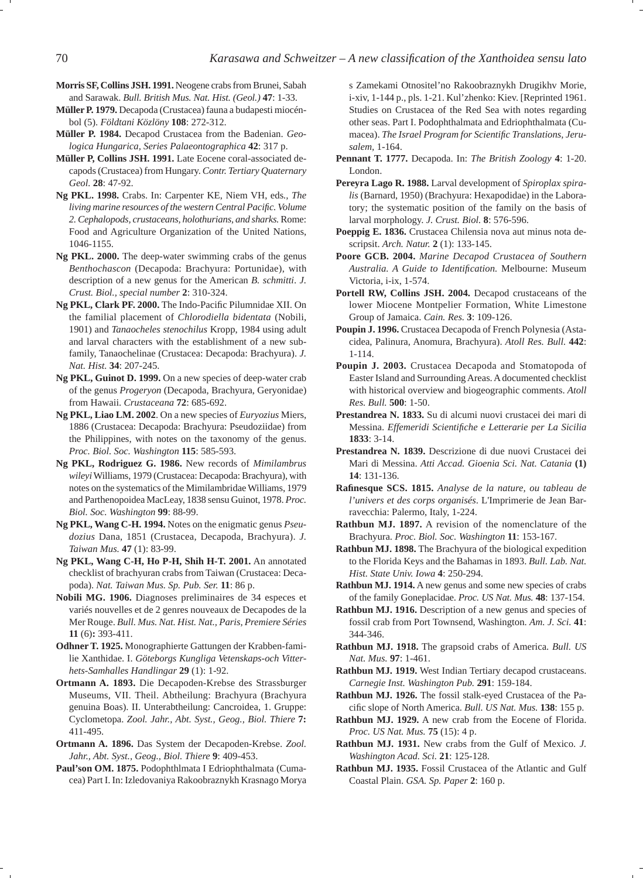**Morris SF, Collins JSH. 1991.** Neogene crabs from Brunei, Sabah and Sarawak. *Bull. British Mus. Nat. Hist. (Geol.)* **47**: 1-33.

**Müller P. 1979.** Decapoda (Crustacea) fauna a budapesti miocénbol (5). *Földtani Közlöny* **108**: 272-312.

**Müller P. 1984.** Decapod Crustacea from the Badenian. *Geologica Hungarica, Series Palaeontographica* **42**: 317 p.

**Müller P, Collins JSH. 1991.** Late Eocene coral-associated decapods (Crustacea) from Hungary. *Contr. Tertiary Quaternary Geol.* **28**: 47-92.

**Ng PKL. 1998.** Crabs. In: Carpenter KE, Niem VH, eds., *The living marine resources of the western Central Pacific. Volume 2. Cephalopods, crustaceans, holothurians, and sharks.* Rome: Food and Agriculture Organization of the United Nations, 1046-1155.

**Ng PKL. 2000.** The deep-water swimming crabs of the genus *Benthochascon* (Decapoda: Brachyura: Portunidae), with description of a new genus for the American *B. schmitti*. *J. Crust. Biol., special number* **2**: 310-324.

**Ng PKL, Clark PF. 2000.** The Indo-Pacific Pilumnidae XII. On the familial placement of *Chlorodiella bidentata* (Nobili, 1901) and *Tanaocheles stenochilus* Kropp, 1984 using adult and larval characters with the establishment of a new subfamily, Tanaochelinae (Crustacea: Decapoda: Brachyura). *J. Nat. Hist.* **34**: 207-245.

**Ng PKL, Guinot D. 1999.** On a new species of deep-water crab of the genus *Progeryon* (Decapoda, Brachyura, Geryonidae) from Hawaii. *Crustaceana* **72**: 685-692.

**Ng PKL, Liao LM. 2002**. On a new species of *Euryozius* Miers, 1886 (Crustacea: Decapoda: Brachyura: Pseudoziidae) from the Philippines, with notes on the taxonomy of the genus. *Proc. Biol. Soc. Washington* **115**: 585-593.

**Ng PKL, Rodriguez G. 1986.** New records of *Mimilambrus wileyi* Williams, 1979 (Crustacea: Decapoda: Brachyura), with notes on the systematics of the Mimilambridae Williams, 1979 and Parthenopoidea MacLeay, 1838 sensu Guinot, 1978. *Proc. Biol. Soc. Washington* **99**: 88-99.

**Ng PKL, Wang C-H. 1994.** Notes on the enigmatic genus *Pseudozius* Dana, 1851 (Crustacea, Decapoda, Brachyura). *J. Taiwan Mus.* **47** (1): 83-99.

**Ng PKL, Wang C-H, Ho P-H, Shih H-T. 2001.** An annotated checklist of brachyuran crabs from Taiwan (Crustacea: Decapoda). *Nat. Taiwan Mus. Sp. Pub. Ser.* **11**: 86 p.

**Nobili MG. 1906.** Diagnoses preliminaires de 34 especes et variés nouvelles et de 2 genres nouveaux de Decapodes de la Mer Rouge. *Bull. Mus. Nat. Hist. Nat., Paris, Premiere Séries* **11** (6)**:** 393-411.

**Odhner T. 1925.** Monographierte Gattungen der Krabben-familie Xanthidae. I. *Göteborgs Kungliga Vetenskaps-och Vitterhets-Samhalles Handlingar* **29** (1): 1-92.

**Ortmann A. 1893.** Die Decapoden-Krebse des Strassburger Museums, VII. Theil. Abtheilung: Brachyura (Brachyura genuina Boas). II. Unterabtheilung: Cancroidea, 1. Gruppe: Cyclometopa. *Zool. Jahr., Abt. Syst., Geog., Biol. Thiere* **7:** 411-495.

**Ortmann A. 1896.** Das System der Decapoden-Krebse. *Zool. Jahr., Abt. Syst., Geog., Biol. Thiere* **9**: 409-453.

**Paul'son OM. 1875.** Podophthlmata I Edriophthalmata (Cumacea) Part I. In: Izledovaniya Rakoobraznykh Krasnago Morya s Zamekami Otnositel'no Rakoobraznykh Drugikhv Morie, i-xiv, 1-144 p., pls. 1-21. Kul'zhenko: Kiev. [Reprinted 1961. Studies on Crustacea of the Red Sea with notes regarding other seas. Part I. Podophthalmata and Edriophthalmata (Cumacea). *The Israel Program for Scientific Translations, Jerusalem*, 1-164.

**Pennant T. 1777.** Decapoda. In: *The British Zoology* **4**: 1-20. London.

**Pereyra Lago R. 1988.** Larval development of *Spiroplax spiralis* (Barnard, 1950) (Brachyura: Hexapodidae) in the Laboratory; the systematic position of the family on the basis of larval morphology. *J. Crust. Biol.* **8**: 576-596.

**Poeppig E. 1836.** Crustacea Chilensia nova aut minus nota descripsit. *Arch. Natur.* **2** (1): 133-145.

**Poore GCB. 2004.** *Marine Decapod Crustacea of Southern Australia. A Guide to Identification.* Melbourne: Museum Victoria, i-ix, 1-574.

**Portell RW, Collins JSH. 2004.** Decapod crustaceans of the lower Miocene Montpelier Formation, White Limestone Group of Jamaica. *Cain. Res.* **3**: 109-126.

**Poupin J. 1996.** Crustacea Decapoda of French Polynesia (Astacidea, Palinura, Anomura, Brachyura). *Atoll Res. Bull.* **442**: 1-114.

**Poupin J. 2003.** Crustacea Decapoda and Stomatopoda of Easter Island and Surrounding Areas. A documented checklist with historical overview and biogeographic comments. *Atoll Res. Bull.* **500**: 1-50.

**Prestandrea N. 1833.** Su di alcumi nuovi crustacei dei mari di Messina. *Effemeridi Scientifiche e Letterarie per La Sicilia* **1833**: 3-14.

**Prestandrea N. 1839.** Descrizione di due nuovi Crustacei dei Mari di Messina. *Atti Accad. Gioenia Sci. Nat. Catania* **(1) 14**: 131-136.

**Rafinesque SCS. 1815.** *Analyse de la nature, ou tableau de l'univers et des corps organisés*. L'Imprimerie de Jean Barravecchia: Palermo, Italy, 1-224.

**Rathbun MJ. 1897.** A revision of the nomenclature of the Brachyura. *Proc. Biol. Soc. Washington* **11**: 153-167.

**Rathbun MJ. 1898.** The Brachyura of the biological expedition to the Florida Keys and the Bahamas in 1893. *Bull. Lab. Nat. Hist. State Univ. Iowa* **4**: 250-294.

**Rathbun MJ. 1914.** A new genus and some new species of crabs of the family Goneplacidae. *Proc. US Nat. Mus.* **48**: 137-154.

**Rathbun MJ. 1916.** Description of a new genus and species of fossil crab from Port Townsend, Washington. *Am. J. Sci.* **41**: 344-346.

**Rathbun MJ. 1918.** The grapsoid crabs of America. *Bull. US Nat. Mus.* **97**: 1-461.

**Rathbun MJ. 1919.** West Indian Tertiary decapod crustaceans. *Carnegie Inst. Washington Pub.* **291**: 159-184.

**Rathbun MJ. 1926.** The fossil stalk-eyed Crustacea of the Pacific slope of North America. *Bull. US Nat. Mus.* **138**: 155 p.

**Rathbun MJ. 1929.** A new crab from the Eocene of Florida. *Proc. US Nat. Mus.* **75** (15): 4 p.

**Rathbun MJ. 1931.** New crabs from the Gulf of Mexico. *J. Washington Acad. Sci.* **21**: 125-128.

**Rathbun MJ. 1935.** Fossil Crustacea of the Atlantic and Gulf Coastal Plain. *GSA. Sp. Paper* **2**: 160 p.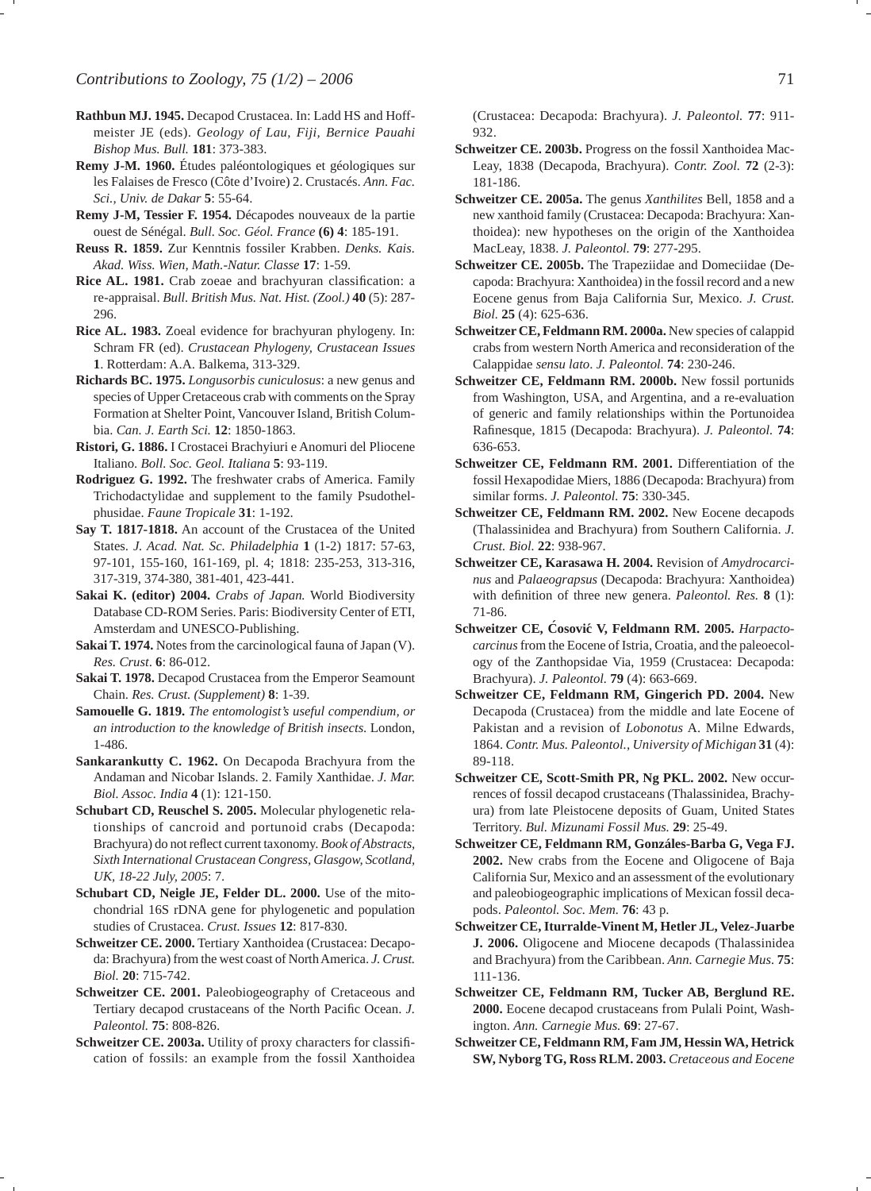**Rathbun MJ. 1945.** Decapod Crustacea. In: Ladd HS and Hoffmeister JE (eds). *Geology of Lau, Fiji, Bernice Pauahi Bishop Mus. Bull.* **181**: 373-383.

**Remy J-M. 1960.** Études paléontologiques et géologiques sur les Falaises de Fresco (Côte d'Ivoire) 2. Crustacés. *Ann. Fac. Sci., Univ. de Dakar* **5**: 55-64.

**Remy J-M, Tessier F. 1954.** Décapodes nouveaux de la partie ouest de Sénégal. *Bull. Soc. Géol. France* **(6) 4**: 185-191.

**Reuss R. 1859.** Zur Kenntnis fossiler Krabben. *Denks. Kais. Akad. Wiss. Wien, Math.-Natur. Classe* **17**: 1-59.

**Rice AL. 1981.** Crab zoeae and brachyuran classification: a re-appraisal. *Bull. British Mus. Nat. Hist. (Zool.)* **40** (5): 287-296.

**Rice AL. 1983.** Zoeal evidence for brachyuran phylogeny. In: Schram FR (ed). *Crustacean Phylogeny, Crustacean Issues* **1**. Rotterdam: A.A. Balkema, 313-329.

**Richards BC. 1975.** *Longusorbis cuniculosus*: a new genus and species of Upper Cretaceous crab with comments on the Spray Formation at Shelter Point, Vancouver Island, British Columbia. *Can. J. Earth Sci.* **12**: 1850-1863.

**Ristori, G. 1886.** I Crostacei Brachyiuri e Anomuri del Pliocene Italiano. *Boll. Soc. Geol. Italiana* **5**: 93-119.

**Rodriguez G. 1992.** The freshwater crabs of America. Family Trichodactylidae and supplement to the family Psudothelphusidae. *Faune Tropicale* **31**: 1-192.

**Say T. 1817-1818.** An account of the Crustacea of the United States. *J. Acad. Nat. Sc. Philadelphia* **1** (1-2) 1817: 57-63, 97-101, 155-160, 161-169, pl. 4; 1818: 235-253, 313-316, 317-319, 374-380, 381-401, 423-441.

**Sakai K. (editor) 2004.** *Crabs of Japan.* World Biodiversity Database CD-ROM Series. Paris: Biodiversity Center of ETI, Amsterdam and UNESCO-Publishing.

**Sakai T. 1974.** Notes from the carcinological fauna of Japan (V). *Res. Crust*. **6**: 86-012.

**Sakai T. 1978.** Decapod Crustacea from the Emperor Seamount Chain. *Res. Crust. (Supplement)* **8**: 1-39.

**Samouelle G. 1819.** *The entomologist's useful compendium, or an introduction to the knowledge of British insects.* London, 1-486.

**Sankarankutty C. 1962.** On Decapoda Brachyura from the Andaman and Nicobar Islands. 2. Family Xanthidae. *J. Mar. Biol. Assoc. India* **4** (1): 121-150.

**Schubart CD, Reuschel S. 2005.** Molecular phylogenetic relationships of cancroid and portunoid crabs (Decapoda: Brachyura) do not reflect current taxonomy. *Book of Abstracts, Sixth International Crustacean Congress, Glasgow, Scotland, UK, 18-22 July, 2005*: 7.

**Schubart CD, Neigle JE, Felder DL. 2000.** Use of the mitochondrial 16S rDNA gene for phylogenetic and population studies of Crustacea. *Crust. Issues* **12**: 817-830.

**Schweitzer CE. 2000.** Tertiary Xanthoidea (Crustacea: Decapoda: Brachyura) from the west coast of North America. *J. Crust. Biol.* **20**: 715-742.

**Schweitzer CE. 2001.** Paleobiogeography of Cretaceous and Tertiary decapod crustaceans of the North Pacific Ocean. *J. Paleontol.* **75**: 808-826.

**Schweitzer CE. 2003a.** Utility of proxy characters for classification of fossils: an example from the fossil Xanthoidea (Crustacea: Decapoda: Brachyura). *J. Paleontol.* **77**: 911-932.

**Schweitzer CE. 2003b.** Progress on the fossil Xanthoidea MacLeay, 1838 (Decapoda, Brachyura). *Contr. Zool.* **72** (2-3): 181-186.

**Schweitzer CE. 2005a.** The genus *Xanthilites* Bell, 1858 and a new xanthoid family (Crustacea: Decapoda: Brachyura: Xanthoidea): new hypotheses on the origin of the Xanthoidea MacLeay, 1838. *J. Paleontol.* **79**: 277-295.

**Schweitzer CE. 2005b.** The Trapeziidae and Domeciidae (Decapoda: Brachyura: Xanthoidea) in the fossil record and a new Eocene genus from Baja California Sur, Mexico. *J. Crust. Biol.* **25** (4): 625-636.

**Schweitzer CE, Feldmann RM. 2000a.** New species of calappid crabs from western North America and reconsideration of the Calappidae *sensu lato*. *J. Paleontol.* **74**: 230-246.

**Schweitzer CE, Feldmann RM. 2000b.** New fossil portunids from Washington, USA, and Argentina, and a re-evaluation of generic and family relationships within the Portunoidea Rafinesque, 1815 (Decapoda: Brachyura). *J. Paleontol.* **74**: 636-653.

**Schweitzer CE, Feldmann RM. 2001.** Differentiation of the fossil Hexapodidae Miers, 1886 (Decapoda: Brachyura) from similar forms. *J. Paleontol.* **75**: 330-345.

**Schweitzer CE, Feldmann RM. 2002.** New Eocene decapods (Thalassinidea and Brachyura) from Southern California. *J. Crust. Biol.* **22**: 938-967.

**Schweitzer CE, Karasawa H. 2004.** Revision of *Amydrocarcinus* and *Palaeograpsus* (Decapoda: Brachyura: Xanthoidea) with definition of three new genera. *Paleontol. Res.* **8** (1): 71-86.

**Schweitzer CE, Ćosović V, Feldmann RM. 2005.** *Harpactocarcinus* from the Eocene of Istria, Croatia, and the paleoecology of the Zanthopsidae Via, 1959 (Crustacea: Decapoda: Brachyura). *J. Paleontol.* **79** (4): 663-669.

**Schweitzer CE, Feldmann RM, Gingerich PD. 2004.** New Decapoda (Crustacea) from the middle and late Eocene of Pakistan and a revision of *Lobonotus* A. Milne Edwards, 1864. *Contr. Mus. Paleontol., University of Michigan* **31** (4): 89-118.

**Schweitzer CE, Scott-Smith PR, Ng PKL. 2002.** New occurrences of fossil decapod crustaceans (Thalassinidea, Brachyura) from late Pleistocene deposits of Guam, United States Territory. *Bul. Mizunami Fossil Mus.* **29**: 25-49.

**Schweitzer CE, Feldmann RM, Gonzáles-Barba G, Vega FJ. 2002.** New crabs from the Eocene and Oligocene of Baja California Sur, Mexico and an assessment of the evolutionary and paleobiogeographic implications of Mexican fossil decapods. *Paleontol. Soc. Mem.* **76**: 43 p.

**Schweitzer CE, Iturralde-Vinent M, Hetler JL, Velez-Juarbe J. 2006.** Oligocene and Miocene decapods (Thalassinidea and Brachyura) from the Caribbean. *Ann. Carnegie Mus.* **75**: 111-136.

**Schweitzer CE, Feldmann RM, Tucker AB, Berglund RE. 2000.** Eocene decapod crustaceans from Pulali Point, Washington. *Ann. Carnegie Mus.* **69**: 27-67.

**Schweitzer CE, Feldmann RM, Fam JM, Hessin WA, Hetrick SW, Nyborg TG, Ross RLM. 2003.** *Cretaceous and Eocene*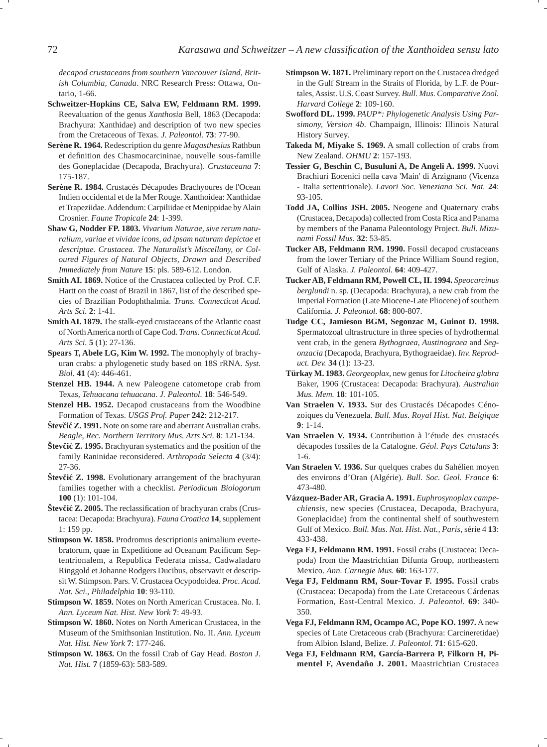*decapod crustaceans from southern Vancouver Island, British Columbia, Canada*. NRC Research Press: Ottawa, Ontario, 1-66.

**Schweitzer-Hopkins CE, Salva EW, Feldmann RM. 1999.** Reevaluation of the genus *Xanthosia* Bell, 1863 (Decapoda: Brachyura: Xanthidae) and description of two new species from the Cretaceous of Texas. *J. Paleontol.* **73**: 77-90.

**Serène R. 1964.** Redescription du genre *Magasthesius* Rathbun et definition des Chasmocarcininae, nouvelle sous-famille des Goneplacidae (Decapoda, Brachyura). *Crustaceana* **7**: 175-187.

**Serène R. 1984.** Crustacés Décapodes Brachyoures de l'Ocean Indien occidental et de la Mer Rouge. Xanthoidea: Xanthidae et Trapeziidae. Addendum: Carpiliidae et Menippidae by Alain Crosnier. *Faune Tropicale* **24**: 1-399.

**Shaw G, Nodder FP. 1803.** *Vivarium Naturae, sive rerum naturalium, variae et vividae icons, ad ipsam naturam depictae et descriptae. Crustacea. The Naturalist's Miscellany, or Coloured Figures of Natural Objects, Drawn and Described Immediately from Nature* **15**: pls. 589-612. London.

**Smith AI. 1869.** Notice of the Crustacea collected by Prof. C.F. Hartt on the coast of Brazil in 1867, list of the described species of Brazilian Podophthalmia. *Trans. Connecticut Acad. Arts Sci.* **2**: 1-41.

**Smith AI. 1879.** The stalk-eyed crustaceans of the Atlantic coast of North America north of Cape Cod. *Trans. Connecticut Acad. Arts Sci.* **5** (1): 27-136.

**Spears T, Abele LG, Kim W. 1992.** The monophyly of brachyuran crabs: a phylogenetic study based on 18S rRNA. *Syst. Biol.* **41** (4): 446-461.

**Stenzel HB. 1944.** A new Paleogene catometope crab from Texas, *Tehuacana tehuacana*. *J. Paleontol.* **18**: 546-549.

**Stenzel HB. 1952.** Decapod crustaceans from the Woodbine Formation of Texas. *USGS Prof. Paper* **242**: 212-217.

**Števčić Z. 1991.** Note on some rare and aberrant Australian crabs. *Beagle, Rec. Northern Territory Mus. Arts Sci.* **8**: 121-134.

**Števčić Z. 1995.** Brachyuran systematics and the position of the family Raninidae reconsidered. *Arthropoda Selecta* **4** (3/4): 27-36.

**Števčić Z. 1998.** Evolutionary arrangement of the brachyuran families together with a checklist. *Periodicum Biologorum* **100** (1): 101-104.

**Števčić Z. 2005.** The reclassification of brachyuran crabs (Crustacea: Decapoda: Brachyura). *Fauna Croatica* **14**, supplement 1: 159 pp.

**Stimpson W. 1858.** Prodromus descriptionis animalium evertebratorum, quae in Expeditione ad Oceanum Pacificum Septentrionalem, a Republica Federata missa, Cadwaladaro Ringgold et Johanne Rodgers Ducibus, observavit et descripsit W. Stimpson. Pars. V. Crustacea Ocypodoidea. *Proc. Acad. Nat. Sci., Philadelphia* **10**: 93-110.

**Stimpson W. 1859.** Notes on North American Crustacea. No. I. *Ann. Lyceum Nat. Hist. New York* **7**: 49-93.

**Stimpson W. 1860.** Notes on North American Crustacea, in the Museum of the Smithsonian Institution. No. II. *Ann. Lyceum Nat. Hist. New York* **7**: 177-246.

**Stimpson W. 1863.** On the fossil Crab of Gay Head. *Boston J. Nat. Hist.* **7** (1859-63): 583-589.

**Stimpson W. 1871.** Preliminary report on the Crustacea dredged in the Gulf Stream in the Straits of Florida, by L.F. de Pourtales, Assist. U.S. Coast Survey. *Bull. Mus. Comparative Zool. Harvard College* **2**: 109-160.

**Swofford DL. 1999.** *PAUP\*: Phylogenetic Analysis Using Parsimony, Version 4b.* Champaign, Illinois: Illinois Natural History Survey.

**Takeda M, Miyake S. 1969.** A small collection of crabs from New Zealand. *OHMU* **2**: 157-193.

**Tessier G, Beschin C, Busuluni A, De Angeli A. 1999.** Nuovi Brachiuri Eocenici nella cava 'Main' di Arzignano (Vicenza - Italia settentrionale). *Lavori Soc. Veneziana Sci. Nat.* **24**: 93-105.

**Todd JA, Collins JSH. 2005.** Neogene and Quaternary crabs (Crustacea, Decapoda) collected from Costa Rica and Panama by members of the Panama Paleontology Project. *Bull. Mizunami Fossil Mus.* **32**: 53-85.

**Tucker AB, Feldmann RM. 1990.** Fossil decapod crustaceans from the lower Tertiary of the Prince William Sound region, Gulf of Alaska. *J. Paleontol.* **64**: 409-427.

**Tucker AB, Feldmann RM, Powell CL, II. 1994.** *Speocarcinus berglundi* n. sp. (Decapoda: Brachyura), a new crab from the Imperial Formation (Late Miocene-Late Pliocene) of southern California. *J. Paleontol.* **68**: 800-807.

**Tudge CC, Jamieson BGM, Segonzac M, Guinot D. 1998.** Spermatozoal ultrastructure in three species of hydrothermal vent crab, in the genera *Bythograea, Austinograea* and *Segonzacia* (Decapoda, Brachyura, Bythograeidae). *Inv. Reproduct. Dev.* **34** (1): 13-23.

**Türkay M. 1983.** *Georgeoplax*, new genus for *Litocheira glabra* Baker, 1906 (Crustacea: Decapoda: Brachyura). *Australian Mus. Mem.* **18**: 101-105.

**Van Straelen V. 1933.** Sur des Crustacés Décapodes Cénozoiques du Venezuela. *Bull. Mus. Royal Hist. Nat. Belgique* **9**: 1-14.

**Van Straelen V. 1934.** Contribution à l'étude des crustacés décapodes fossiles de la Catalogne. *Géol. Pays Catalans* **3**: 1-6.

**Van Straelen V. 1936.** Sur quelques crabes du Sahélien moyen des environs d'Oran (Algérie). *Bull. Soc. Geol. France* **6**: 473-480.

**Vázquez-Bader AR, Gracia A. 1991.** *Euphrosynoplax campechiensis*, new species (Crustacea, Decapoda, Brachyura, Goneplacidae) from the continental shelf of southwestern Gulf of Mexico. *Bull. Mus. Nat. Hist. Nat., Paris*, série 4 **13**: 433-438.

**Vega FJ, Feldmann RM. 1991.** Fossil crabs (Crustacea: Decapoda) from the Maastrichtian Difunta Group, northeastern Mexico. *Ann. Carnegie Mus.* **60**: 163-177.

**Vega FJ, Feldmann RM, Sour-Tovar F. 1995.** Fossil crabs (Crustacea: Decapoda) from the Late Cretaceous Cárdenas Formation, East-Central Mexico. *J. Paleontol.* **69**: 340-350.

**Vega FJ, Feldmann RM, Ocampo AC, Pope KO. 1997.** A new species of Late Cretaceous crab (Brachyura: Carcineretidae) from Albion Island, Belize. *J. Paleontol.* **71**: 615-620.

**Vega FJ, Feldmann RM, García-Barrera P, Filkorn H, Pimentel F, Avendaño J. 2001.** Maastrichtian Crustacea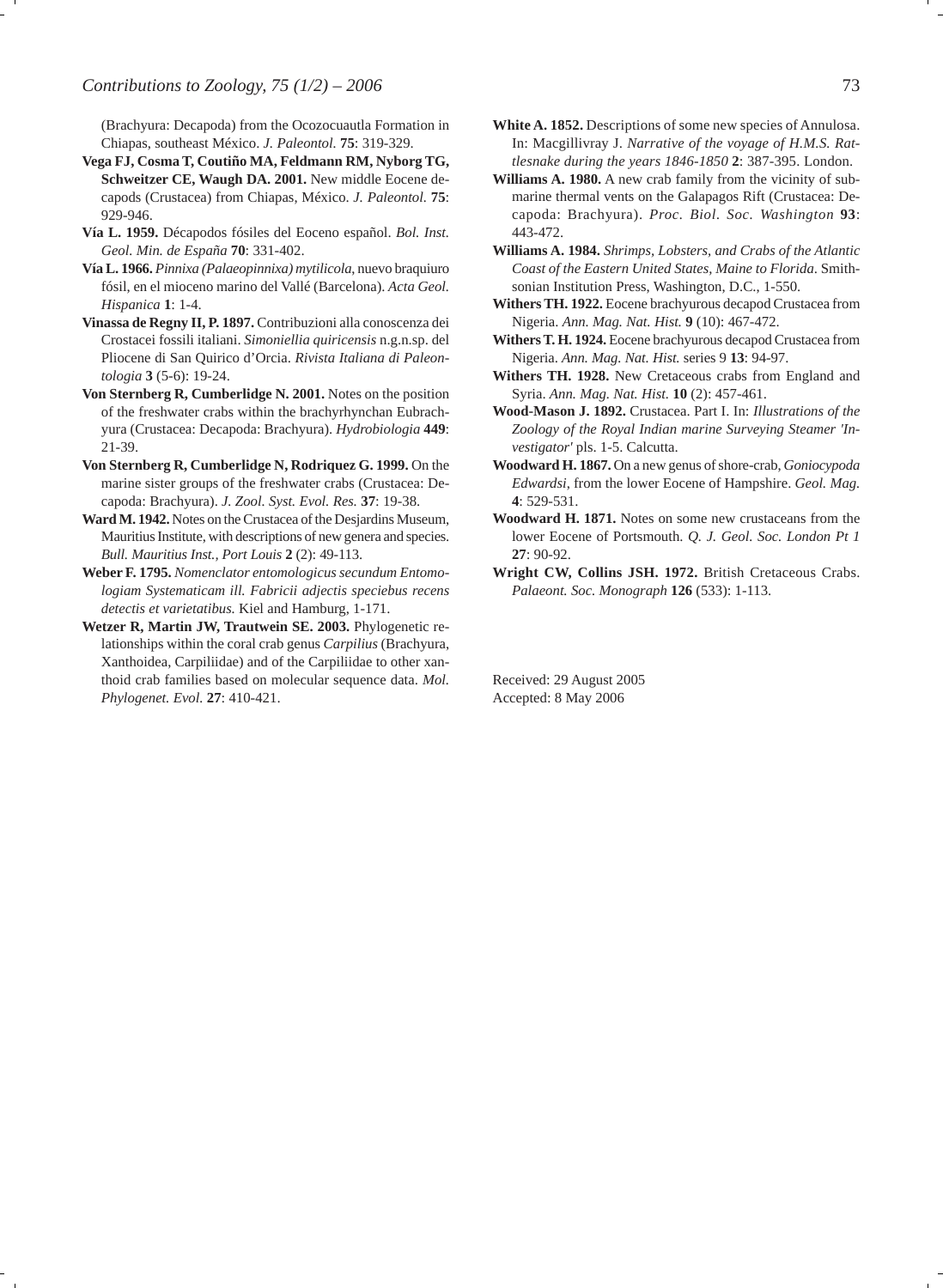(Brachyura: Decapoda) from the Ocozocuautla Formation in Chiapas, southeast México. *J. Paleontol.* **75**: 319-329.

**Vega FJ, Cosma T, Coutiño MA, Feldmann RM, Nyborg TG, Schweitzer CE, Waugh DA. 2001.** New middle Eocene decapods (Crustacea) from Chiapas, México. *J. Paleontol.* **75**: 929-946.

**Vía L. 1959.** Décapodos fósiles del Eoceno español. *Bol. Inst. Geol. Min. de España* **70**: 331-402.

**Vía L. 1966.** *Pinnixa (Palaeopinnixa) mytilicola*, nuevo braquiuro fósil, en el mioceno marino del Vallé (Barcelona). *Acta Geol. Hispanica* **1**: 1-4.

**Vinassa de Regny II, P. 1897.** Contribuzioni alla conoscenza dei Crostacei fossili italiani. *Simoniellia quiricensis* n.g.n.sp. del Pliocene di San Quirico d'Orcia. *Rivista Italiana di Paleontologia* **3** (5-6): 19-24.

**Von Sternberg R, Cumberlidge N. 2001.** Notes on the position of the freshwater crabs within the brachyrhynchan Eubrachyura (Crustacea: Decapoda: Brachyura). *Hydrobiologia* **449**: 21-39.

**Von Sternberg R, Cumberlidge N, Rodriquez G. 1999.** On the marine sister groups of the freshwater crabs (Crustacea: Decapoda: Brachyura). *J. Zool. Syst. Evol. Res.* **37**: 19-38.

**Ward M. 1942.** Notes on the Crustacea of the Desjardins Museum, Mauritius Institute, with descriptions of new genera and species. *Bull. Mauritius Inst., Port Louis* **2** (2): 49-113.

**Weber F. 1795.** *Nomenclator entomologicus secundum Entomologiam Systematicam ill. Fabricii adjectis speciebus recens detectis et varietatibus.* Kiel and Hamburg, 1-171.

**Wetzer R, Martin JW, Trautwein SE. 2003.** Phylogenetic relationships within the coral crab genus *Carpilius* (Brachyura, Xanthoidea, Carpiliidae) and of the Carpiliidae to other xanthoid crab families based on molecular sequence data. *Mol. Phylogenet. Evol.* **27**: 410-421.

**White A. 1852.** Descriptions of some new species of Annulosa. In: Macgillivray J. *Narrative of the voyage of H.M.S. Rattlesnake during the years 1846-1850* **2**: 387-395. London.

**Williams A. 1980.** A new crab family from the vicinity of submarine thermal vents on the Galapagos Rift (Crustacea: Decapoda: Brachyura). *Proc. Biol. Soc. Washington* **93**: 443-472.

**Williams A. 1984.** *Shrimps, Lobsters, and Crabs of the Atlantic Coast of the Eastern United States, Maine to Florida*. Smithsonian Institution Press, Washington, D.C., 1-550.

**Withers TH. 1922.** Eocene brachyurous decapod Crustacea from Nigeria. *Ann. Mag. Nat. Hist.* **9** (10): 467-472.

**Withers T. H. 1924.** Eocene brachyurous decapod Crustacea from Nigeria. *Ann. Mag. Nat. Hist.* series 9 **13**: 94-97.

**Withers TH. 1928.** New Cretaceous crabs from England and Syria. *Ann. Mag. Nat. Hist.* **10** (2): 457-461.

**Wood-Mason J. 1892.** Crustacea. Part I. In: *Illustrations of the Zoology of the Royal Indian marine Surveying Steamer 'Investigator'* pls. 1-5. Calcutta.

**Woodward H. 1867.** On a new genus of shore-crab, *Goniocypoda Edwardsi*, from the lower Eocene of Hampshire. *Geol. Mag.* **4**: 529-531.

**Woodward H. 1871.** Notes on some new crustaceans from the lower Eocene of Portsmouth. *Q. J. Geol. Soc. London Pt 1* **27**: 90-92.

**Wright CW, Collins JSH. 1972.** British Cretaceous Crabs. *Palaeont. Soc. Monograph* **126** (533): 1-113.

Received: 29 August 2005
Accepted: 8 May 2006